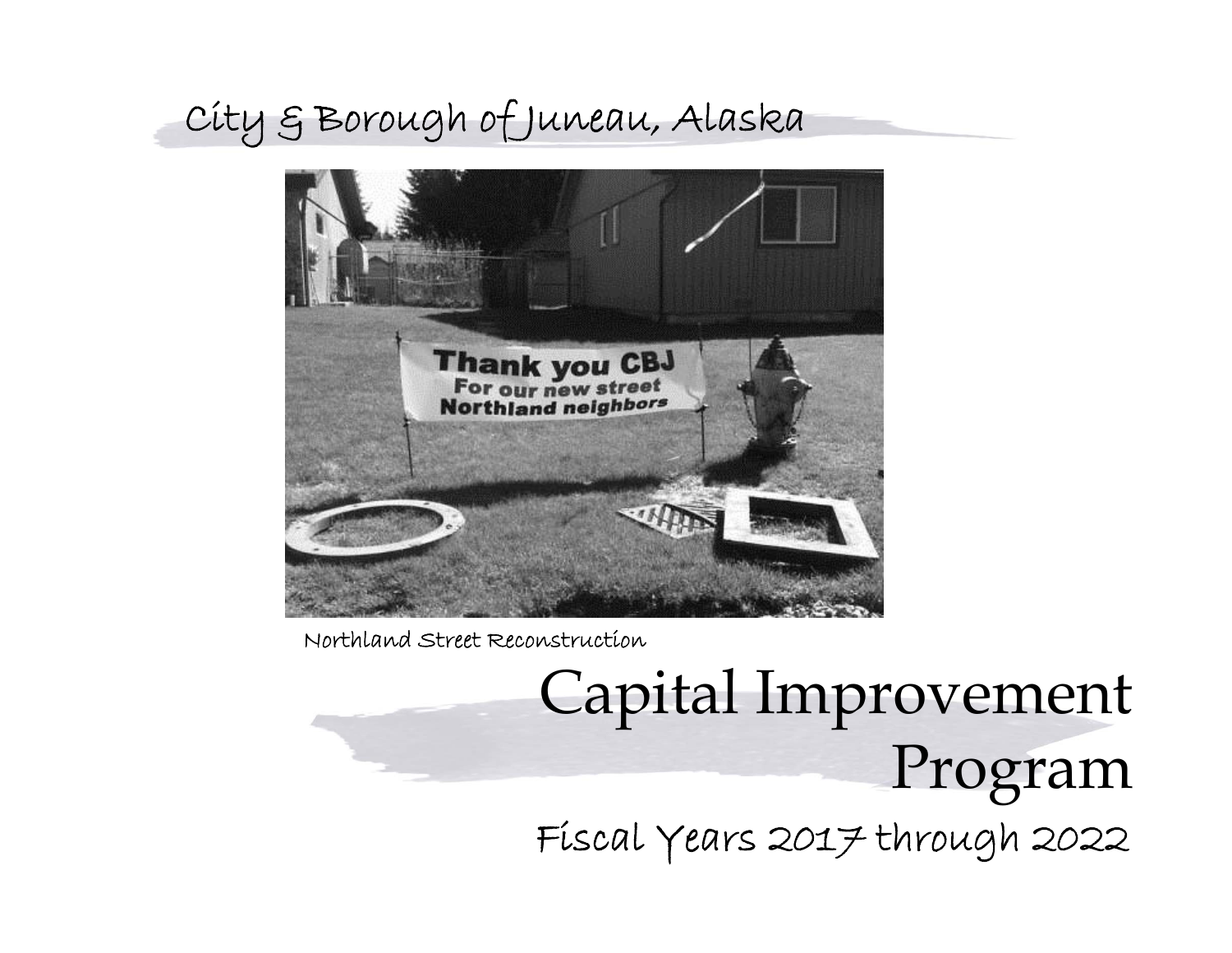City & Borough of Juneau, Alaska

Northland Street Reconstruction

# Capital Improvement Program

Fiscal Years 2017 through 2022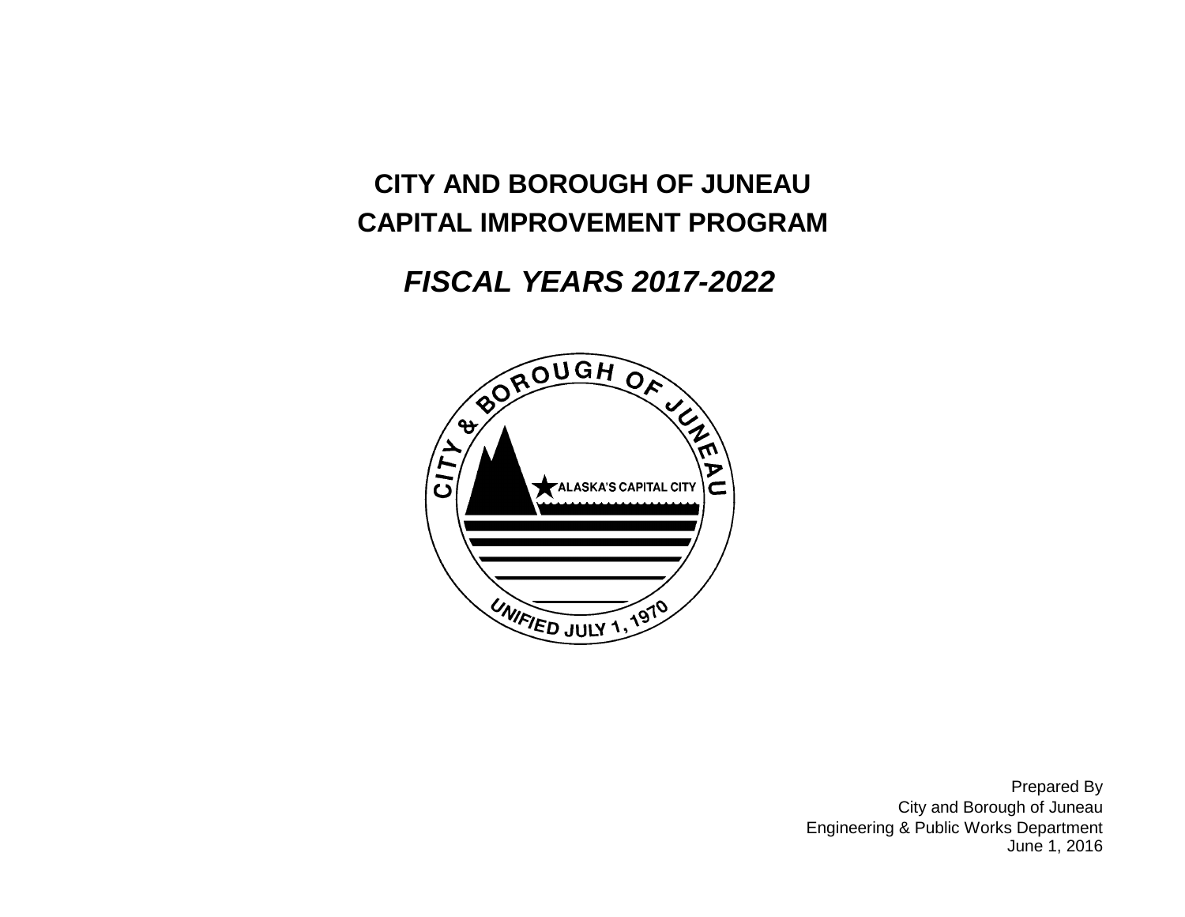# CITY AND BOROUGH OF JUNEAU
# CAPITAL IMPROVEMENT PROGRAM

## *FISCAL YEARS 2017-2022*

Prepared By
City and Borough of Juneau
Engineering & Public Works Department
June 1, 2016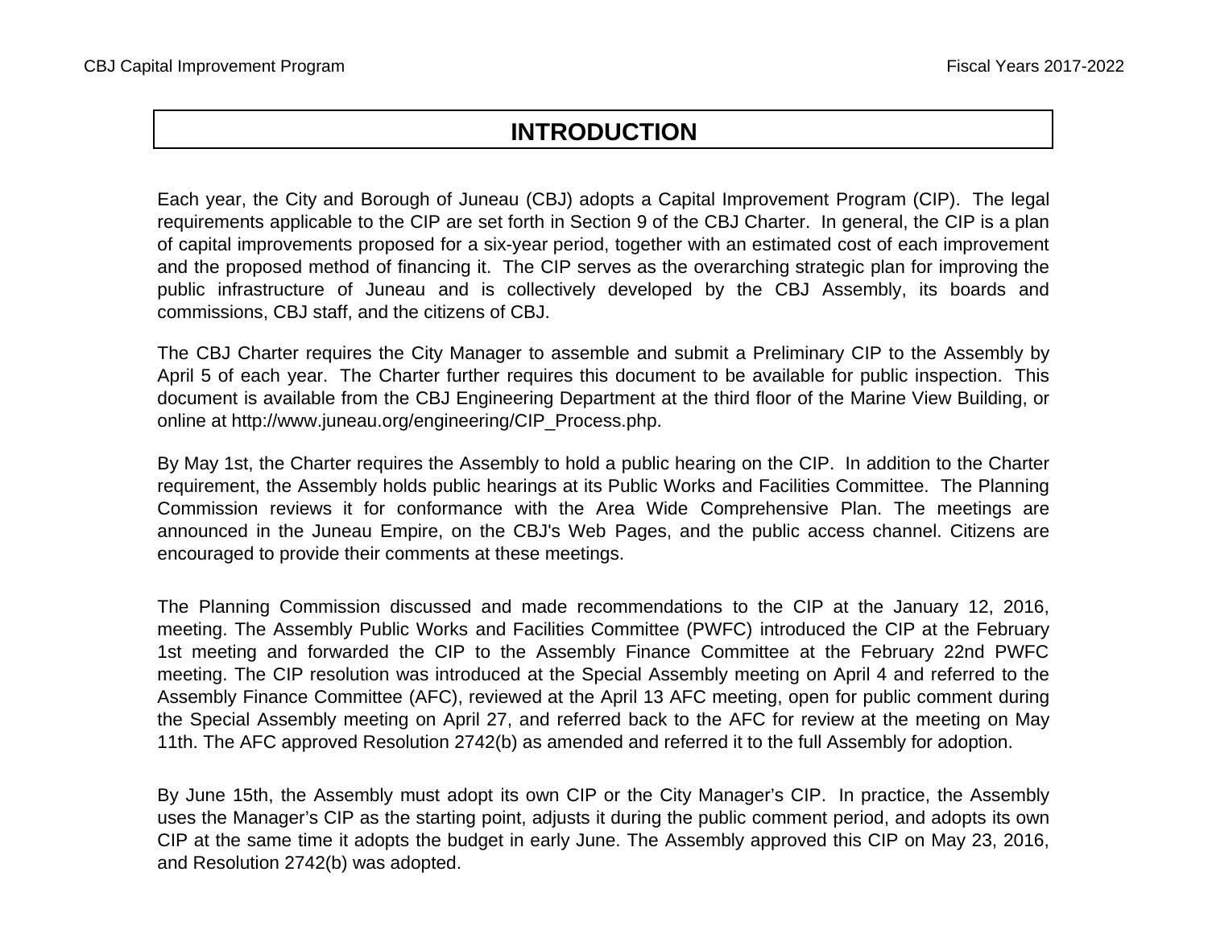# INTRODUCTION

Each year, the City and Borough of Juneau (CBJ) adopts a Capital Improvement Program (CIP). The legal requirements applicable to the CIP are set forth in Section 9 of the CBJ Charter. In general, the CIP is a plan of capital improvements proposed for a six-year period, together with an estimated cost of each improvement and the proposed method of financing it. The CIP serves as the overarching strategic plan for improving the public infrastructure of Juneau and is collectively developed by the CBJ Assembly, its boards and commissions, CBJ staff, and the citizens of CBJ.

The CBJ Charter requires the City Manager to assemble and submit a Preliminary CIP to the Assembly by April 5 of each year. The Charter further requires this document to be available for public inspection. This document is available from the CBJ Engineering Department at the third floor of the Marine View Building, or online at http://www.juneau.org/engineering/CIP_Process.php.

By May 1st, the Charter requires the Assembly to hold a public hearing on the CIP. In addition to the Charter requirement, the Assembly holds public hearings at its Public Works and Facilities Committee. The Planning Commission reviews it for conformance with the Area Wide Comprehensive Plan. The meetings are announced in the Juneau Empire, on the CBJ's Web Pages, and the public access channel. Citizens are encouraged to provide their comments at these meetings.

The Planning Commission discussed and made recommendations to the CIP at the January 12, 2016, meeting. The Assembly Public Works and Facilities Committee (PWFC) introduced the CIP at the February 1st meeting and forwarded the CIP to the Assembly Finance Committee at the February 22nd PWFC meeting. The CIP resolution was introduced at the Special Assembly meeting on April 4 and referred to the Assembly Finance Committee (AFC), reviewed at the April 13 AFC meeting, open for public comment during the Special Assembly meeting on April 27, and referred back to the AFC for review at the meeting on May 11th. The AFC approved Resolution 2742(b) as amended and referred it to the full Assembly for adoption.

By June 15th, the Assembly must adopt its own CIP or the City Manager's CIP. In practice, the Assembly uses the Manager's CIP as the starting point, adjusts it during the public comment period, and adopts its own CIP at the same time it adopts the budget in early June. The Assembly approved this CIP on May 23, 2016, and Resolution 2742(b) was adopted.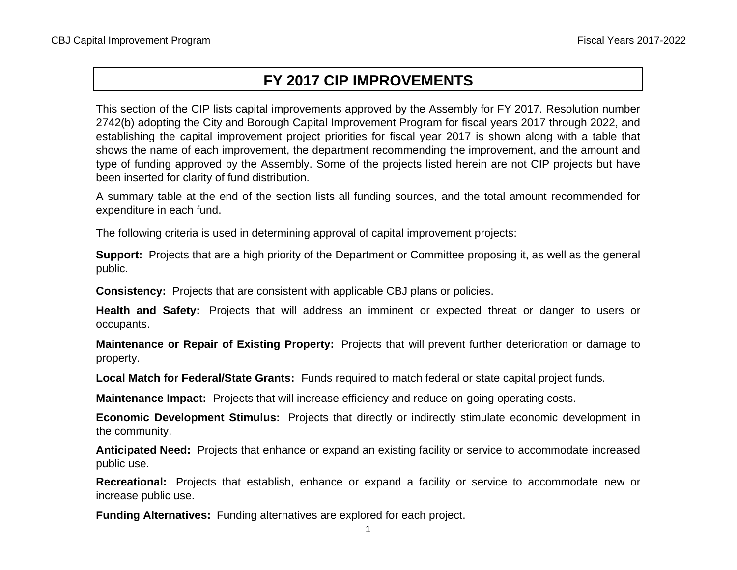# FY 2017 CIP IMPROVEMENTS

This section of the CIP lists capital improvements approved by the Assembly for FY 2017. Resolution number 2742(b) adopting the City and Borough Capital Improvement Program for fiscal years 2017 through 2022, and establishing the capital improvement project priorities for fiscal year 2017 is shown along with a table that shows the name of each improvement, the department recommending the improvement, and the amount and type of funding approved by the Assembly. Some of the projects listed herein are not CIP projects but have been inserted for clarity of fund distribution.

A summary table at the end of the section lists all funding sources, and the total amount recommended for expenditure in each fund.

The following criteria is used in determining approval of capital improvement projects:

**Support:** Projects that are a high priority of the Department or Committee proposing it, as well as the general public.

**Consistency:** Projects that are consistent with applicable CBJ plans or policies.

**Health and Safety:** Projects that will address an imminent or expected threat or danger to users or occupants.

**Maintenance or Repair of Existing Property:** Projects that will prevent further deterioration or damage to property.

**Local Match for Federal/State Grants:** Funds required to match federal or state capital project funds.

**Maintenance Impact:** Projects that will increase efficiency and reduce on-going operating costs.

**Economic Development Stimulus:** Projects that directly or indirectly stimulate economic development in the community.

**Anticipated Need:** Projects that enhance or expand an existing facility or service to accommodate increased public use.

**Recreational:** Projects that establish, enhance or expand a facility or service to accommodate new or increase public use.

**Funding Alternatives:** Funding alternatives are explored for each project.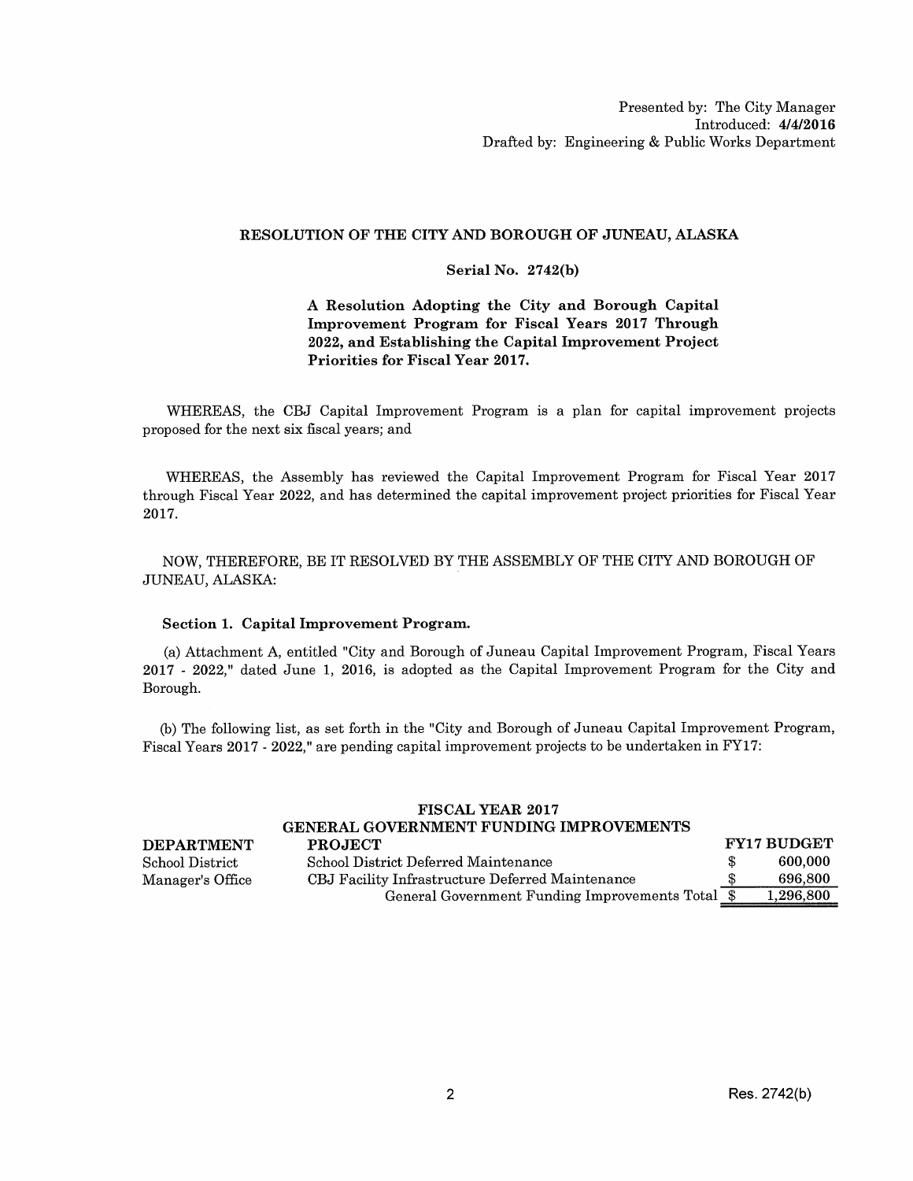Presented by: The City Manager
Introduced: **4/4/2016**
Drafted by: Engineering & Public Works Department

**RESOLUTION OF THE CITY AND BOROUGH OF JUNEAU, ALASKA**

**Serial No. 2742(b)**

**A Resolution Adopting the City and Borough Capital Improvement Program for Fiscal Years 2017 Through 2022, and Establishing the Capital Improvement Project Priorities for Fiscal Year 2017.**

WHEREAS, the CBJ Capital Improvement Program is a plan for capital improvement projects proposed for the next six fiscal years; and

WHEREAS, the Assembly has reviewed the Capital Improvement Program for Fiscal Year 2017 through Fiscal Year 2022, and has determined the capital improvement project priorities for Fiscal Year 2017.

NOW, THEREFORE, BE IT RESOLVED BY THE ASSEMBLY OF THE CITY AND BOROUGH OF JUNEAU, ALASKA:

**Section 1. Capital Improvement Program.**

(a) Attachment A, entitled "City and Borough of Juneau Capital Improvement Program, Fiscal Years 2017 - 2022," dated June 1, 2016, is adopted as the Capital Improvement Program for the City and Borough.

(b) The following list, as set forth in the "City and Borough of Juneau Capital Improvement Program, Fiscal Years 2017 - 2022," are pending capital improvement projects to be undertaken in FY17:

**FISCAL YEAR 2017**
**GENERAL GOVERNMENT FUNDING IMPROVEMENTS**

| DEPARTMENT | PROJECT | FY17 BUDGET |
|---|---|---|
| School District | School District Deferred Maintenance | $ 600,000 |
| Manager's Office | CBJ Facility Infrastructure Deferred Maintenance | $ 696,800 |
| | General Government Funding Improvements Total | $ 1,296,800 |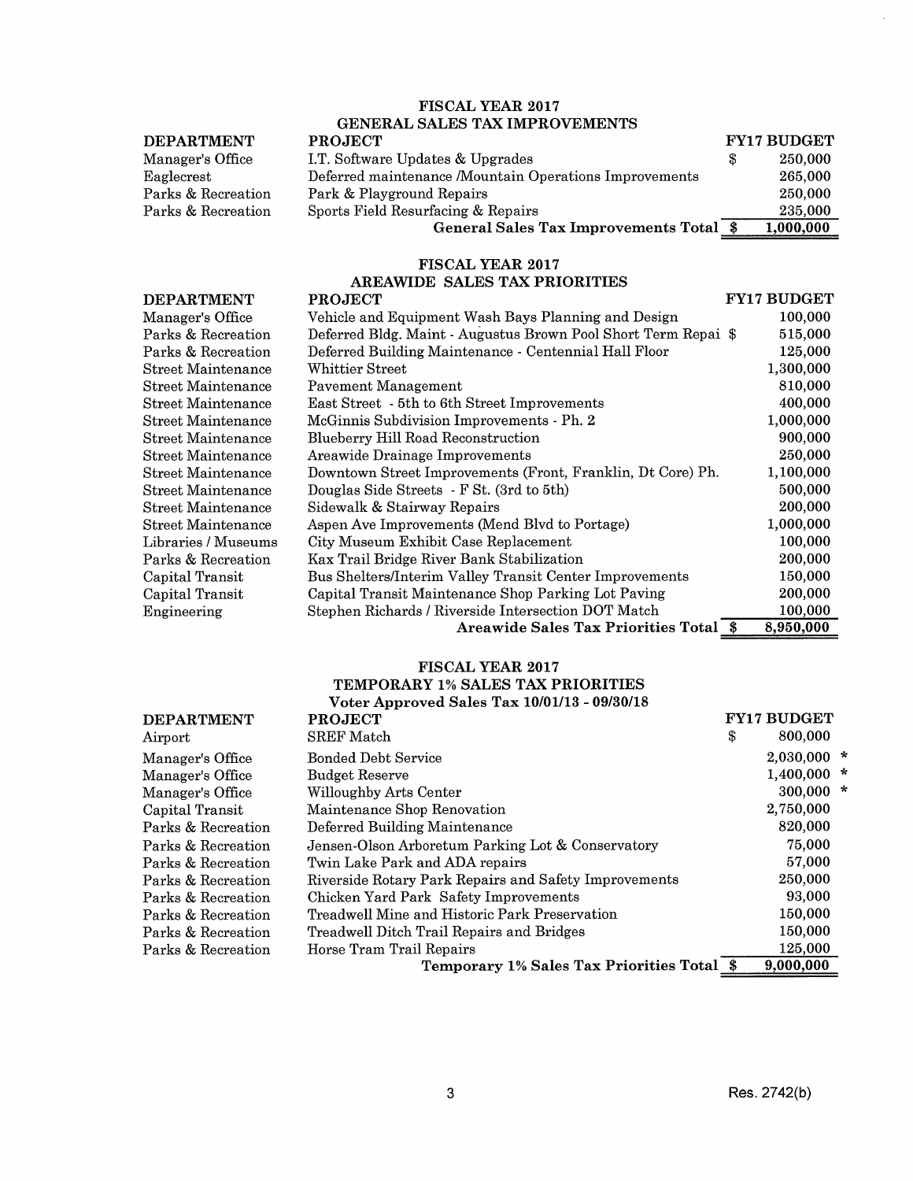## FISCAL YEAR 2017
## GENERAL SALES TAX IMPROVEMENTS

| DEPARTMENT | PROJECT | FY17 BUDGET |
|---|---|---|
| Manager's Office | I.T. Software Updates & Upgrades | $ 250,000 |
| Eaglecrest | Deferred maintenance /Mountain Operations Improvements | 265,000 |
| Parks & Recreation | Park & Playground Repairs | 250,000 |
| Parks & Recreation | Sports Field Resurfacing & Repairs | 235,000 |
| | **General Sales Tax Improvements Total** | **$ 1,000,000** |

## FISCAL YEAR 2017
## AREAWIDE SALES TAX PRIORITIES

| DEPARTMENT | PROJECT | FY17 BUDGET |
|---|---|---|
| Manager's Office | Vehicle and Equipment Wash Bays Planning and Design | 100,000 |
| Parks & Recreation | Deferred Bldg. Maint - Augustus Brown Pool Short Term Repai $ | 515,000 |
| Parks & Recreation | Deferred Building Maintenance - Centennial Hall Floor | 125,000 |
| Street Maintenance | Whittier Street | 1,300,000 |
| Street Maintenance | Pavement Management | 810,000 |
| Street Maintenance | East Street - 5th to 6th Street Improvements | 400,000 |
| Street Maintenance | McGinnis Subdivision Improvements - Ph. 2 | 1,000,000 |
| Street Maintenance | Blueberry Hill Road Reconstruction | 900,000 |
| Street Maintenance | Areawide Drainage Improvements | 250,000 |
| Street Maintenance | Downtown Street Improvements (Front, Franklin, Dt Core) Ph. | 1,100,000 |
| Street Maintenance | Douglas Side Streets - F St. (3rd to 5th) | 500,000 |
| Street Maintenance | Sidewalk & Stairway Repairs | 200,000 |
| Street Maintenance | Aspen Ave Improvements (Mend Blvd to Portage) | 1,000,000 |
| Libraries / Museums | City Museum Exhibit Case Replacement | 100,000 |
| Parks & Recreation | Kax Trail Bridge River Bank Stabilization | 200,000 |
| Capital Transit | Bus Shelters/Interim Valley Transit Center Improvements | 150,000 |
| Capital Transit | Capital Transit Maintenance Shop Parking Lot Paving | 200,000 |
| Engineering | Stephen Richards / Riverside Intersection DOT Match | 100,000 |
| | **Areawide Sales Tax Priorities Total** | **$ 8,950,000** |

## FISCAL YEAR 2017
## TEMPORARY 1% SALES TAX PRIORITIES
### Voter Approved Sales Tax 10/01/13 - 09/30/18

| DEPARTMENT | PROJECT | FY17 BUDGET |
|---|---|---|
| Airport | SREF Match | $ 800,000 |
| Manager's Office | Bonded Debt Service | 2,030,000 * |
| Manager's Office | Budget Reserve | 1,400,000 * |
| Manager's Office | Willoughby Arts Center | 300,000 * |
| Capital Transit | Maintenance Shop Renovation | 2,750,000 |
| Parks & Recreation | Deferred Building Maintenance | 820,000 |
| Parks & Recreation | Jensen-Olson Arboretum Parking Lot & Conservatory | 75,000 |
| Parks & Recreation | Twin Lake Park and ADA repairs | 57,000 |
| Parks & Recreation | Riverside Rotary Park Repairs and Safety Improvements | 250,000 |
| Parks & Recreation | Chicken Yard Park Safety Improvements | 93,000 |
| Parks & Recreation | Treadwell Mine and Historic Park Preservation | 150,000 |
| Parks & Recreation | Treadwell Ditch Trail Repairs and Bridges | 150,000 |
| Parks & Recreation | Horse Tram Trail Repairs | 125,000 |
| | **Temporary 1% Sales Tax Priorities Total** | **$ 9,000,000** |

Res. 2742(b)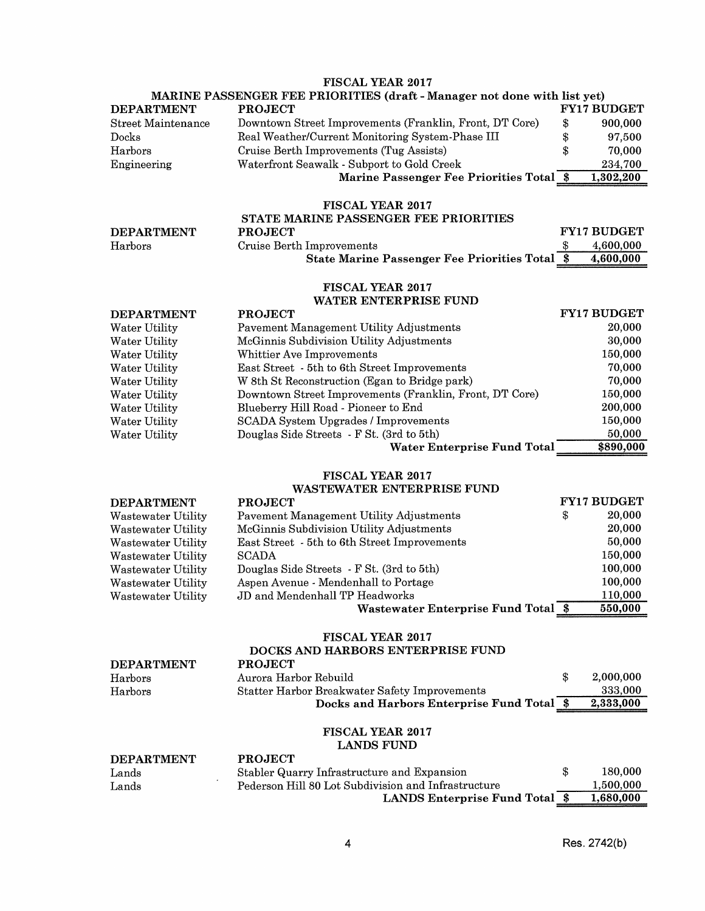## FISCAL YEAR 2017

### MARINE PASSENGER FEE PRIORITIES (draft - Manager not done with list yet)

| DEPARTMENT | PROJECT | | FY17 BUDGET |
|---|---|---|---|
| Street Maintenance | Downtown Street Improvements (Franklin, Front, DT Core) | $ | 900,000 |
| Docks | Real Weather/Current Monitoring System-Phase III | $ | 97,500 |
| Harbors | Cruise Berth Improvements (Tug Assists) | $ | 70,000 |
| Engineering | Waterfront Seawalk - Subport to Gold Creek | | 234,700 |
| | **Marine Passenger Fee Priorities Total** | **$** | **1,302,200** |

## FISCAL YEAR 2017

### STATE MARINE PASSENGER FEE PRIORITIES

| DEPARTMENT | PROJECT | | FY17 BUDGET |
|---|---|---|---|
| Harbors | Cruise Berth Improvements | $ | 4,600,000 |
| | **State Marine Passenger Fee Priorities Total** | **$** | **4,600,000** |

## FISCAL YEAR 2017

### WATER ENTERPRISE FUND

| DEPARTMENT | PROJECT | FY17 BUDGET |
|---|---|---|
| Water Utility | Pavement Management Utility Adjustments | 20,000 |
| Water Utility | McGinnis Subdivision Utility Adjustments | 30,000 |
| Water Utility | Whittier Ave Improvements | 150,000 |
| Water Utility | East Street - 5th to 6th Street Improvements | 70,000 |
| Water Utility | W 8th St Reconstruction (Egan to Bridge park) | 70,000 |
| Water Utility | Downtown Street Improvements (Franklin, Front, DT Core) | 150,000 |
| Water Utility | Blueberry Hill Road - Pioneer to End | 200,000 |
| Water Utility | SCADA System Upgrades / Improvements | 150,000 |
| Water Utility | Douglas Side Streets - F St. (3rd to 5th) | 50,000 |
| | **Water Enterprise Fund Total** | **$890,000** |

## FISCAL YEAR 2017

### WASTEWATER ENTERPRISE FUND

| DEPARTMENT | PROJECT | | FY17 BUDGET |
|---|---|---|---|
| Wastewater Utility | Pavement Management Utility Adjustments | $ | 20,000 |
| Wastewater Utility | McGinnis Subdivision Utility Adjustments | | 20,000 |
| Wastewater Utility | East Street - 5th to 6th Street Improvements | | 50,000 |
| Wastewater Utility | SCADA | | 150,000 |
| Wastewater Utility | Douglas Side Streets - F St. (3rd to 5th) | | 100,000 |
| Wastewater Utility | Aspen Avenue - Mendenhall to Portage | | 100,000 |
| Wastewater Utility | JD and Mendenhall TP Headworks | | 110,000 |
| | **Wastewater Enterprise Fund Total** | **$** | **550,000** |

## FISCAL YEAR 2017

### DOCKS AND HARBORS ENTERPRISE FUND

| DEPARTMENT | PROJECT | | |
|---|---|---|---|
| Harbors | Aurora Harbor Rebuild | $ | 2,000,000 |
| Harbors | Statter Harbor Breakwater Safety Improvements | | 333,000 |
| | **Docks and Harbors Enterprise Fund Total** | **$** | **2,333,000** |

## FISCAL YEAR 2017

### LANDS FUND

| DEPARTMENT | PROJECT | | |
|---|---|---|---|
| Lands | Stabler Quarry Infrastructure and Expansion | $ | 180,000 |
| Lands | Pederson Hill 80 Lot Subdivision and Infrastructure | | 1,500,000 |
| | **LANDS Enterprise Fund Total** | **$** | **1,680,000** |

Res. 2742(b)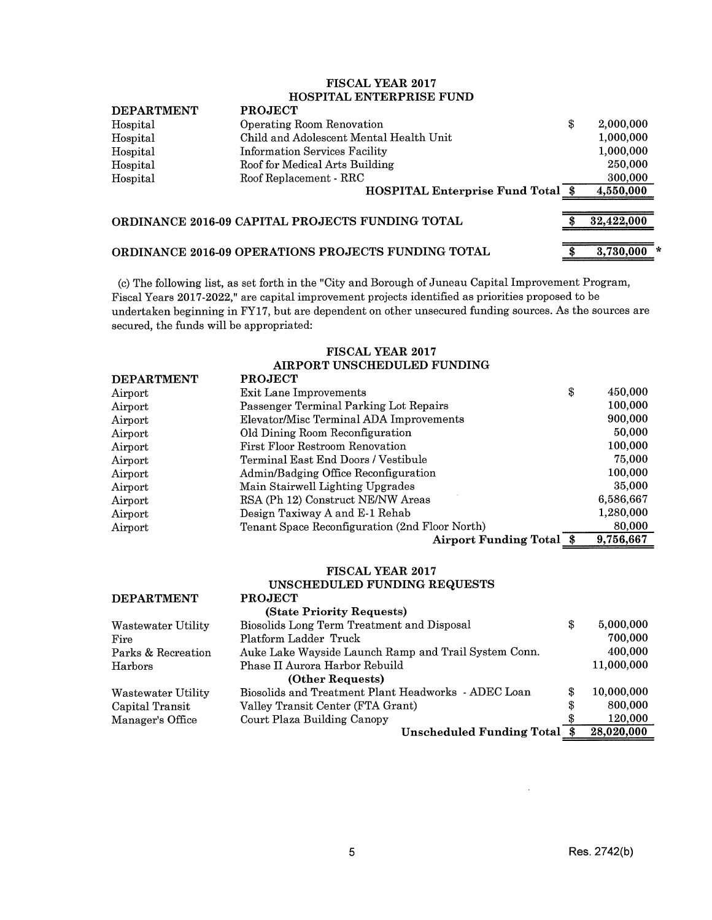## FISCAL YEAR 2017
## HOSPITAL ENTERPRISE FUND

| DEPARTMENT | PROJECT | |
|---|---|---|
| Hospital | Operating Room Renovation | $ 2,000,000 |
| Hospital | Child and Adolescent Mental Health Unit | 1,000,000 |
| Hospital | Information Services Facility | 1,000,000 |
| Hospital | Roof for Medical Arts Building | 250,000 |
| Hospital | Roof Replacement - RRC | 300,000 |
| | **HOSPITAL Enterprise Fund Total** | **$ 4,550,000** |

| | |
|---|---|
| **ORDINANCE 2016-09 CAPITAL PROJECTS FUNDING TOTAL** | **$ 32,422,000** |
| **ORDINANCE 2016-09 OPERATIONS PROJECTS FUNDING TOTAL** | **$ 3,730,000 *** |

(c) The following list, as set forth in the "City and Borough of Juneau Capital Improvement Program, Fiscal Years 2017-2022," are capital improvement projects identified as priorities proposed to be undertaken beginning in FY17, but are dependent on other unsecured funding sources. As the sources are secured, the funds will be appropriated:

## FISCAL YEAR 2017
## AIRPORT UNSCHEDULED FUNDING

| DEPARTMENT | PROJECT | |
|---|---|---|
| Airport | Exit Lane Improvements | $ 450,000 |
| Airport | Passenger Terminal Parking Lot Repairs | 100,000 |
| Airport | Elevator/Misc Terminal ADA Improvements | 900,000 |
| Airport | Old Dining Room Reconfiguration | 50,000 |
| Airport | First Floor Restroom Renovation | 100,000 |
| Airport | Terminal East End Doors / Vestibule | 75,000 |
| Airport | Admin/Badging Office Reconfiguration | 100,000 |
| Airport | Main Stairwell Lighting Upgrades | 35,000 |
| Airport | RSA (Ph 12) Construct NE/NW Areas | 6,586,667 |
| Airport | Design Taxiway A and E-1 Rehab | 1,280,000 |
| Airport | Tenant Space Reconfiguration (2nd Floor North) | 80,000 |
| | **Airport Funding Total** | **$ 9,756,667** |

## FISCAL YEAR 2017
## UNSCHEDULED FUNDING REQUESTS

| DEPARTMENT | PROJECT | |
|---|---|---|
| | **(State Priority Requests)** | |
| Wastewater Utility | Biosolids Long Term Treatment and Disposal | $ 5,000,000 |
| Fire | Platform Ladder Truck | 700,000 |
| Parks & Recreation | Auke Lake Wayside Launch Ramp and Trail System Conn. | 400,000 |
| Harbors | Phase II Aurora Harbor Rebuild | 11,000,000 |
| | **(Other Requests)** | |
| Wastewater Utility | Biosolids and Treatment Plant Headworks - ADEC Loan | $ 10,000,000 |
| Capital Transit | Valley Transit Center (FTA Grant) | $ 800,000 |
| Manager's Office | Court Plaza Building Canopy | $ 120,000 |
| | **Unscheduled Funding Total** | **$ 28,020,000** |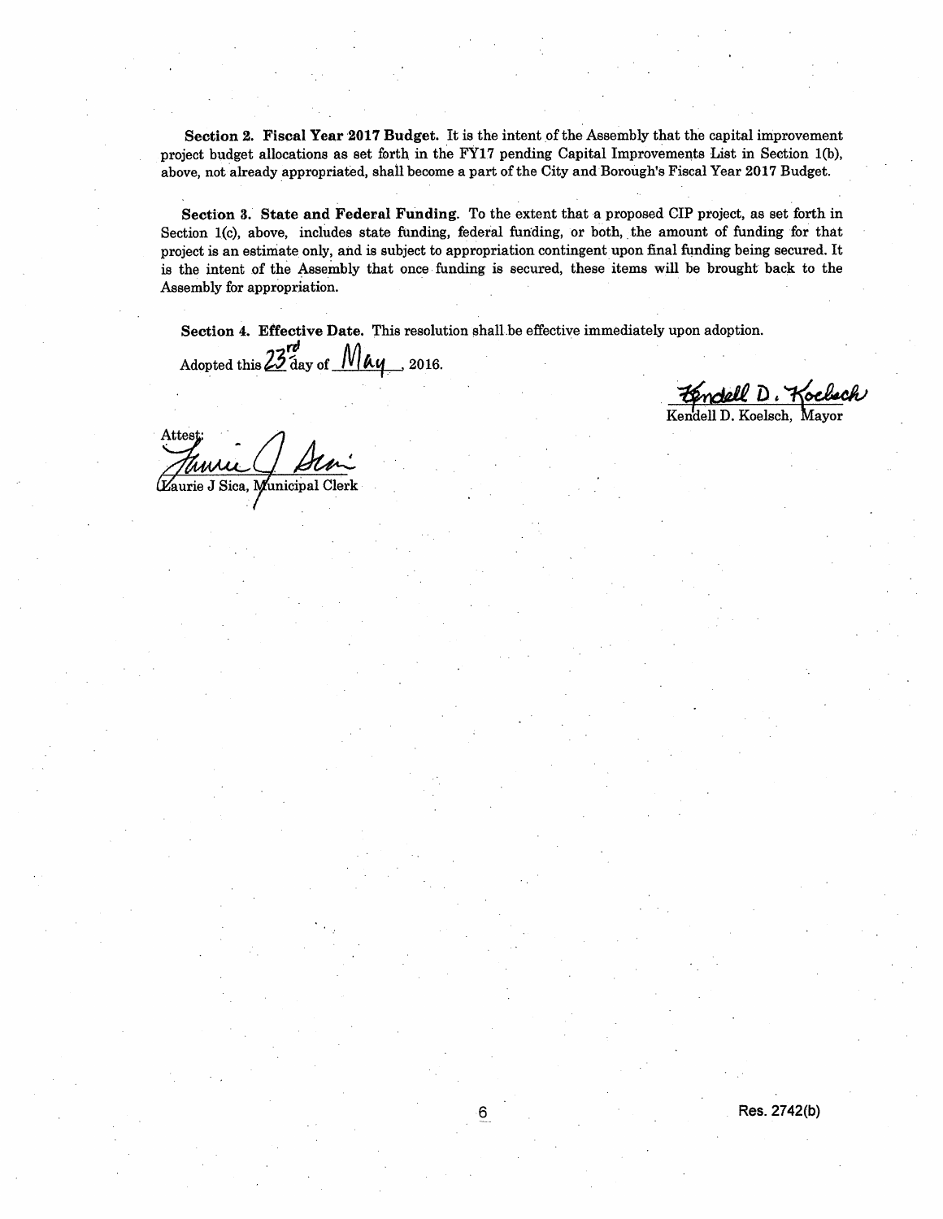**Section 2. Fiscal Year 2017 Budget.** It is the intent of the Assembly that the capital improvement project budget allocations as set forth in the FY17 pending Capital Improvements List in Section 1(b), above, not already appropriated, shall become a part of the City and Borough's Fiscal Year 2017 Budget.

**Section 3. State and Federal Funding.** To the extent that a proposed CIP project, as set forth in Section 1(c), above, includes state funding, federal funding, or both, the amount of funding for that project is an estimate only, and is subject to appropriation contingent upon final funding being secured. It is the intent of the Assembly that once funding is secured, these items will be brought back to the Assembly for appropriation.

**Section 4. Effective Date.** This resolution shall be effective immediately upon adoption.

Adopted this 23rd day of May, 2016.

Kendell D. Koelsch, Mayor

Attest:

Laurie J Sica, Municipal Clerk

Res. 2742(b)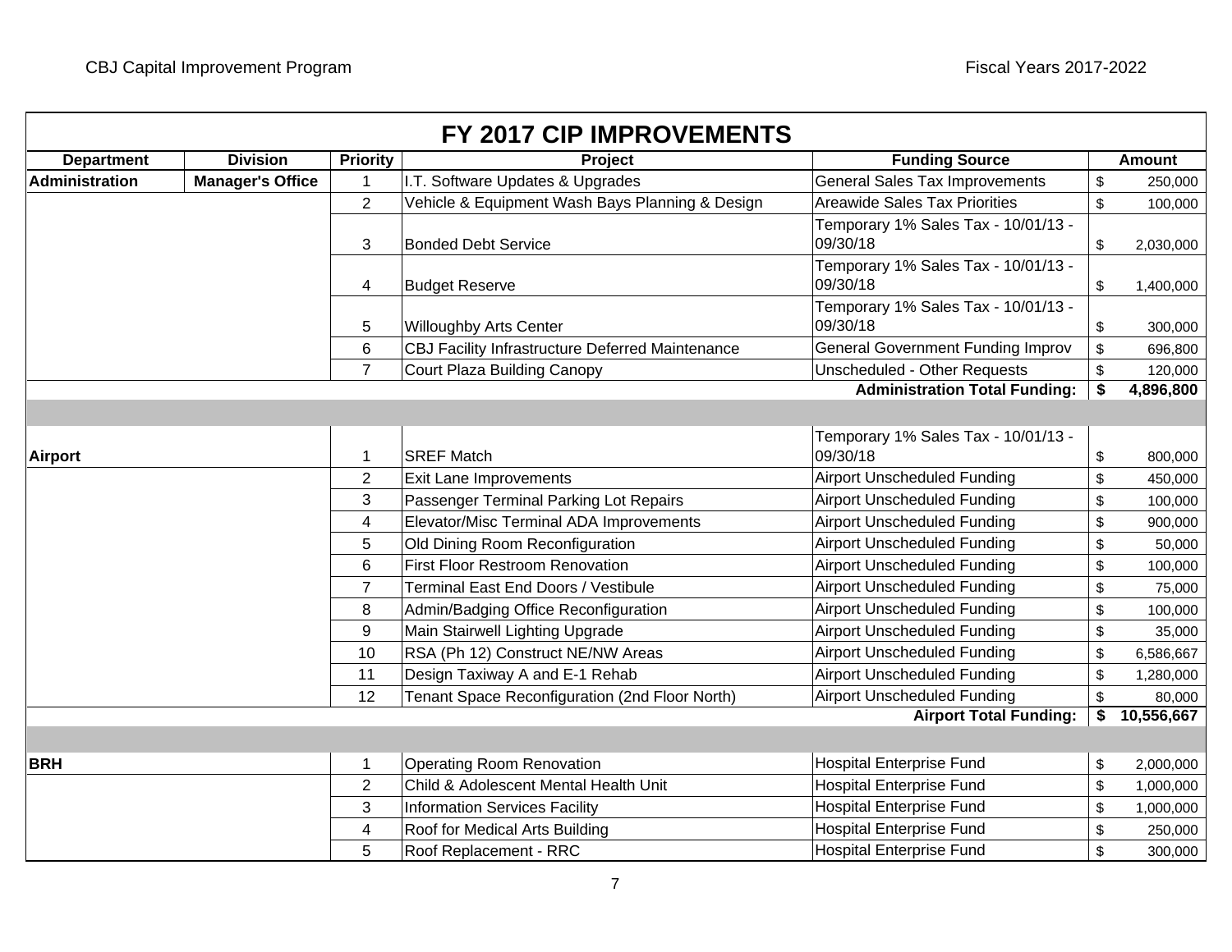# FY 2017 CIP IMPROVEMENTS

| Department | Division | Priority | Project | Funding Source | Amount |
|---|---|---|---|---|---|
| **Administration** | **Manager's Office** | 1 | I.T. Software Updates & Upgrades | General Sales Tax Improvements | $ 250,000 |
| | | 2 | Vehicle & Equipment Wash Bays Planning & Design | Areawide Sales Tax Priorities | $ 100,000 |
| | | 3 | Bonded Debt Service | Temporary 1% Sales Tax - 10/01/13 - 09/30/18 | $ 2,030,000 |
| | | 4 | Budget Reserve | Temporary 1% Sales Tax - 10/01/13 - 09/30/18 | $ 1,400,000 |
| | | 5 | Willoughby Arts Center | Temporary 1% Sales Tax - 10/01/13 - 09/30/18 | $ 300,000 |
| | | 6 | CBJ Facility Infrastructure Deferred Maintenance | General Government Funding Improv | $ 696,800 |
| | | 7 | Court Plaza Building Canopy | Unscheduled - Other Requests | $ 120,000 |
| | | | | **Administration Total Funding:** | **$ 4,896,800** |
| | | | | | |
| **Airport** | | 1 | SREF Match | Temporary 1% Sales Tax - 10/01/13 - 09/30/18 | $ 800,000 |
| | | 2 | Exit Lane Improvements | Airport Unscheduled Funding | $ 450,000 |
| | | 3 | Passenger Terminal Parking Lot Repairs | Airport Unscheduled Funding | $ 100,000 |
| | | 4 | Elevator/Misc Terminal ADA Improvements | Airport Unscheduled Funding | $ 900,000 |
| | | 5 | Old Dining Room Reconfiguration | Airport Unscheduled Funding | $ 50,000 |
| | | 6 | First Floor Restroom Renovation | Airport Unscheduled Funding | $ 100,000 |
| | | 7 | Terminal East End Doors / Vestibule | Airport Unscheduled Funding | $ 75,000 |
| | | 8 | Admin/Badging Office Reconfiguration | Airport Unscheduled Funding | $ 100,000 |
| | | 9 | Main Stairwell Lighting Upgrade | Airport Unscheduled Funding | $ 35,000 |
| | | 10 | RSA (Ph 12) Construct NE/NW Areas | Airport Unscheduled Funding | $ 6,586,667 |
| | | 11 | Design Taxiway A and E-1 Rehab | Airport Unscheduled Funding | $ 1,280,000 |
| | | 12 | Tenant Space Reconfiguration (2nd Floor North) | Airport Unscheduled Funding | $ 80,000 |
| | | | | **Airport Total Funding:** | **$ 10,556,667** |
| | | | | | |
| **BRH** | | 1 | Operating Room Renovation | Hospital Enterprise Fund | $ 2,000,000 |
| | | 2 | Child & Adolescent Mental Health Unit | Hospital Enterprise Fund | $ 1,000,000 |
| | | 3 | Information Services Facility | Hospital Enterprise Fund | $ 1,000,000 |
| | | 4 | Roof for Medical Arts Building | Hospital Enterprise Fund | $ 250,000 |
| | | 5 | Roof Replacement - RRC | Hospital Enterprise Fund | $ 300,000 |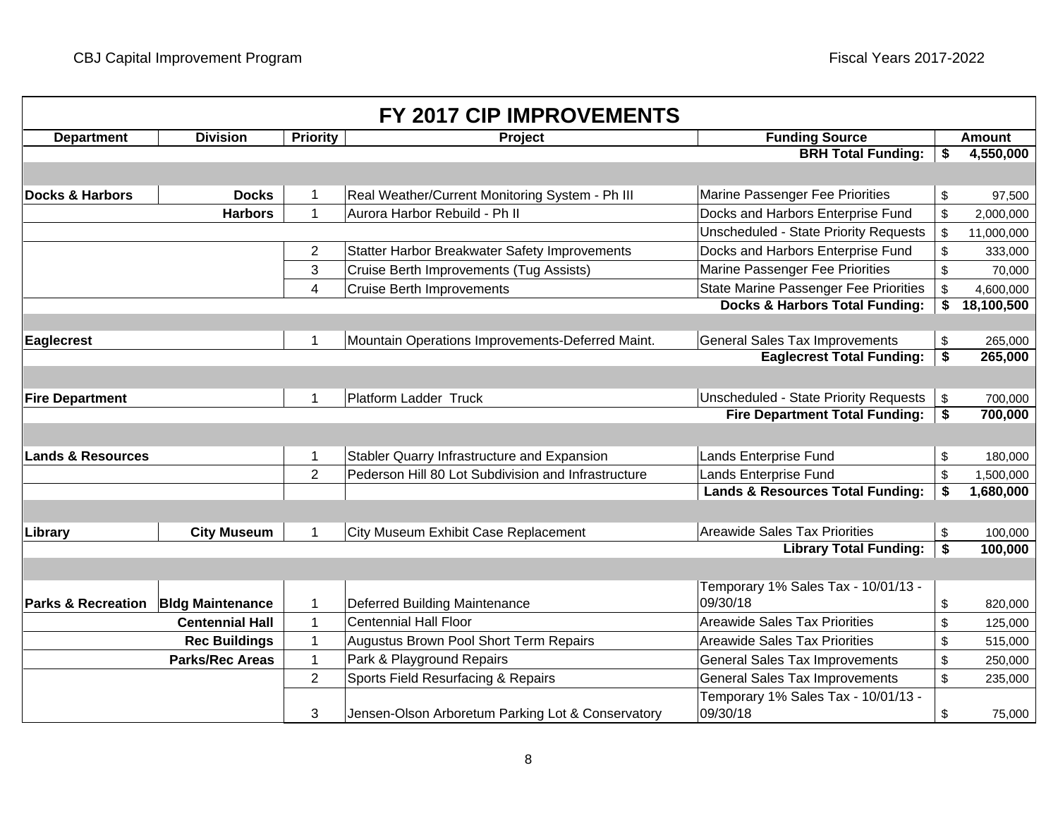# FY 2017 CIP IMPROVEMENTS

| Department | Division | Priority | Project | Funding Source | Amount |
|---|---|---|---|---|---|
| | | | | **BRH Total Funding:** | **$ 4,550,000** |
| | | | | | |
| **Docks & Harbors** | **Docks** | 1 | Real Weather/Current Monitoring System - Ph III | Marine Passenger Fee Priorities | $ 97,500 |
| | **Harbors** | 1 | Aurora Harbor Rebuild - Ph II | Docks and Harbors Enterprise Fund | $ 2,000,000 |
| | | | | Unscheduled - State Priority Requests | $ 11,000,000 |
| | | 2 | Statter Harbor Breakwater Safety Improvements | Docks and Harbors Enterprise Fund | $ 333,000 |
| | | 3 | Cruise Berth Improvements (Tug Assists) | Marine Passenger Fee Priorities | $ 70,000 |
| | | 4 | Cruise Berth Improvements | State Marine Passenger Fee Priorities | $ 4,600,000 |
| | | | | **Docks & Harbors Total Funding:** | **$ 18,100,500** |
| | | | | | |
| **Eaglecrest** | | 1 | Mountain Operations Improvements-Deferred Maint. | General Sales Tax Improvements | $ 265,000 |
| | | | | **Eaglecrest Total Funding:** | **$ 265,000** |
| | | | | | |
| **Fire Department** | | 1 | Platform Ladder Truck | Unscheduled - State Priority Requests | $ 700,000 |
| | | | | **Fire Department Total Funding:** | **$ 700,000** |
| | | | | | |
| **Lands & Resources** | | 1 | Stabler Quarry Infrastructure and Expansion | Lands Enterprise Fund | $ 180,000 |
| | | 2 | Pederson Hill 80 Lot Subdivision and Infrastructure | Lands Enterprise Fund | $ 1,500,000 |
| | | | | **Lands & Resources Total Funding:** | **$ 1,680,000** |
| | | | | | |
| **Library** | **City Museum** | 1 | City Museum Exhibit Case Replacement | Areawide Sales Tax Priorities | $ 100,000 |
| | | | | **Library Total Funding:** | **$ 100,000** |
| | | | | | |
| **Parks & Recreation** | **Bldg Maintenance** | 1 | Deferred Building Maintenance | Temporary 1% Sales Tax - 10/01/13 - 09/30/18 | $ 820,000 |
| | **Centennial Hall** | 1 | Centennial Hall Floor | Areawide Sales Tax Priorities | $ 125,000 |
| | **Rec Buildings** | 1 | Augustus Brown Pool Short Term Repairs | Areawide Sales Tax Priorities | $ 515,000 |
| | **Parks/Rec Areas** | 1 | Park & Playground Repairs | General Sales Tax Improvements | $ 250,000 |
| | | 2 | Sports Field Resurfacing & Repairs | General Sales Tax Improvements | $ 235,000 |
| | | 3 | Jensen-Olson Arboretum Parking Lot & Conservatory | Temporary 1% Sales Tax - 10/01/13 - 09/30/18 | $ 75,000 |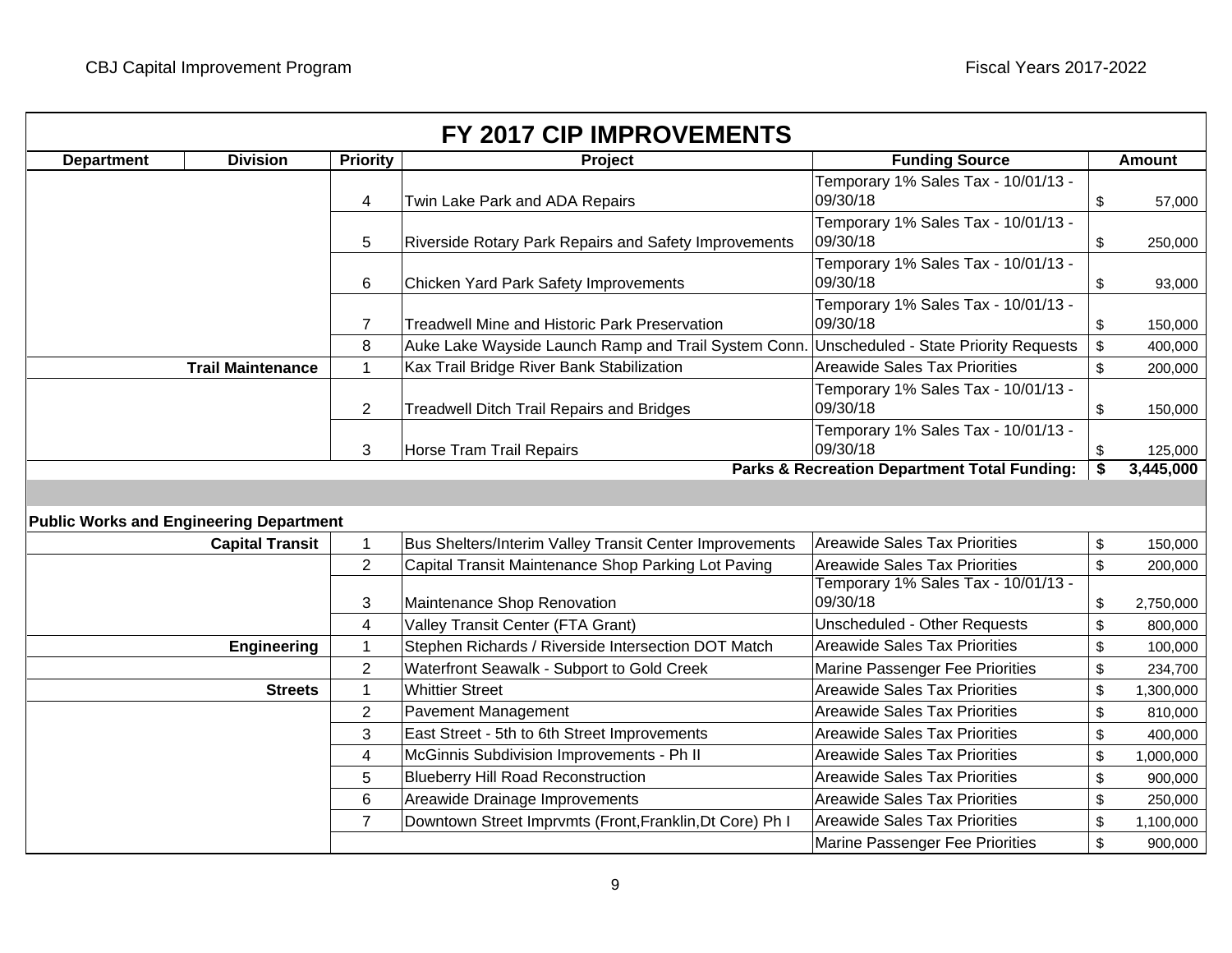# FY 2017 CIP IMPROVEMENTS

| Department | Division | Priority | Project | Funding Source | Amount |
|---|---|---|---|---|---|
| | | 4 | Twin Lake Park and ADA Repairs | Temporary 1% Sales Tax - 10/01/13 - 09/30/18 | $ 57,000 |
| | | 5 | Riverside Rotary Park Repairs and Safety Improvements | Temporary 1% Sales Tax - 10/01/13 - 09/30/18 | $ 250,000 |
| | | 6 | Chicken Yard Park Safety Improvements | Temporary 1% Sales Tax - 10/01/13 - 09/30/18 | $ 93,000 |
| | | 7 | Treadwell Mine and Historic Park Preservation | Temporary 1% Sales Tax - 10/01/13 - 09/30/18 | $ 150,000 |
| | | 8 | Auke Lake Wayside Launch Ramp and Trail System Conn. | Unscheduled - State Priority Requests | $ 400,000 |
| | **Trail Maintenance** | 1 | Kax Trail Bridge River Bank Stabilization | Areawide Sales Tax Priorities | $ 200,000 |
| | | 2 | Treadwell Ditch Trail Repairs and Bridges | Temporary 1% Sales Tax - 10/01/13 - 09/30/18 | $ 150,000 |
| | | 3 | Horse Tram Trail Repairs | Temporary 1% Sales Tax - 10/01/13 - 09/30/18 | $ 125,000 |
| | | | | **Parks & Recreation Department Total Funding:** | **$ 3,445,000** |
| | | | | | |
| **Public Works and Engineering Department** | | | | | |
| | **Capital Transit** | 1 | Bus Shelters/Interim Valley Transit Center Improvements | Areawide Sales Tax Priorities | $ 150,000 |
| | | 2 | Capital Transit Maintenance Shop Parking Lot Paving | Areawide Sales Tax Priorities | $ 200,000 |
| | | 3 | Maintenance Shop Renovation | Temporary 1% Sales Tax - 10/01/13 - 09/30/18 | $ 2,750,000 |
| | | 4 | Valley Transit Center (FTA Grant) | Unscheduled - Other Requests | $ 800,000 |
| | **Engineering** | 1 | Stephen Richards / Riverside Intersection DOT Match | Areawide Sales Tax Priorities | $ 100,000 |
| | | 2 | Waterfront Seawalk - Subport to Gold Creek | Marine Passenger Fee Priorities | $ 234,700 |
| | **Streets** | 1 | Whittier Street | Areawide Sales Tax Priorities | $ 1,300,000 |
| | | 2 | Pavement Management | Areawide Sales Tax Priorities | $ 810,000 |
| | | 3 | East Street - 5th to 6th Street Improvements | Areawide Sales Tax Priorities | $ 400,000 |
| | | 4 | McGinnis Subdivision Improvements - Ph II | Areawide Sales Tax Priorities | $ 1,000,000 |
| | | 5 | Blueberry Hill Road Reconstruction | Areawide Sales Tax Priorities | $ 900,000 |
| | | 6 | Areawide Drainage Improvements | Areawide Sales Tax Priorities | $ 250,000 |
| | | 7 | Downtown Street Imprvmts (Front,Franklin,Dt Core) Ph I | Areawide Sales Tax Priorities | $ 1,100,000 |
| | | | | Marine Passenger Fee Priorities | $ 900,000 |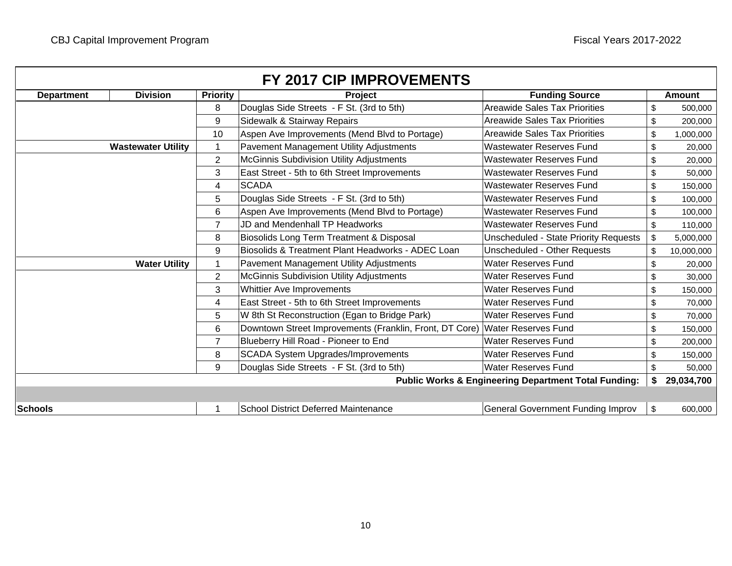## FY 2017 CIP IMPROVEMENTS

| Department | Division | Priority | Project | Funding Source | Amount |
|---|---|---|---|---|---|
| | | 8 | Douglas Side Streets - F St. (3rd to 5th) | Areawide Sales Tax Priorities | $ 500,000 |
| | | 9 | Sidewalk & Stairway Repairs | Areawide Sales Tax Priorities | $ 200,000 |
| | | 10 | Aspen Ave Improvements (Mend Blvd to Portage) | Areawide Sales Tax Priorities | $ 1,000,000 |
| | **Wastewater Utility** | 1 | Pavement Management Utility Adjustments | Wastewater Reserves Fund | $ 20,000 |
| | | 2 | McGinnis Subdivision Utility Adjustments | Wastewater Reserves Fund | $ 20,000 |
| | | 3 | East Street - 5th to 6th Street Improvements | Wastewater Reserves Fund | $ 50,000 |
| | | 4 | SCADA | Wastewater Reserves Fund | $ 150,000 |
| | | 5 | Douglas Side Streets - F St. (3rd to 5th) | Wastewater Reserves Fund | $ 100,000 |
| | | 6 | Aspen Ave Improvements (Mend Blvd to Portage) | Wastewater Reserves Fund | $ 100,000 |
| | | 7 | JD and Mendenhall TP Headworks | Wastewater Reserves Fund | $ 110,000 |
| | | 8 | Biosolids Long Term Treatment & Disposal | Unscheduled - State Priority Requests | $ 5,000,000 |
| | | 9 | Biosolids & Treatment Plant Headworks - ADEC Loan | Unscheduled - Other Requests | $ 10,000,000 |
| | **Water Utility** | 1 | Pavement Management Utility Adjustments | Water Reserves Fund | $ 20,000 |
| | | 2 | McGinnis Subdivision Utility Adjustments | Water Reserves Fund | $ 30,000 |
| | | 3 | Whittier Ave Improvements | Water Reserves Fund | $ 150,000 |
| | | 4 | East Street - 5th to 6th Street Improvements | Water Reserves Fund | $ 70,000 |
| | | 5 | W 8th St Reconstruction (Egan to Bridge Park) | Water Reserves Fund | $ 70,000 |
| | | 6 | Downtown Street Improvements (Franklin, Front, DT Core) | Water Reserves Fund | $ 150,000 |
| | | 7 | Blueberry Hill Road - Pioneer to End | Water Reserves Fund | $ 200,000 |
| | | 8 | SCADA System Upgrades/Improvements | Water Reserves Fund | $ 150,000 |
| | | 9 | Douglas Side Streets - F St. (3rd to 5th) | Water Reserves Fund | $ 50,000 |
| | | | | **Public Works & Engineering Department Total Funding:** | **$ 29,034,700** |
| | | | | | |
| **Schools** | | 1 | School District Deferred Maintenance | General Government Funding Improv | $ 600,000 |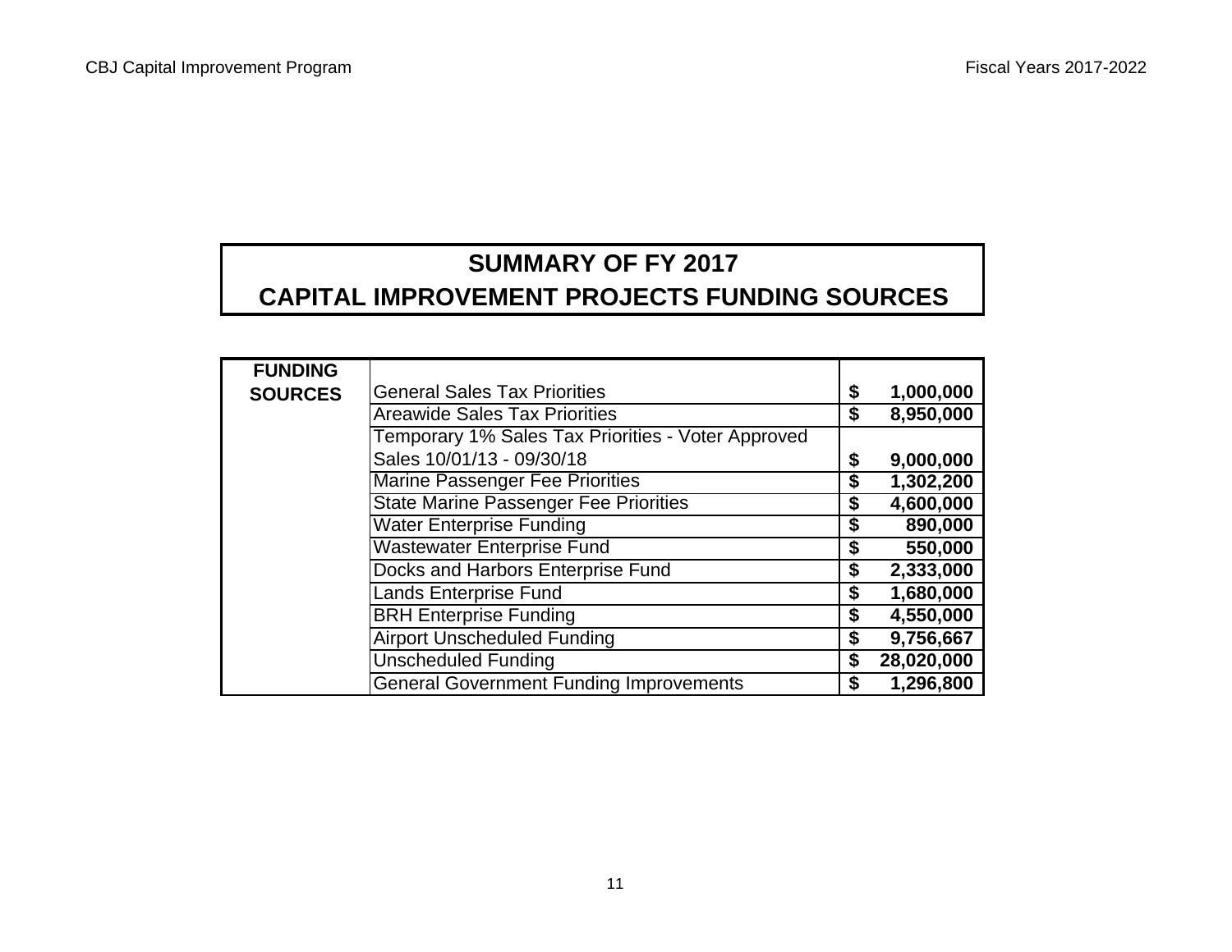## SUMMARY OF FY 2017
## CAPITAL IMPROVEMENT PROJECTS FUNDING SOURCES

| | | |
|---|---|---|
| **FUNDING SOURCES** | General Sales Tax Priorities | **$ 1,000,000** |
| | Areawide Sales Tax Priorities | **$ 8,950,000** |
| | Temporary 1% Sales Tax Priorities - Voter Approved Sales 10/01/13 - 09/30/18 | **$ 9,000,000** |
| | Marine Passenger Fee Priorities | **$ 1,302,200** |
| | State Marine Passenger Fee Priorities | **$ 4,600,000** |
| | Water Enterprise Funding | **$ 890,000** |
| | Wastewater Enterprise Fund | **$ 550,000** |
| | Docks and Harbors Enterprise Fund | **$ 2,333,000** |
| | Lands Enterprise Fund | **$ 1,680,000** |
| | BRH Enterprise Funding | **$ 4,550,000** |
| | Airport Unscheduled Funding | **$ 9,756,667** |
| | Unscheduled Funding | **$ 28,020,000** |
| | General Government Funding Improvements | **$ 1,296,800** |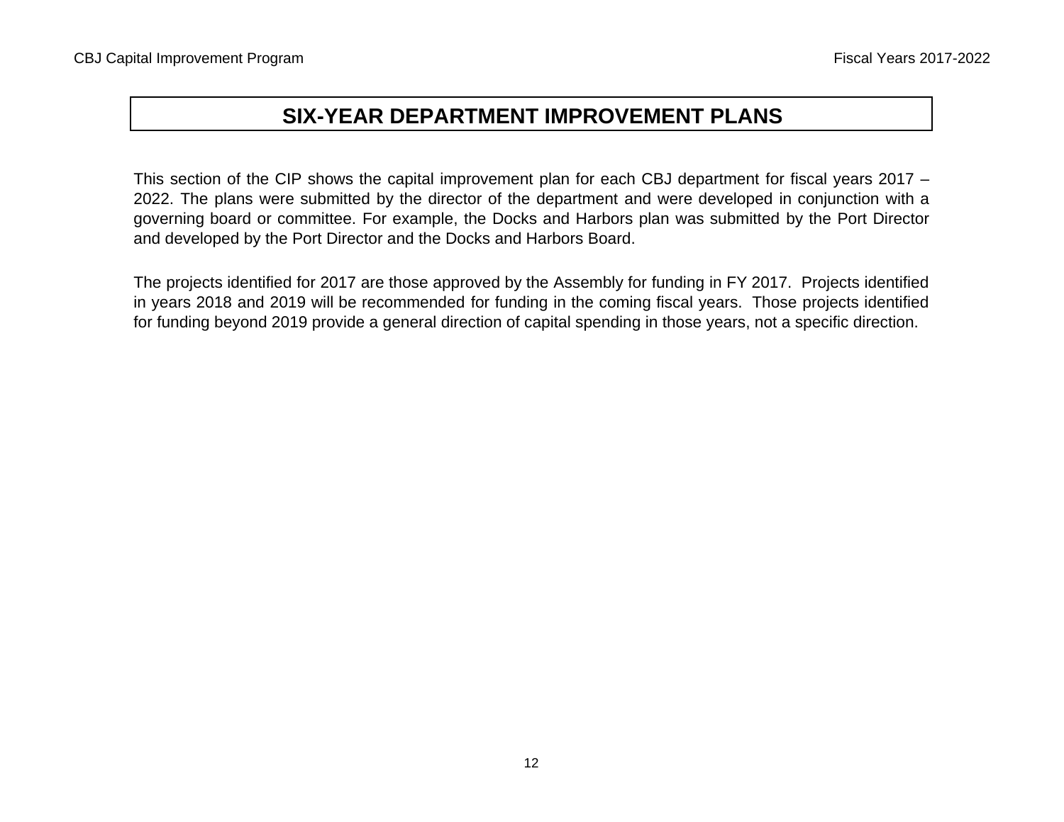# SIX-YEAR DEPARTMENT IMPROVEMENT PLANS

This section of the CIP shows the capital improvement plan for each CBJ department for fiscal years 2017 – 2022. The plans were submitted by the director of the department and were developed in conjunction with a governing board or committee. For example, the Docks and Harbors plan was submitted by the Port Director and developed by the Port Director and the Docks and Harbors Board.

The projects identified for 2017 are those approved by the Assembly for funding in FY 2017. Projects identified in years 2018 and 2019 will be recommended for funding in the coming fiscal years. Those projects identified for funding beyond 2019 provide a general direction of capital spending in those years, not a specific direction.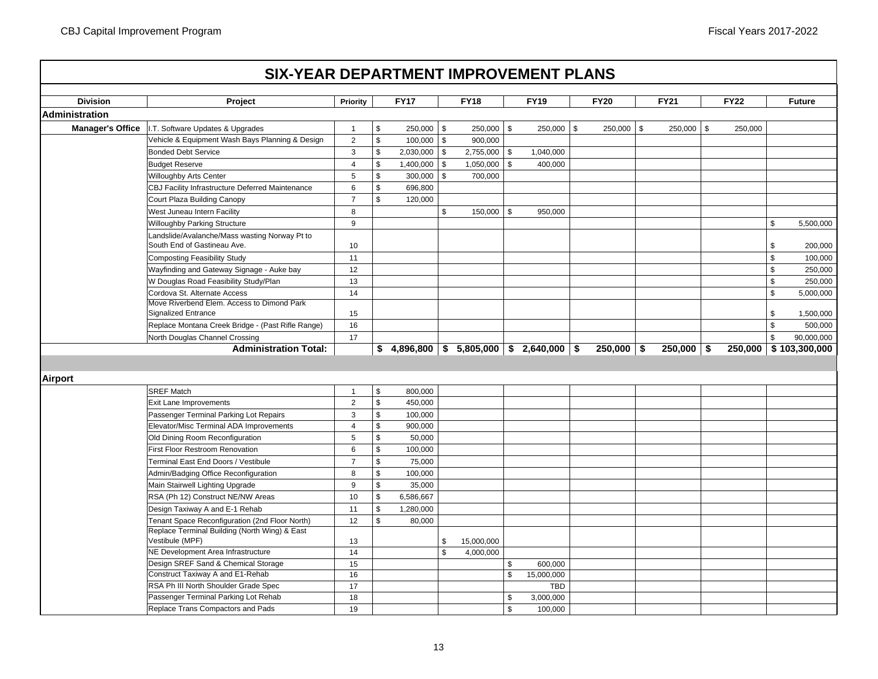## SIX-YEAR DEPARTMENT IMPROVEMENT PLANS

| Division | Project | Priority | FY17 | FY18 | FY19 | FY20 | FY21 | FY22 | Future |
|---|---|---|---|---|---|---|---|---|---|
| **Administration** | | | | | | | | | |
| **Manager's Office** | I.T. Software Updates & Upgrades | 1 | $ 250,000 | $ 250,000 | $ 250,000 | $ 250,000 | $ 250,000 | $ 250,000 | |
| | Vehicle & Equipment Wash Bays Planning & Design | 2 | $ 100,000 | $ 900,000 | | | | | |
| | Bonded Debt Service | 3 | $ 2,030,000 | $ 2,755,000 | $ 1,040,000 | | | | |
| | Budget Reserve | 4 | $ 1,400,000 | $ 1,050,000 | $ 400,000 | | | | |
| | Willoughby Arts Center | 5 | $ 300,000 | $ 700,000 | | | | | |
| | CBJ Facility Infrastructure Deferred Maintenance | 6 | $ 696,800 | | | | | | |
| | Court Plaza Building Canopy | 7 | $ 120,000 | | | | | | |
| | West Juneau Intern Facility | 8 | | $ 150,000 | $ 950,000 | | | | |
| | Willoughby Parking Structure | 9 | | | | | | | $ 5,500,000 |
| | Landslide/Avalanche/Mass wasting Norway Pt to South End of Gastineau Ave. | 10 | | | | | | | $ 200,000 |
| | Composting Feasibility Study | 11 | | | | | | | $ 100,000 |
| | Wayfinding and Gateway Signage - Auke bay | 12 | | | | | | | $ 250,000 |
| | W Douglas Road Feasibility Study/Plan | 13 | | | | | | | $ 250,000 |
| | Cordova St. Alternate Access | 14 | | | | | | | $ 5,000,000 |
| | Move Riverbend Elem. Access to Dimond Park Signalized Entrance | 15 | | | | | | | $ 1,500,000 |
| | Replace Montana Creek Bridge - (Past Rifle Range) | 16 | | | | | | | $ 500,000 |
| | North Douglas Channel Crossing | 17 | | | | | | | $ 90,000,000 |
| | **Administration Total:** | | **$ 4,896,800** | **$ 5,805,000** | **$ 2,640,000** | **$ 250,000** | **$ 250,000** | **$ 250,000** | **$ 103,300,000** |
| **Airport** | | | | | | | | | |
| | SREF Match | 1 | $ 800,000 | | | | | | |
| | Exit Lane Improvements | 2 | $ 450,000 | | | | | | |
| | Passenger Terminal Parking Lot Repairs | 3 | $ 100,000 | | | | | | |
| | Elevator/Misc Terminal ADA Improvements | 4 | $ 900,000 | | | | | | |
| | Old Dining Room Reconfiguration | 5 | $ 50,000 | | | | | | |
| | First Floor Restroom Renovation | 6 | $ 100,000 | | | | | | |
| | Terminal East End Doors / Vestibule | 7 | $ 75,000 | | | | | | |
| | Admin/Badging Office Reconfiguration | 8 | $ 100,000 | | | | | | |
| | Main Stairwell Lighting Upgrade | 9 | $ 35,000 | | | | | | |
| | RSA (Ph 12) Construct NE/NW Areas | 10 | $ 6,586,667 | | | | | | |
| | Design Taxiway A and E-1 Rehab | 11 | $ 1,280,000 | | | | | | |
| | Tenant Space Reconfiguration (2nd Floor North) | 12 | $ 80,000 | | | | | | |
| | Replace Terminal Building (North Wing) & East Vestibule (MPF) | 13 | | $ 15,000,000 | | | | | |
| | NE Development Area Infrastructure | 14 | | $ 4,000,000 | | | | | |
| | Design SREF Sand & Chemical Storage | 15 | | | $ 600,000 | | | | |
| | Construct Taxiway A and E1-Rehab | 16 | | | $ 15,000,000 | | | | |
| | RSA Ph III North Shoulder Grade Spec | 17 | | | TBD | | | | |
| | Passenger Terminal Parking Lot Rehab | 18 | | | $ 3,000,000 | | | | |
| | Replace Trans Compactors and Pads | 19 | | | $ 100,000 | | | | |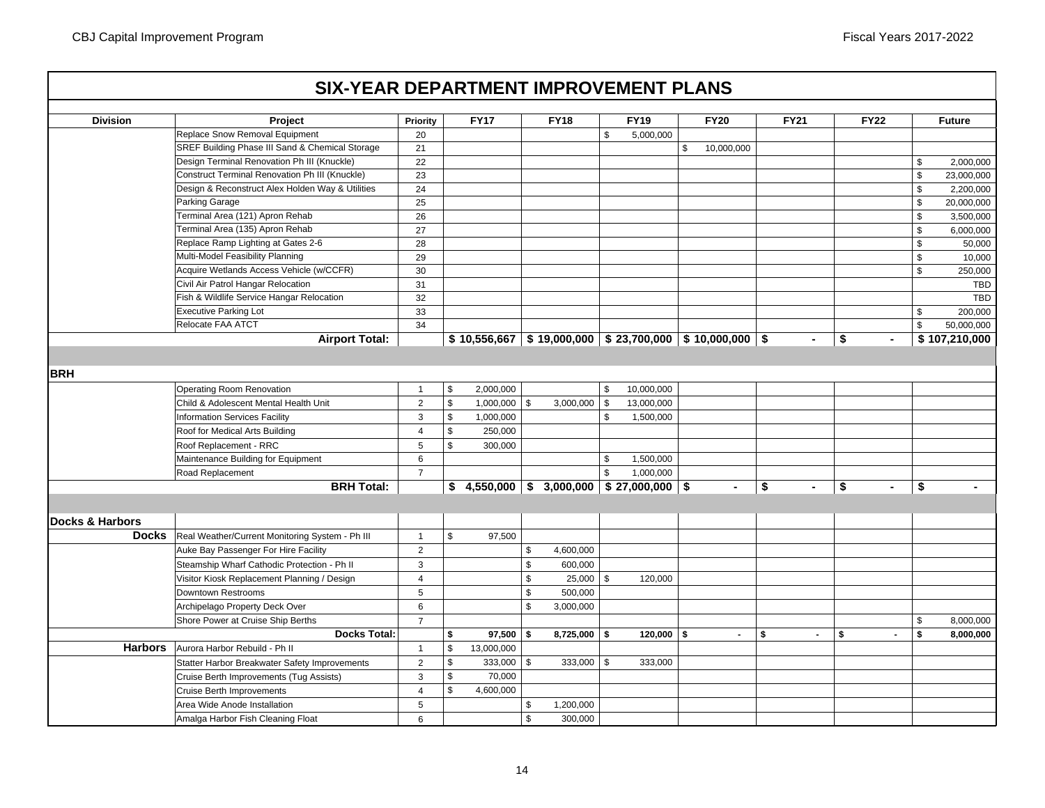## SIX-YEAR DEPARTMENT IMPROVEMENT PLANS

| Division | Project | Priority | FY17 | FY18 | FY19 | FY20 | FY21 | FY22 | Future |
|---|---|---|---|---|---|---|---|---|---|
| | Replace Snow Removal Equipment | 20 | | | $ 5,000,000 | | | | |
| | SREF Building Phase III Sand & Chemical Storage | 21 | | | | $ 10,000,000 | | | |
| | Design Terminal Renovation Ph III (Knuckle) | 22 | | | | | | | $ 2,000,000 |
| | Construct Terminal Renovation Ph III (Knuckle) | 23 | | | | | | | $ 23,000,000 |
| | Design & Reconstruct Alex Holden Way & Utilities | 24 | | | | | | | $ 2,200,000 |
| | Parking Garage | 25 | | | | | | | $ 20,000,000 |
| | Terminal Area (121) Apron Rehab | 26 | | | | | | | $ 3,500,000 |
| | Terminal Area (135) Apron Rehab | 27 | | | | | | | $ 6,000,000 |
| | Replace Ramp Lighting at Gates 2-6 | 28 | | | | | | | $ 50,000 |
| | Multi-Model Feasibility Planning | 29 | | | | | | | $ 10,000 |
| | Acquire Wetlands Access Vehicle (w/CCFR) | 30 | | | | | | | $ 250,000 |
| | Civil Air Patrol Hangar Relocation | 31 | | | | | | | TBD |
| | Fish & Wildlife Service Hangar Relocation | 32 | | | | | | | TBD |
| | Executive Parking Lot | 33 | | | | | | | $ 200,000 |
| | Relocate FAA ATCT | 34 | | | | | | | $ 50,000,000 |
| | **Airport Total:** | | **$ 10,556,667** | **$ 19,000,000** | **$ 23,700,000** | **$ 10,000,000** | **$ -** | **$ -** | **$ 107,210,000** |
| **BRH** | | | | | | | | | |
| | Operating Room Renovation | 1 | $ 2,000,000 | | $ 10,000,000 | | | | |
| | Child & Adolescent Mental Health Unit | 2 | $ 1,000,000 | $ 3,000,000 | $ 13,000,000 | | | | |
| | Information Services Facility | 3 | $ 1,000,000 | | $ 1,500,000 | | | | |
| | Roof for Medical Arts Building | 4 | $ 250,000 | | | | | | |
| | Roof Replacement - RRC | 5 | $ 300,000 | | | | | | |
| | Maintenance Building for Equipment | 6 | | | $ 1,500,000 | | | | |
| | Road Replacement | 7 | | | $ 1,000,000 | | | | |
| | **BRH Total:** | | **$ 4,550,000** | **$ 3,000,000** | **$ 27,000,000** | **$ -** | **$ -** | **$ -** | **$ -** |
| **Docks & Harbors** | | | | | | | | | |
| **Docks** | Real Weather/Current Monitoring System - Ph III | 1 | $ 97,500 | | | | | | |
| | Auke Bay Passenger For Hire Facility | 2 | | $ 4,600,000 | | | | | |
| | Steamship Wharf Cathodic Protection - Ph II | 3 | | $ 600,000 | | | | | |
| | Visitor Kiosk Replacement Planning / Design | 4 | | $ 25,000 | $ 120,000 | | | | |
| | Downtown Restrooms | 5 | | $ 500,000 | | | | | |
| | Archipelago Property Deck Over | 6 | | $ 3,000,000 | | | | | |
| | Shore Power at Cruise Ship Berths | 7 | | | | | | | $ 8,000,000 |
| | **Docks Total:** | | **$ 97,500** | **$ 8,725,000** | **$ 120,000** | **$ -** | **$ -** | **$ -** | **$ 8,000,000** |
| **Harbors** | Aurora Harbor Rebuild - Ph II | 1 | $ 13,000,000 | | | | | | |
| | Statter Harbor Breakwater Safety Improvements | 2 | $ 333,000 | $ 333,000 | $ 333,000 | | | | |
| | Cruise Berth Improvements (Tug Assists) | 3 | $ 70,000 | | | | | | |
| | Cruise Berth Improvements | 4 | $ 4,600,000 | | | | | | |
| | Area Wide Anode Installation | 5 | | $ 1,200,000 | | | | | |
| | Amalga Harbor Fish Cleaning Float | 6 | | $ 300,000 | | | | | |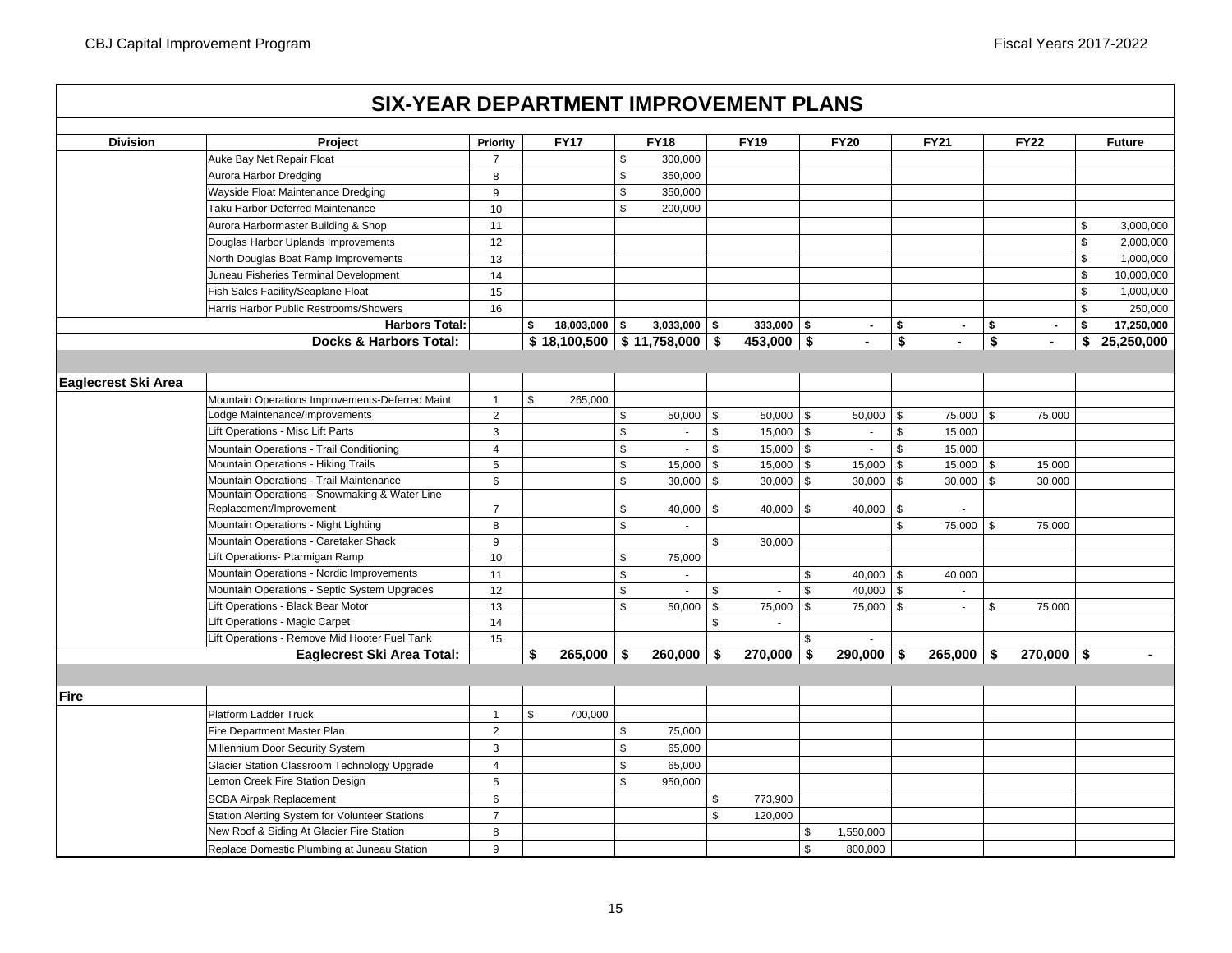## SIX-YEAR DEPARTMENT IMPROVEMENT PLANS

| Division | Project | Priority | FY17 | FY18 | FY19 | FY20 | FY21 | FY22 | Future |
|---|---|---|---|---|---|---|---|---|---|
| | Auke Bay Net Repair Float | 7 | | $ 300,000 | | | | | |
| | Aurora Harbor Dredging | 8 | | $ 350,000 | | | | | |
| | Wayside Float Maintenance Dredging | 9 | | $ 350,000 | | | | | |
| | Taku Harbor Deferred Maintenance | 10 | | $ 200,000 | | | | | |
| | Aurora Harbormaster Building & Shop | 11 | | | | | | | $ 3,000,000 |
| | Douglas Harbor Uplands Improvements | 12 | | | | | | | $ 2,000,000 |
| | North Douglas Boat Ramp Improvements | 13 | | | | | | | $ 1,000,000 |
| | Juneau Fisheries Terminal Development | 14 | | | | | | | $ 10,000,000 |
| | Fish Sales Facility/Seaplane Float | 15 | | | | | | | $ 1,000,000 |
| | Harris Harbor Public Restrooms/Showers | 16 | | | | | | | $ 250,000 |
| | **Harbors Total:** | | **$ 18,003,000** | **$ 3,033,000** | **$ 333,000** | **$ -** | **$ -** | **$ -** | **$ 17,250,000** |
| | **Docks & Harbors Total:** | | **$ 18,100,500** | **$ 11,758,000** | **$ 453,000** | **$ -** | **$ -** | **$ -** | **$ 25,250,000** |
| **Eaglecrest Ski Area** | | | | | | | | | |
| | Mountain Operations Improvements-Deferred Maint | 1 | $ 265,000 | | | | | | |
| | Lodge Maintenance/Improvements | 2 | | $ 50,000 | $ 50,000 | $ 50,000 | $ 75,000 | $ 75,000 | |
| | Lift Operations - Misc Lift Parts | 3 | | $ - | $ 15,000 | $ - | $ 15,000 | | |
| | Mountain Operations - Trail Conditioning | 4 | | $ - | $ 15,000 | $ - | $ 15,000 | | |
| | Mountain Operations - Hiking Trails | 5 | | $ 15,000 | $ 15,000 | $ 15,000 | $ 15,000 | $ 15,000 | |
| | Mountain Operations - Trail Maintenance | 6 | | $ 30,000 | $ 30,000 | $ 30,000 | $ 30,000 | $ 30,000 | |
| | Mountain Operations - Snowmaking & Water Line Replacement/Improvement | 7 | | $ 40,000 | $ 40,000 | $ 40,000 | $ - | | |
| | Mountain Operations - Night Lighting | 8 | | $ - | | | $ 75,000 | $ 75,000 | |
| | Mountain Operations - Caretaker Shack | 9 | | | $ 30,000 | | | | |
| | Lift Operations- Ptarmigan Ramp | 10 | | $ 75,000 | | | | | |
| | Mountain Operations - Nordic Improvements | 11 | | $ - | | $ 40,000 | $ 40,000 | | |
| | Mountain Operations - Septic System Upgrades | 12 | | $ - | $ - | $ 40,000 | $ - | | |
| | Lift Operations - Black Bear Motor | 13 | | $ 50,000 | $ 75,000 | $ 75,000 | $ - | $ 75,000 | |
| | Lift Operations - Magic Carpet | 14 | | | $ - | | | | |
| | Lift Operations - Remove Mid Hooter Fuel Tank | 15 | | | | $ - | | | |
| | **Eaglecrest Ski Area Total:** | | **$ 265,000** | **$ 260,000** | **$ 270,000** | **$ 290,000** | **$ 265,000** | **$ 270,000** | **$ -** |
| **Fire** | | | | | | | | | |
| | Platform Ladder Truck | 1 | $ 700,000 | | | | | | |
| | Fire Department Master Plan | 2 | | $ 75,000 | | | | | |
| | Millennium Door Security System | 3 | | $ 65,000 | | | | | |
| | Glacier Station Classroom Technology Upgrade | 4 | | $ 65,000 | | | | | |
| | Lemon Creek Fire Station Design | 5 | | $ 950,000 | | | | | |
| | SCBA Airpak Replacement | 6 | | | $ 773,900 | | | | |
| | Station Alerting System for Volunteer Stations | 7 | | | $ 120,000 | | | | |
| | New Roof & Siding At Glacier Fire Station | 8 | | | | $ 1,550,000 | | | |
| | Replace Domestic Plumbing at Juneau Station | 9 | | | | $ 800,000 | | | |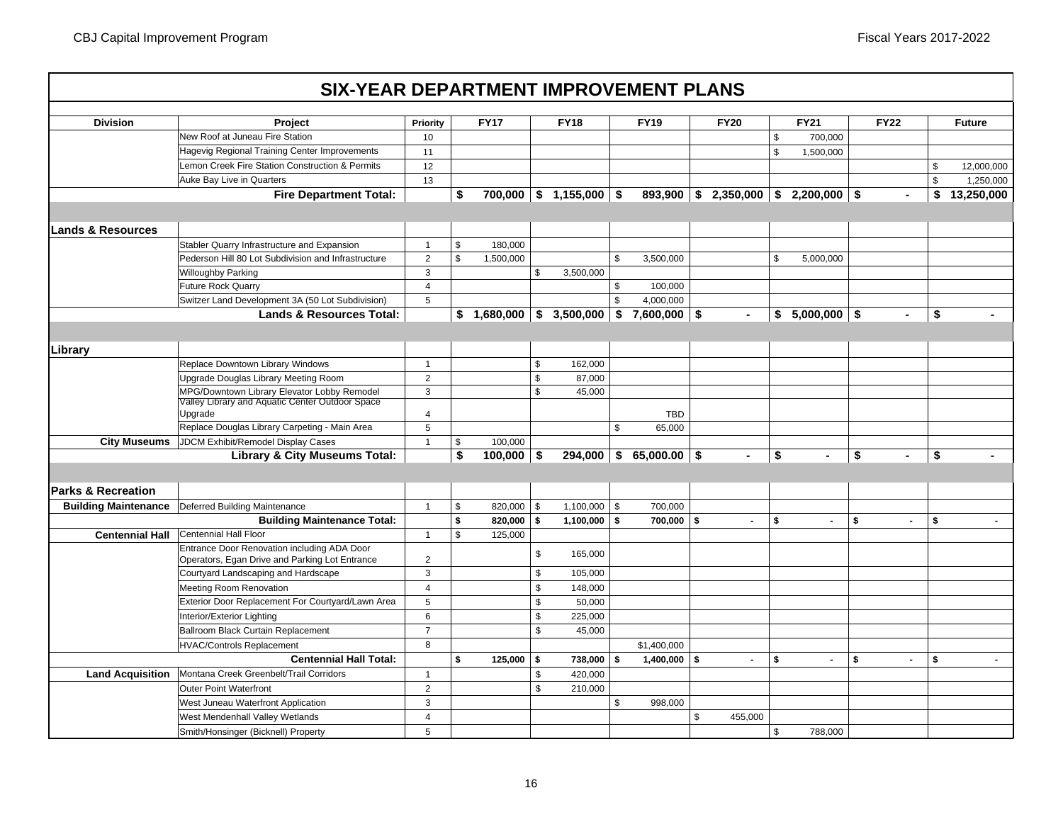# SIX-YEAR DEPARTMENT IMPROVEMENT PLANS

| Division | Project | Priority | FY17 | FY18 | FY19 | FY20 | FY21 | FY22 | Future |
|---|---|---|---|---|---|---|---|---|---|
| | New Roof at Juneau Fire Station | 10 | | | | | $ 700,000 | | |
| | Hagevig Regional Training Center Improvements | 11 | | | | | $ 1,500,000 | | |
| | Lemon Creek Fire Station Construction & Permits | 12 | | | | | | | $ 12,000,000 |
| | Auke Bay Live in Quarters | 13 | | | | | | | $ 1,250,000 |
| | **Fire Department Total:** | | **$ 700,000** | **$ 1,155,000** | **$ 893,900** | **$ 2,350,000** | **$ 2,200,000** | **$ -** | **$ 13,250,000** |
| | | | | | | | | | |
| **Lands & Resources** | | | | | | | | | |
| | Stabler Quarry Infrastructure and Expansion | 1 | $ 180,000 | | | | | | |
| | Pederson Hill 80 Lot Subdivision and Infrastructure | 2 | $ 1,500,000 | | $ 3,500,000 | | $ 5,000,000 | | |
| | Willoughby Parking | 3 | | $ 3,500,000 | | | | | |
| | Future Rock Quarry | 4 | | | $ 100,000 | | | | |
| | Switzer Land Development 3A (50 Lot Subdivision) | 5 | | | $ 4,000,000 | | | | |
| | **Lands & Resources Total:** | | **$ 1,680,000** | **$ 3,500,000** | **$ 7,600,000** | **$ -** | **$ 5,000,000** | **$ -** | **$ -** |
| | | | | | | | | | |
| **Library** | | | | | | | | | |
| | Replace Downtown Library Windows | 1 | | $ 162,000 | | | | | |
| | Upgrade Douglas Library Meeting Room | 2 | | $ 87,000 | | | | | |
| | MPG/Downtown Library Elevator Lobby Remodel | 3 | | $ 45,000 | | | | | |
| | Valley Library and Aquatic Center Outdoor Space Upgrade | 4 | | | TBD | | | | |
| | Replace Douglas Library Carpeting - Main Area | 5 | | | $ 65,000 | | | | |
| **City Museums** | JDCM Exhibit/Remodel Display Cases | 1 | $ 100,000 | | | | | | |
| | **Library & City Museums Total:** | | **$ 100,000** | **$ 294,000** | **$ 65,000.00** | **$ -** | **$ -** | **$ -** | **$ -** |
| | | | | | | | | | |
| **Parks & Recreation** | | | | | | | | | |
| **Building Maintenance** | Deferred Building Maintenance | 1 | $ 820,000 | $ 1,100,000 | $ 700,000 | | | | |
| | **Building Maintenance Total:** | | **$ 820,000** | **$ 1,100,000** | **$ 700,000** | **$ -** | **$ -** | **$ -** | **$ -** |
| **Centennial Hall** | Centennial Hall Floor | 1 | $ 125,000 | | | | | | |
| | Entrance Door Renovation including ADA Door Operators, Egan Drive and Parking Lot Entrance | 2 | | $ 165,000 | | | | | |
| | Courtyard Landscaping and Hardscape | 3 | | $ 105,000 | | | | | |
| | Meeting Room Renovation | 4 | | $ 148,000 | | | | | |
| | Exterior Door Replacement For Courtyard/Lawn Area | 5 | | $ 50,000 | | | | | |
| | Interior/Exterior Lighting | 6 | | $ 225,000 | | | | | |
| | Ballroom Black Curtain Replacement | 7 | | $ 45,000 | | | | | |
| | HVAC/Controls Replacement | 8 | | | $1,400,000 | | | | |
| | **Centennial Hall Total:** | | **$ 125,000** | **$ 738,000** | **$ 1,400,000** | **$ -** | **$ -** | **$ -** | **$ -** |
| **Land Acquisition** | Montana Creek Greenbelt/Trail Corridors | 1 | | $ 420,000 | | | | | |
| | Outer Point Waterfront | 2 | | $ 210,000 | | | | | |
| | West Juneau Waterfront Application | 3 | | | $ 998,000 | | | | |
| | West Mendenhall Valley Wetlands | 4 | | | | $ 455,000 | | | |
| | Smith/Honsinger (Bicknell) Property | 5 | | | | | $ 788,000 | | |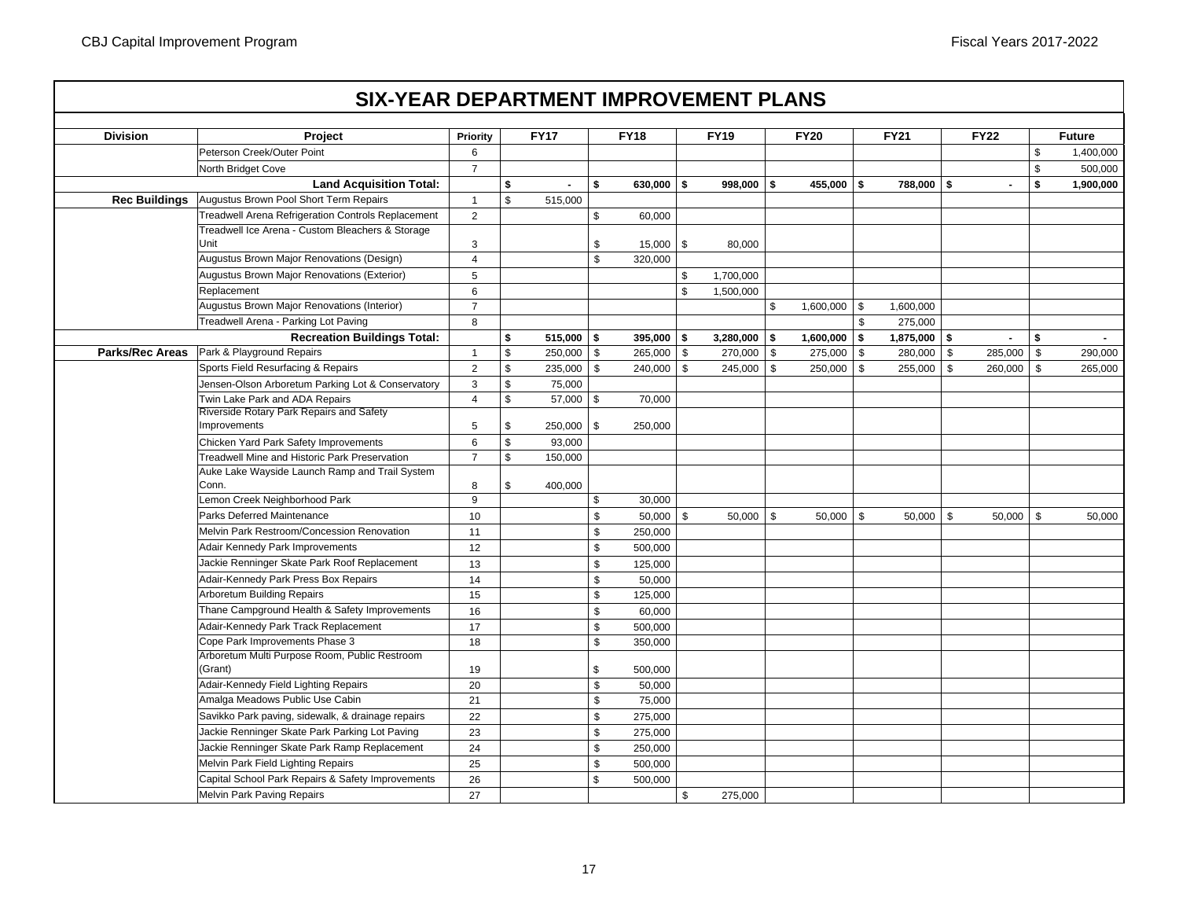# SIX-YEAR DEPARTMENT IMPROVEMENT PLANS

| Division | Project | Priority | FY17 | FY18 | FY19 | FY20 | FY21 | FY22 | Future |
|---|---|---|---|---|---|---|---|---|---|
| | Peterson Creek/Outer Point | 6 | | | | | | | $ 1,400,000 |
| | North Bridget Cove | 7 | | | | | | | $ 500,000 |
| | **Land Acquisition Total:** | | **$ -** | **$ 630,000** | **$ 998,000** | **$ 455,000** | **$ 788,000** | **$ -** | **$ 1,900,000** |
| **Rec Buildings** | Augustus Brown Pool Short Term Repairs | 1 | $ 515,000 | | | | | | |
| | Treadwell Arena Refrigeration Controls Replacement | 2 | | $ 60,000 | | | | | |
| | Treadwell Ice Arena - Custom Bleachers & Storage Unit | 3 | | $ 15,000 | $ 80,000 | | | | |
| | Augustus Brown Major Renovations (Design) | 4 | | $ 320,000 | | | | | |
| | Augustus Brown Major Renovations (Exterior) | 5 | | | $ 1,700,000 | | | | |
| | Replacement | 6 | | | $ 1,500,000 | | | | |
| | Augustus Brown Major Renovations (Interior) | 7 | | | | $ 1,600,000 | $ 1,600,000 | | |
| | Treadwell Arena - Parking Lot Paving | 8 | | | | | $ 275,000 | | |
| | **Recreation Buildings Total:** | | **$ 515,000** | **$ 395,000** | **$ 3,280,000** | **$ 1,600,000** | **$ 1,875,000** | **$ -** | **$ -** |
| **Parks/Rec Areas** | Park & Playground Repairs | 1 | $ 250,000 | $ 265,000 | $ 270,000 | $ 275,000 | $ 280,000 | $ 285,000 | $ 290,000 |
| | Sports Field Resurfacing & Repairs | 2 | $ 235,000 | $ 240,000 | $ 245,000 | $ 250,000 | $ 255,000 | $ 260,000 | $ 265,000 |
| | Jensen-Olson Arboretum Parking Lot & Conservatory | 3 | $ 75,000 | | | | | | |
| | Twin Lake Park and ADA Repairs | 4 | $ 57,000 | $ 70,000 | | | | | |
| | Riverside Rotary Park Repairs and Safety Improvements | 5 | $ 250,000 | $ 250,000 | | | | | |
| | Chicken Yard Park Safety Improvements | 6 | $ 93,000 | | | | | | |
| | Treadwell Mine and Historic Park Preservation | 7 | $ 150,000 | | | | | | |
| | Auke Lake Wayside Launch Ramp and Trail System Conn. | 8 | $ 400,000 | | | | | | |
| | Lemon Creek Neighborhood Park | 9 | | $ 30,000 | | | | | |
| | Parks Deferred Maintenance | 10 | | $ 50,000 | $ 50,000 | $ 50,000 | $ 50,000 | $ 50,000 | $ 50,000 |
| | Melvin Park Restroom/Concession Renovation | 11 | | $ 250,000 | | | | | |
| | Adair Kennedy Park Improvements | 12 | | $ 500,000 | | | | | |
| | Jackie Renninger Skate Park Roof Replacement | 13 | | $ 125,000 | | | | | |
| | Adair-Kennedy Park Press Box Repairs | 14 | | $ 50,000 | | | | | |
| | Arboretum Building Repairs | 15 | | $ 125,000 | | | | | |
| | Thane Campground Health & Safety Improvements | 16 | | $ 60,000 | | | | | |
| | Adair-Kennedy Park Track Replacement | 17 | | $ 500,000 | | | | | |
| | Cope Park Improvements Phase 3 | 18 | | $ 350,000 | | | | | |
| | Arboretum Multi Purpose Room, Public Restroom (Grant) | 19 | | $ 500,000 | | | | | |
| | Adair-Kennedy Field Lighting Repairs | 20 | | $ 50,000 | | | | | |
| | Amalga Meadows Public Use Cabin | 21 | | $ 75,000 | | | | | |
| | Savikko Park paving, sidewalk, & drainage repairs | 22 | | $ 275,000 | | | | | |
| | Jackie Renninger Skate Park Parking Lot Paving | 23 | | $ 275,000 | | | | | |
| | Jackie Renninger Skate Park Ramp Replacement | 24 | | $ 250,000 | | | | | |
| | Melvin Park Field Lighting Repairs | 25 | | $ 500,000 | | | | | |
| | Capital School Park Repairs & Safety Improvements | 26 | | $ 500,000 | | | | | |
| | Melvin Park Paving Repairs | 27 | | | $ 275,000 | | | | |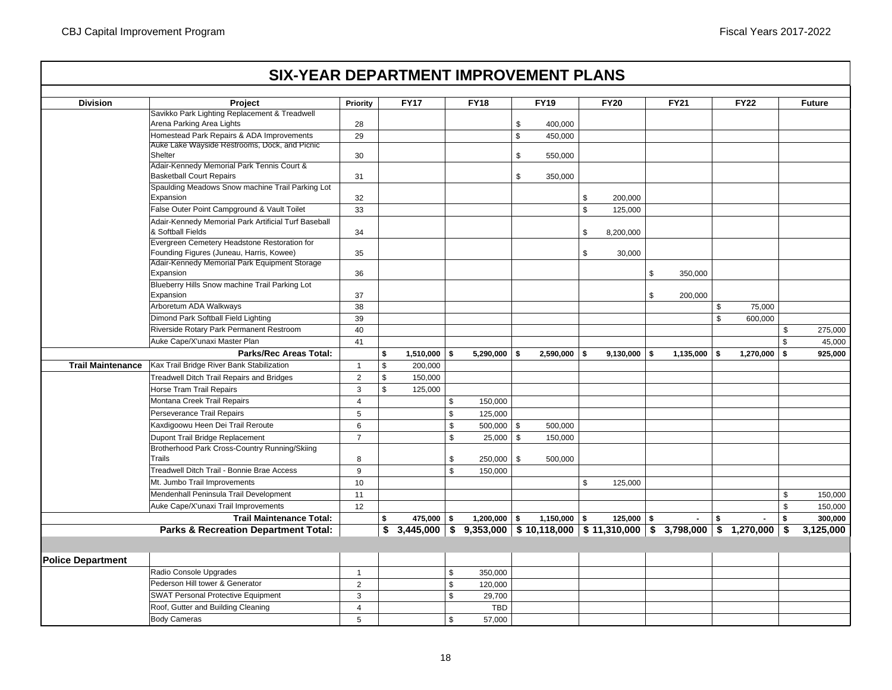## SIX-YEAR DEPARTMENT IMPROVEMENT PLANS

| Division | Project | Priority | FY17 | FY18 | FY19 | FY20 | FY21 | FY22 | Future |
|---|---|---|---|---|---|---|---|---|---|
| | Savikko Park Lighting Replacement & Treadwell Arena Parking Area Lights | 28 | | | $ 400,000 | | | | |
| | Homestead Park Repairs & ADA Improvements | 29 | | | $ 450,000 | | | | |
| | Auke Lake Wayside Restrooms, Dock, and Picnic Shelter | 30 | | | $ 550,000 | | | | |
| | Adair-Kennedy Memorial Park Tennis Court & Basketball Court Repairs | 31 | | | $ 350,000 | | | | |
| | Spaulding Meadows Snow machine Trail Parking Lot Expansion | 32 | | | | $ 200,000 | | | |
| | False Outer Point Campground & Vault Toilet | 33 | | | | $ 125,000 | | | |
| | Adair-Kennedy Memorial Park Artificial Turf Baseball & Softball Fields | 34 | | | | $ 8,200,000 | | | |
| | Evergreen Cemetery Headstone Restoration for Founding Figures (Juneau, Harris, Kowee) | 35 | | | | $ 30,000 | | | |
| | Adair-Kennedy Memorial Park Equipment Storage Expansion | 36 | | | | | $ 350,000 | | |
| | Blueberry Hills Snow machine Trail Parking Lot Expansion | 37 | | | | | $ 200,000 | | |
| | Arboretum ADA Walkways | 38 | | | | | | $ 75,000 | |
| | Dimond Park Softball Field Lighting | 39 | | | | | | $ 600,000 | |
| | Riverside Rotary Park Permanent Restroom | 40 | | | | | | | $ 275,000 |
| | Auke Cape/X'unaxi Master Plan | 41 | | | | | | | $ 45,000 |
| | **Parks/Rec Areas Total:** | | **$ 1,510,000** | **$ 5,290,000** | **$ 2,590,000** | **$ 9,130,000** | **$ 1,135,000** | **$ 1,270,000** | **$ 925,000** |
| **Trail Maintenance** | Kax Trail Bridge River Bank Stabilization | 1 | $ 200,000 | | | | | | |
| | Treadwell Ditch Trail Repairs and Bridges | 2 | $ 150,000 | | | | | | |
| | Horse Tram Trail Repairs | 3 | $ 125,000 | | | | | | |
| | Montana Creek Trail Repairs | 4 | | $ 150,000 | | | | | |
| | Perseverance Trail Repairs | 5 | | $ 125,000 | | | | | |
| | Kaxdigoowu Heen Dei Trail Reroute | 6 | | $ 500,000 | $ 500,000 | | | | |
| | Dupont Trail Bridge Replacement | 7 | | $ 25,000 | $ 150,000 | | | | |
| | Brotherhood Park Cross-Country Running/Skiing Trails | 8 | | $ 250,000 | $ 500,000 | | | | |
| | Treadwell Ditch Trail - Bonnie Brae Access | 9 | | $ 150,000 | | | | | |
| | Mt. Jumbo Trail Improvements | 10 | | | | $ 125,000 | | | |
| | Mendenhall Peninsula Trail Development | 11 | | | | | | | $ 150,000 |
| | Auke Cape/X'unaxi Trail Improvements | 12 | | | | | | | $ 150,000 |
| | **Trail Maintenance Total:** | | **$ 475,000** | **$ 1,200,000** | **$ 1,150,000** | **$ 125,000** | **$ -** | **$ -** | **$ 300,000** |
| | **Parks & Recreation Department Total:** | | **$ 3,445,000** | **$ 9,353,000** | **$ 10,118,000** | **$ 11,310,000** | **$ 3,798,000** | **$ 1,270,000** | **$ 3,125,000** |
| | | | | | | | | | |
| **Police Department** | | | | | | | | | |
| | Radio Console Upgrades | 1 | | $ 350,000 | | | | | |
| | Pederson Hill tower & Generator | 2 | | $ 120,000 | | | | | |
| | SWAT Personal Protective Equipment | 3 | | $ 29,700 | | | | | |
| | Roof, Gutter and Building Cleaning | 4 | | TBD | | | | | |
| | Body Cameras | 5 | | $ 57,000 | | | | | |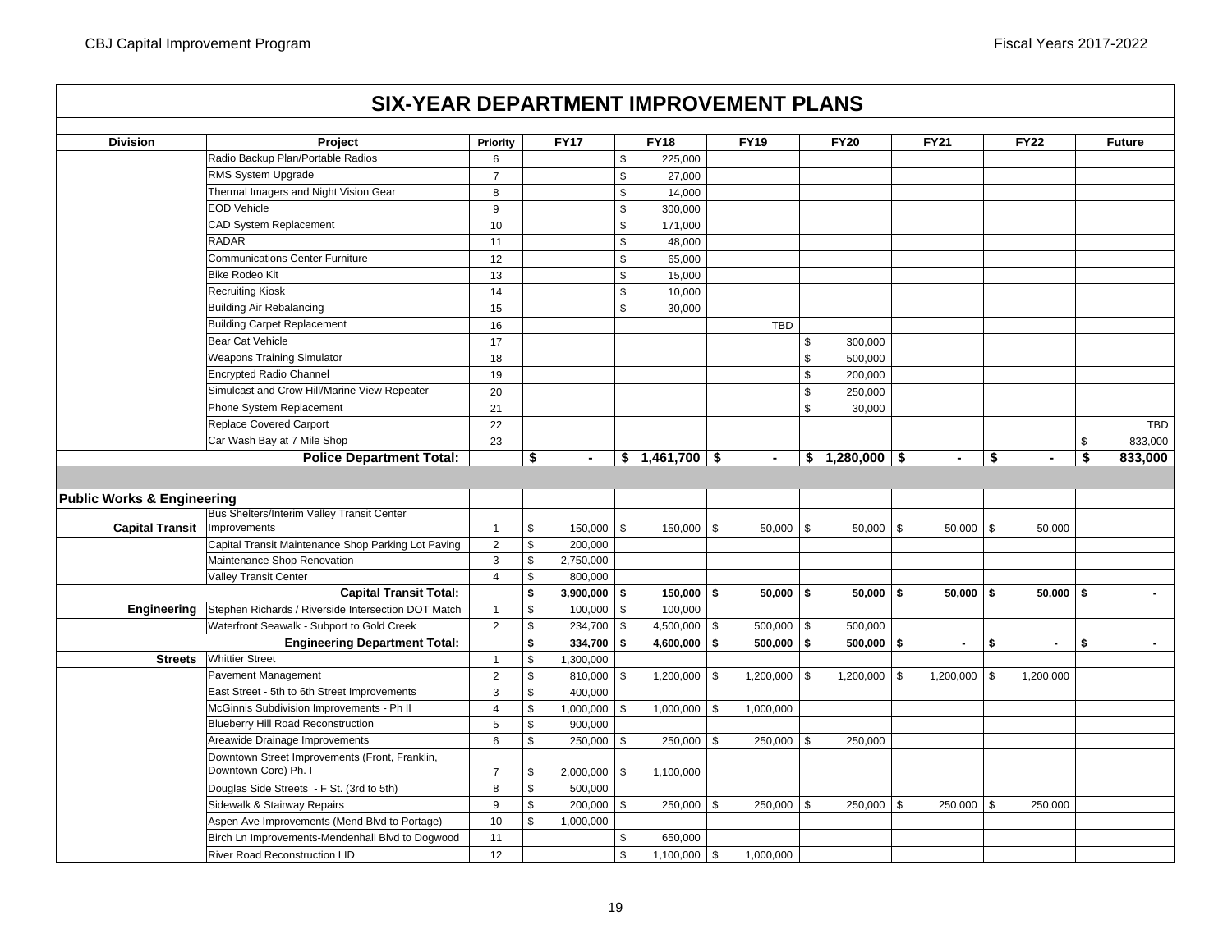# SIX-YEAR DEPARTMENT IMPROVEMENT PLANS

| Division | Project | Priority | FY17 | FY18 | FY19 | FY20 | FY21 | FY22 | Future |
|---|---|---|---|---|---|---|---|---|---|
| | Radio Backup Plan/Portable Radios | 6 | | $ 225,000 | | | | | |
| | RMS System Upgrade | 7 | | $ 27,000 | | | | | |
| | Thermal Imagers and Night Vision Gear | 8 | | $ 14,000 | | | | | |
| | EOD Vehicle | 9 | | $ 300,000 | | | | | |
| | CAD System Replacement | 10 | | $ 171,000 | | | | | |
| | RADAR | 11 | | $ 48,000 | | | | | |
| | Communications Center Furniture | 12 | | $ 65,000 | | | | | |
| | Bike Rodeo Kit | 13 | | $ 15,000 | | | | | |
| | Recruiting Kiosk | 14 | | $ 10,000 | | | | | |
| | Building Air Rebalancing | 15 | | $ 30,000 | | | | | |
| | Building Carpet Replacement | 16 | | | TBD | | | | |
| | Bear Cat Vehicle | 17 | | | | $ 300,000 | | | |
| | Weapons Training Simulator | 18 | | | | $ 500,000 | | | |
| | Encrypted Radio Channel | 19 | | | | $ 200,000 | | | |
| | Simulcast and Crow Hill/Marine View Repeater | 20 | | | | $ 250,000 | | | |
| | Phone System Replacement | 21 | | | | $ 30,000 | | | |
| | Replace Covered Carport | 22 | | | | | | | TBD |
| | Car Wash Bay at 7 Mile Shop | 23 | | | | | | | $ 833,000 |
| | **Police Department Total:** | | **$ -** | **$ 1,461,700** | **$ -** | **$ 1,280,000** | **$ -** | **$ -** | **$ 833,000** |
| | | | | | | | | | |
| **Public Works & Engineering** | | | | | | | | | |
| **Capital Transit** | Bus Shelters/Interim Valley Transit Center Improvements | 1 | $ 150,000 | $ 150,000 | $ 50,000 | $ 50,000 | $ 50,000 | $ 50,000 | |
| | Capital Transit Maintenance Shop Parking Lot Paving | 2 | $ 200,000 | | | | | | |
| | Maintenance Shop Renovation | 3 | $ 2,750,000 | | | | | | |
| | Valley Transit Center | 4 | $ 800,000 | | | | | | |
| | **Capital Transit Total:** | | **$ 3,900,000** | **$ 150,000** | **$ 50,000** | **$ 50,000** | **$ 50,000** | **$ 50,000** | **$ -** |
| **Engineering** | Stephen Richards / Riverside Intersection DOT Match | 1 | $ 100,000 | $ 100,000 | | | | | |
| | Waterfront Seawalk - Subport to Gold Creek | 2 | $ 234,700 | $ 4,500,000 | $ 500,000 | $ 500,000 | | | |
| | **Engineering Department Total:** | | **$ 334,700** | **$ 4,600,000** | **$ 500,000** | **$ 500,000** | **$ -** | **$ -** | **$ -** |
| **Streets** | Whittier Street | 1 | $ 1,300,000 | | | | | | |
| | Pavement Management | 2 | $ 810,000 | $ 1,200,000 | $ 1,200,000 | $ 1,200,000 | $ 1,200,000 | $ 1,200,000 | |
| | East Street - 5th to 6th Street Improvements | 3 | $ 400,000 | | | | | | |
| | McGinnis Subdivision Improvements - Ph II | 4 | $ 1,000,000 | $ 1,000,000 | $ 1,000,000 | | | | |
| | Blueberry Hill Road Reconstruction | 5 | $ 900,000 | | | | | | |
| | Areawide Drainage Improvements | 6 | $ 250,000 | $ 250,000 | $ 250,000 | $ 250,000 | | | |
| | Downtown Street Improvements (Front, Franklin, Downtown Core) Ph. I | 7 | $ 2,000,000 | $ 1,100,000 | | | | | |
| | Douglas Side Streets - F St. (3rd to 5th) | 8 | $ 500,000 | | | | | | |
| | Sidewalk & Stairway Repairs | 9 | $ 200,000 | $ 250,000 | $ 250,000 | $ 250,000 | $ 250,000 | $ 250,000 | |
| | Aspen Ave Improvements (Mend Blvd to Portage) | 10 | $ 1,000,000 | | | | | | |
| | Birch Ln Improvements-Mendenhall Blvd to Dogwood | 11 | | $ 650,000 | | | | | |
| | River Road Reconstruction LID | 12 | | $ 1,100,000 | $ 1,000,000 | | | | |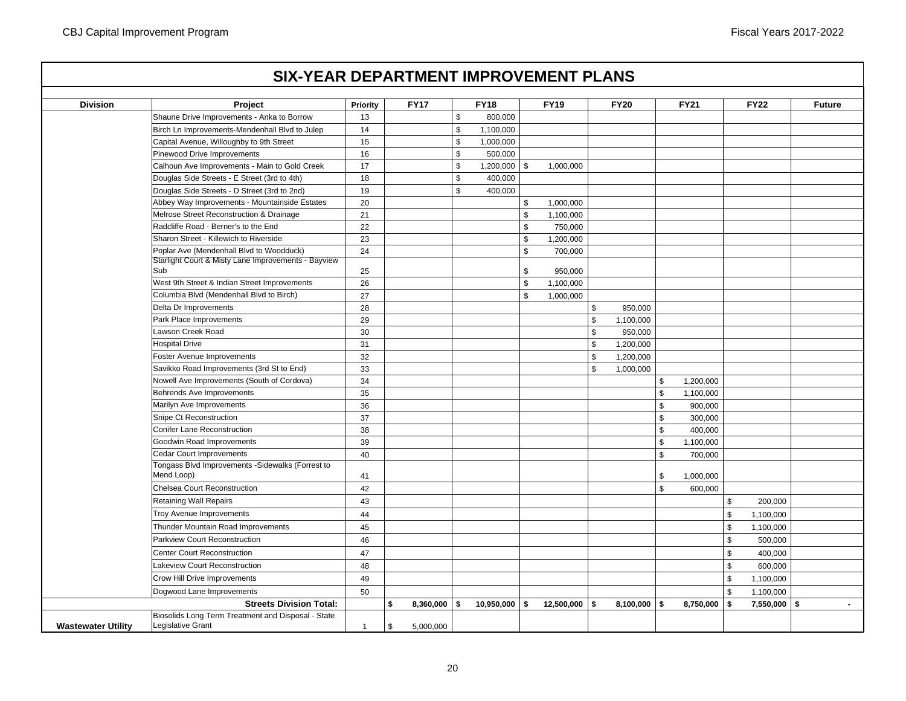## SIX-YEAR DEPARTMENT IMPROVEMENT PLANS

| Division | Project | Priority | FY17 | FY18 | FY19 | FY20 | FY21 | FY22 | Future |
|---|---|---|---|---|---|---|---|---|---|
| | Shaune Drive Improvements - Anka to Borrow | 13 | | $ 800,000 | | | | | |
| | Birch Ln Improvements-Mendenhall Blvd to Julep | 14 | | $ 1,100,000 | | | | | |
| | Capital Avenue, Willoughby to 9th Street | 15 | | $ 1,000,000 | | | | | |
| | Pinewood Drive Improvements | 16 | | $ 500,000 | | | | | |
| | Calhoun Ave Improvements - Main to Gold Creek | 17 | | $ 1,200,000 | $ 1,000,000 | | | | |
| | Douglas Side Streets - E Street (3rd to 4th) | 18 | | $ 400,000 | | | | | |
| | Douglas Side Streets - D Street (3rd to 2nd) | 19 | | $ 400,000 | | | | | |
| | Abbey Way Improvements - Mountainside Estates | 20 | | | $ 1,000,000 | | | | |
| | Melrose Street Reconstruction & Drainage | 21 | | | $ 1,100,000 | | | | |
| | Radcliffe Road - Berner's to the End | 22 | | | $ 750,000 | | | | |
| | Sharon Street - Killewich to Riverside | 23 | | | $ 1,200,000 | | | | |
| | Poplar Ave (Mendenhall Blvd to Woodduck) | 24 | | | $ 700,000 | | | | |
| | Starlight Court & Misty Lane Improvements - Bayview Sub | 25 | | | $ 950,000 | | | | |
| | West 9th Street & Indian Street Improvements | 26 | | | $ 1,100,000 | | | | |
| | Columbia Blvd (Mendenhall Blvd to Birch) | 27 | | | $ 1,000,000 | | | | |
| | Delta Dr Improvements | 28 | | | | $ 950,000 | | | |
| | Park Place Improvements | 29 | | | | $ 1,100,000 | | | |
| | Lawson Creek Road | 30 | | | | $ 950,000 | | | |
| | Hospital Drive | 31 | | | | $ 1,200,000 | | | |
| | Foster Avenue Improvements | 32 | | | | $ 1,200,000 | | | |
| | Savikko Road Improvements (3rd St to End) | 33 | | | | $ 1,000,000 | | | |
| | Nowell Ave Improvements (South of Cordova) | 34 | | | | | $ 1,200,000 | | |
| | Behrends Ave Improvements | 35 | | | | | $ 1,100,000 | | |
| | Marilyn Ave Improvements | 36 | | | | | $ 900,000 | | |
| | Snipe Ct Reconstruction | 37 | | | | | $ 300,000 | | |
| | Conifer Lane Reconstruction | 38 | | | | | $ 400,000 | | |
| | Goodwin Road Improvements | 39 | | | | | $ 1,100,000 | | |
| | Cedar Court Improvements | 40 | | | | | $ 700,000 | | |
| | Tongass Blvd Improvements -Sidewalks (Forrest to Mend Loop) | 41 | | | | | $ 1,000,000 | | |
| | Chelsea Court Reconstruction | 42 | | | | | $ 600,000 | | |
| | Retaining Wall Repairs | 43 | | | | | | $ 200,000 | |
| | Troy Avenue Improvements | 44 | | | | | | $ 1,100,000 | |
| | Thunder Mountain Road Improvements | 45 | | | | | | $ 1,100,000 | |
| | Parkview Court Reconstruction | 46 | | | | | | $ 500,000 | |
| | Center Court Reconstruction | 47 | | | | | | $ 400,000 | |
| | Lakeview Court Reconstruction | 48 | | | | | | $ 600,000 | |
| | Crow Hill Drive Improvements | 49 | | | | | | $ 1,100,000 | |
| | Dogwood Lane Improvements | 50 | | | | | | $ 1,100,000 | |
| | **Streets Division Total:** | | **$ 8,360,000** | **$ 10,950,000** | **$ 12,500,000** | **$ 8,100,000** | **$ 8,750,000** | **$ 7,550,000** | **$ -** |
| **Wastewater Utility** | Biosolids Long Term Treatment and Disposal - State Legislative Grant | 1 | $ 5,000,000 | | | | | | |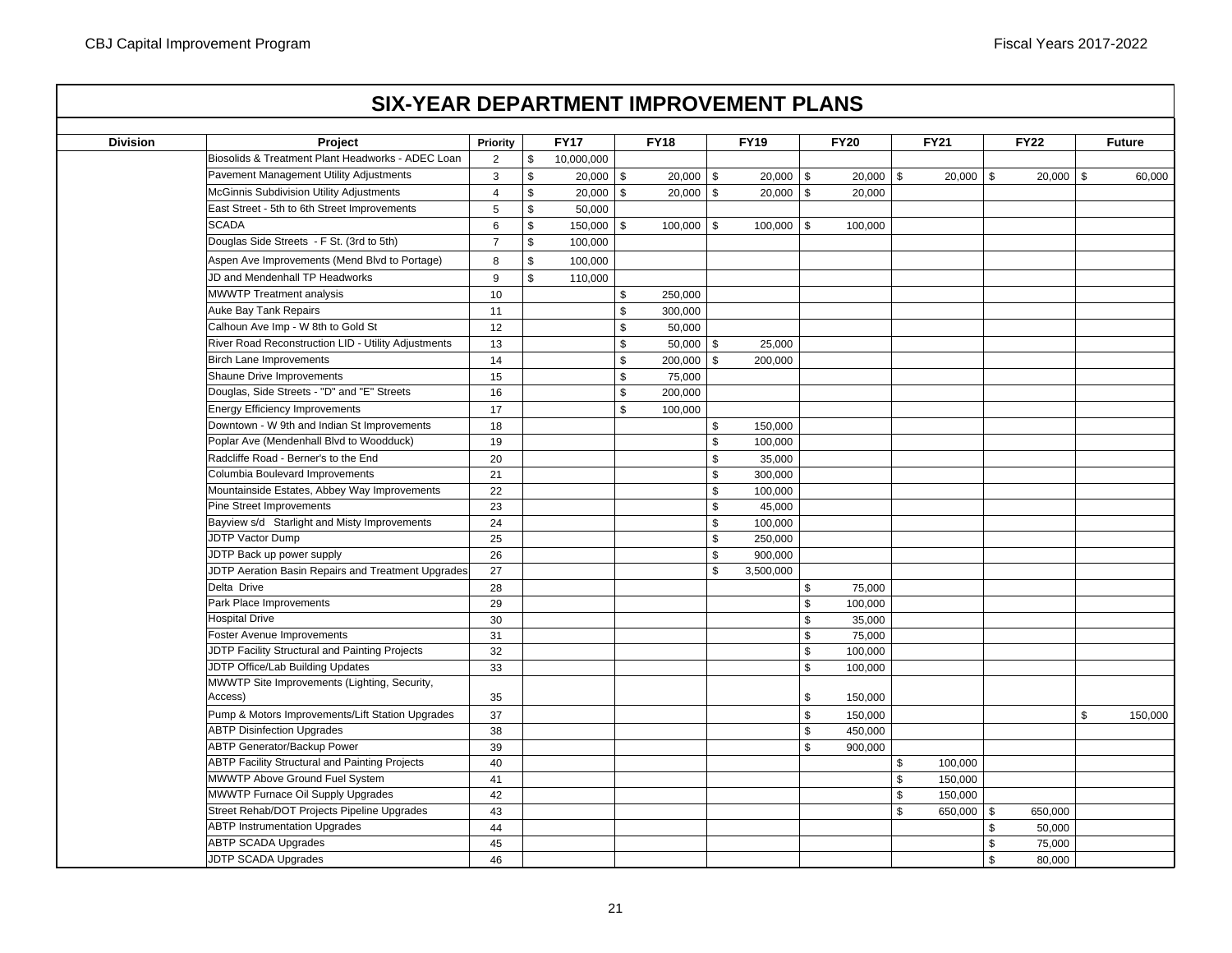## SIX-YEAR DEPARTMENT IMPROVEMENT PLANS

| Division | Project | Priority | FY17 | FY18 | FY19 | FY20 | FY21 | FY22 | Future |
|---|---|---|---|---|---|---|---|---|---|
| | Biosolids & Treatment Plant Headworks - ADEC Loan | 2 | $ 10,000,000 | | | | | | |
| | Pavement Management Utility Adjustments | 3 | $ 20,000 | $ 20,000 | $ 20,000 | $ 20,000 | $ 20,000 | $ 20,000 | $ 60,000 |
| | McGinnis Subdivision Utility Adjustments | 4 | $ 20,000 | $ 20,000 | $ 20,000 | $ 20,000 | | | |
| | East Street - 5th to 6th Street Improvements | 5 | $ 50,000 | | | | | | |
| | SCADA | 6 | $ 150,000 | $ 100,000 | $ 100,000 | $ 100,000 | | | |
| | Douglas Side Streets - F St. (3rd to 5th) | 7 | $ 100,000 | | | | | | |
| | Aspen Ave Improvements (Mend Blvd to Portage) | 8 | $ 100,000 | | | | | | |
| | JD and Mendenhall TP Headworks | 9 | $ 110,000 | | | | | | |
| | MWWTP Treatment analysis | 10 | | $ 250,000 | | | | | |
| | Auke Bay Tank Repairs | 11 | | $ 300,000 | | | | | |
| | Calhoun Ave Imp - W 8th to Gold St | 12 | | $ 50,000 | | | | | |
| | River Road Reconstruction LID - Utility Adjustments | 13 | | $ 50,000 | $ 25,000 | | | | |
| | Birch Lane Improvements | 14 | | $ 200,000 | $ 200,000 | | | | |
| | Shaune Drive Improvements | 15 | | $ 75,000 | | | | | |
| | Douglas, Side Streets - "D" and "E" Streets | 16 | | $ 200,000 | | | | | |
| | Energy Efficiency Improvements | 17 | | $ 100,000 | | | | | |
| | Downtown - W 9th and Indian St Improvements | 18 | | | $ 150,000 | | | | |
| | Poplar Ave (Mendenhall Blvd to Woodduck) | 19 | | | $ 100,000 | | | | |
| | Radcliffe Road - Berner's to the End | 20 | | | $ 35,000 | | | | |
| | Columbia Boulevard Improvements | 21 | | | $ 300,000 | | | | |
| | Mountainside Estates, Abbey Way Improvements | 22 | | | $ 100,000 | | | | |
| | Pine Street Improvements | 23 | | | $ 45,000 | | | | |
| | Bayview s/d Starlight and Misty Improvements | 24 | | | $ 100,000 | | | | |
| | JDTP Vactor Dump | 25 | | | $ 250,000 | | | | |
| | JDTP Back up power supply | 26 | | | $ 900,000 | | | | |
| | JDTP Aeration Basin Repairs and Treatment Upgrades | 27 | | | $ 3,500,000 | | | | |
| | Delta Drive | 28 | | | | $ 75,000 | | | |
| | Park Place Improvements | 29 | | | | $ 100,000 | | | |
| | Hospital Drive | 30 | | | | $ 35,000 | | | |
| | Foster Avenue Improvements | 31 | | | | $ 75,000 | | | |
| | JDTP Facility Structural and Painting Projects | 32 | | | | $ 100,000 | | | |
| | JDTP Office/Lab Building Updates | 33 | | | | $ 100,000 | | | |
| | MWWTP Site Improvements (Lighting, Security, Access) | 35 | | | | $ 150,000 | | | |
| | Pump & Motors Improvements/Lift Station Upgrades | 37 | | | | $ 150,000 | | | $ 150,000 |
| | ABTP Disinfection Upgrades | 38 | | | | $ 450,000 | | | |
| | ABTP Generator/Backup Power | 39 | | | | $ 900,000 | | | |
| | ABTP Facility Structural and Painting Projects | 40 | | | | | $ 100,000 | | |
| | MWWTP Above Ground Fuel System | 41 | | | | | $ 150,000 | | |
| | MWWTP Furnace Oil Supply Upgrades | 42 | | | | | $ 150,000 | | |
| | Street Rehab/DOT Projects Pipeline Upgrades | 43 | | | | | $ 650,000 | $ 650,000 | |
| | ABTP Instrumentation Upgrades | 44 | | | | | | $ 50,000 | |
| | ABTP SCADA Upgrades | 45 | | | | | | $ 75,000 | |
| | JDTP SCADA Upgrades | 46 | | | | | | $ 80,000 | |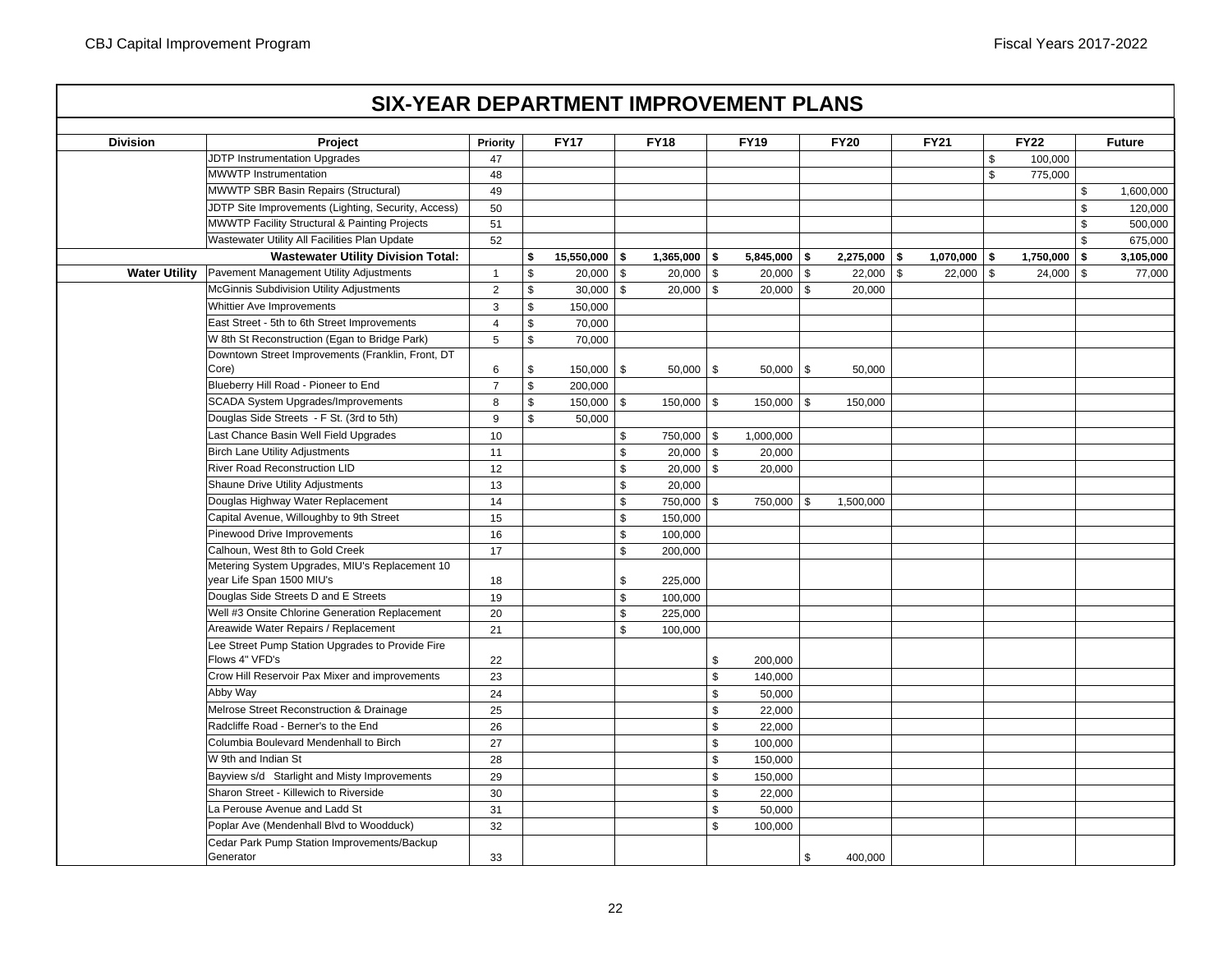# SIX-YEAR DEPARTMENT IMPROVEMENT PLANS

| Division | Project | Priority | FY17 | FY18 | FY19 | FY20 | FY21 | FY22 | Future |
|---|---|---|---|---|---|---|---|---|---|
| | JDTP Instrumentation Upgrades | 47 | | | | | | $ 100,000 | |
| | MWWTP Instrumentation | 48 | | | | | | $ 775,000 | |
| | MWWTP SBR Basin Repairs (Structural) | 49 | | | | | | | $ 1,600,000 |
| | JDTP Site Improvements (Lighting, Security, Access) | 50 | | | | | | | $ 120,000 |
| | MWWTP Facility Structural & Painting Projects | 51 | | | | | | | $ 500,000 |
| | Wastewater Utility All Facilities Plan Update | 52 | | | | | | | $ 675,000 |
| | **Wastewater Utility Division Total:** | | **$ 15,550,000** | **$ 1,365,000** | **$ 5,845,000** | **$ 2,275,000** | **$ 1,070,000** | **$ 1,750,000** | **$ 3,105,000** |
| **Water Utility** | Pavement Management Utility Adjustments | 1 | $ 20,000 | $ 20,000 | $ 20,000 | $ 22,000 | $ 22,000 | $ 24,000 | $ 77,000 |
| | McGinnis Subdivision Utility Adjustments | 2 | $ 30,000 | $ 20,000 | $ 20,000 | $ 20,000 | | | |
| | Whittier Ave Improvements | 3 | $ 150,000 | | | | | | |
| | East Street - 5th to 6th Street Improvements | 4 | $ 70,000 | | | | | | |
| | W 8th St Reconstruction (Egan to Bridge Park) | 5 | $ 70,000 | | | | | | |
| | Downtown Street Improvements (Franklin, Front, DT Core) | 6 | $ 150,000 | $ 50,000 | $ 50,000 | $ 50,000 | | | |
| | Blueberry Hill Road - Pioneer to End | 7 | $ 200,000 | | | | | | |
| | SCADA System Upgrades/Improvements | 8 | $ 150,000 | $ 150,000 | $ 150,000 | $ 150,000 | | | |
| | Douglas Side Streets - F St. (3rd to 5th) | 9 | $ 50,000 | | | | | | |
| | Last Chance Basin Well Field Upgrades | 10 | | $ 750,000 | $ 1,000,000 | | | | |
| | Birch Lane Utility Adjustments | 11 | | $ 20,000 | $ 20,000 | | | | |
| | River Road Reconstruction LID | 12 | | $ 20,000 | $ 20,000 | | | | |
| | Shaune Drive Utility Adjustments | 13 | | $ 20,000 | | | | | |
| | Douglas Highway Water Replacement | 14 | | $ 750,000 | $ 750,000 | $ 1,500,000 | | | |
| | Capital Avenue, Willoughby to 9th Street | 15 | | $ 150,000 | | | | | |
| | Pinewood Drive Improvements | 16 | | $ 100,000 | | | | | |
| | Calhoun, West 8th to Gold Creek | 17 | | $ 200,000 | | | | | |
| | Metering System Upgrades, MIU's Replacement 10 year Life Span 1500 MIU's | 18 | | $ 225,000 | | | | | |
| | Douglas Side Streets D and E Streets | 19 | | $ 100,000 | | | | | |
| | Well #3 Onsite Chlorine Generation Replacement | 20 | | $ 225,000 | | | | | |
| | Areawide Water Repairs / Replacement | 21 | | $ 100,000 | | | | | |
| | Lee Street Pump Station Upgrades to Provide Fire Flows 4" VFD's | 22 | | | $ 200,000 | | | | |
| | Crow Hill Reservoir Pax Mixer and improvements | 23 | | | $ 140,000 | | | | |
| | Abby Way | 24 | | | $ 50,000 | | | | |
| | Melrose Street Reconstruction & Drainage | 25 | | | $ 22,000 | | | | |
| | Radcliffe Road - Berner's to the End | 26 | | | $ 22,000 | | | | |
| | Columbia Boulevard Mendenhall to Birch | 27 | | | $ 100,000 | | | | |
| | W 9th and Indian St | 28 | | | $ 150,000 | | | | |
| | Bayview s/d Starlight and Misty Improvements | 29 | | | $ 150,000 | | | | |
| | Sharon Street - Killewich to Riverside | 30 | | | $ 22,000 | | | | |
| | La Perouse Avenue and Ladd St | 31 | | | $ 50,000 | | | | |
| | Poplar Ave (Mendenhall Blvd to Woodduck) | 32 | | | $ 100,000 | | | | |
| | Cedar Park Pump Station Improvements/Backup Generator | 33 | | | | $ 400,000 | | | |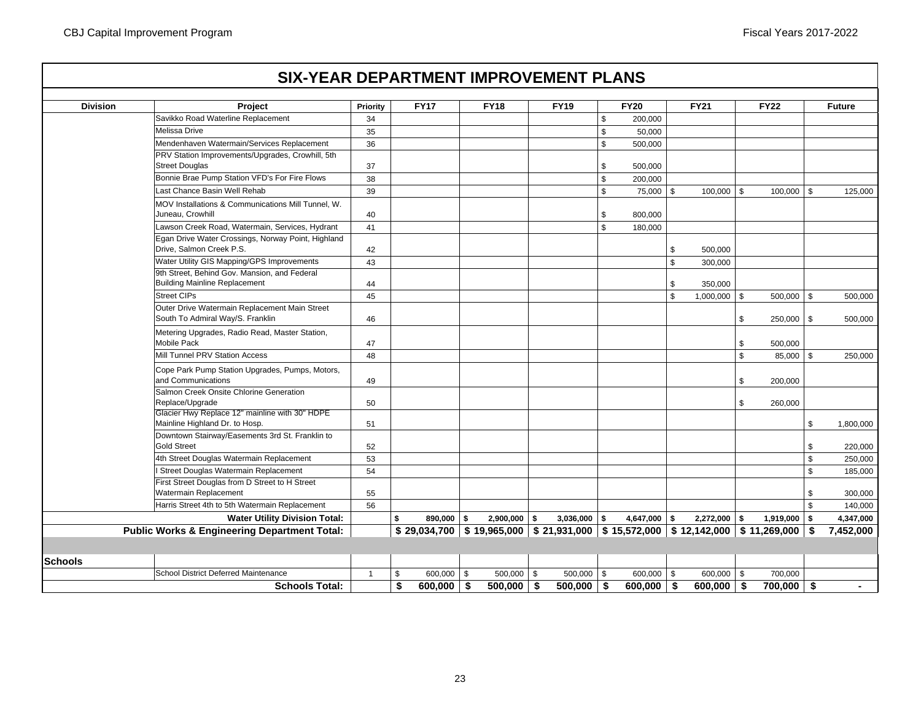## SIX-YEAR DEPARTMENT IMPROVEMENT PLANS

| Division | Project | Priority | FY17 | FY18 | FY19 | FY20 | FY21 | FY22 | Future |
|---|---|---|---|---|---|---|---|---|---|
| | Savikko Road Waterline Replacement | 34 | | | | $ 200,000 | | | |
| | Melissa Drive | 35 | | | | $ 50,000 | | | |
| | Mendenhaven Watermain/Services Replacement | 36 | | | | $ 500,000 | | | |
| | PRV Station Improvements/Upgrades, Crowhill, 5th Street Douglas | 37 | | | | $ 500,000 | | | |
| | Bonnie Brae Pump Station VFD's For Fire Flows | 38 | | | | $ 200,000 | | | |
| | Last Chance Basin Well Rehab | 39 | | | | $ 75,000 | $ 100,000 | $ 100,000 | $ 125,000 |
| | MOV Installations & Communications Mill Tunnel, W. Juneau, Crowhill | 40 | | | | $ 800,000 | | | |
| | Lawson Creek Road, Watermain, Services, Hydrant | 41 | | | | $ 180,000 | | | |
| | Egan Drive Water Crossings, Norway Point, Highland Drive, Salmon Creek P.S. | 42 | | | | | $ 500,000 | | |
| | Water Utility GIS Mapping/GPS Improvements | 43 | | | | | $ 300,000 | | |
| | 9th Street, Behind Gov. Mansion, and Federal Building Mainline Replacement | 44 | | | | | $ 350,000 | | |
| | Street CIPs | 45 | | | | | $ 1,000,000 | $ 500,000 | $ 500,000 |
| | Outer Drive Watermain Replacement Main Street South To Admiral Way/S. Franklin | 46 | | | | | | $ 250,000 | $ 500,000 |
| | Metering Upgrades, Radio Read, Master Station, Mobile Pack | 47 | | | | | | $ 500,000 | |
| | Mill Tunnel PRV Station Access | 48 | | | | | | $ 85,000 | $ 250,000 |
| | Cope Park Pump Station Upgrades, Pumps, Motors, and Communications | 49 | | | | | | $ 200,000 | |
| | Salmon Creek Onsite Chlorine Generation Replace/Upgrade | 50 | | | | | | $ 260,000 | |
| | Glacier Hwy Replace 12" mainline with 30" HDPE Mainline Highland Dr. to Hosp. | 51 | | | | | | | $ 1,800,000 |
| | Downtown Stairway/Easements 3rd St. Franklin to Gold Street | 52 | | | | | | | $ 220,000 |
| | 4th Street Douglas Watermain Replacement | 53 | | | | | | | $ 250,000 |
| | I Street Douglas Watermain Replacement | 54 | | | | | | | $ 185,000 |
| | First Street Douglas from D Street to H Street Watermain Replacement | 55 | | | | | | | $ 300,000 |
| | Harris Street 4th to 5th Watermain Replacement | 56 | | | | | | | $ 140,000 |
| | **Water Utility Division Total:** | | **$ 890,000** | **$ 2,900,000** | **$ 3,036,000** | **$ 4,647,000** | **$ 2,272,000** | **$ 1,919,000** | **$ 4,347,000** |
| | **Public Works & Engineering Department Total:** | | **$ 29,034,700** | **$ 19,965,000** | **$ 21,931,000** | **$ 15,572,000** | **$ 12,142,000** | **$ 11,269,000** | **$ 7,452,000** |
| | | | | | | | | | |
| **Schools** | | | | | | | | | |
| | School District Deferred Maintenance | 1 | $ 600,000 | $ 500,000 | $ 500,000 | $ 600,000 | $ 600,000 | $ 700,000 | |
| | **Schools Total:** | | **$ 600,000** | **$ 500,000** | **$ 500,000** | **$ 600,000** | **$ 600,000** | **$ 700,000** | **$ -** |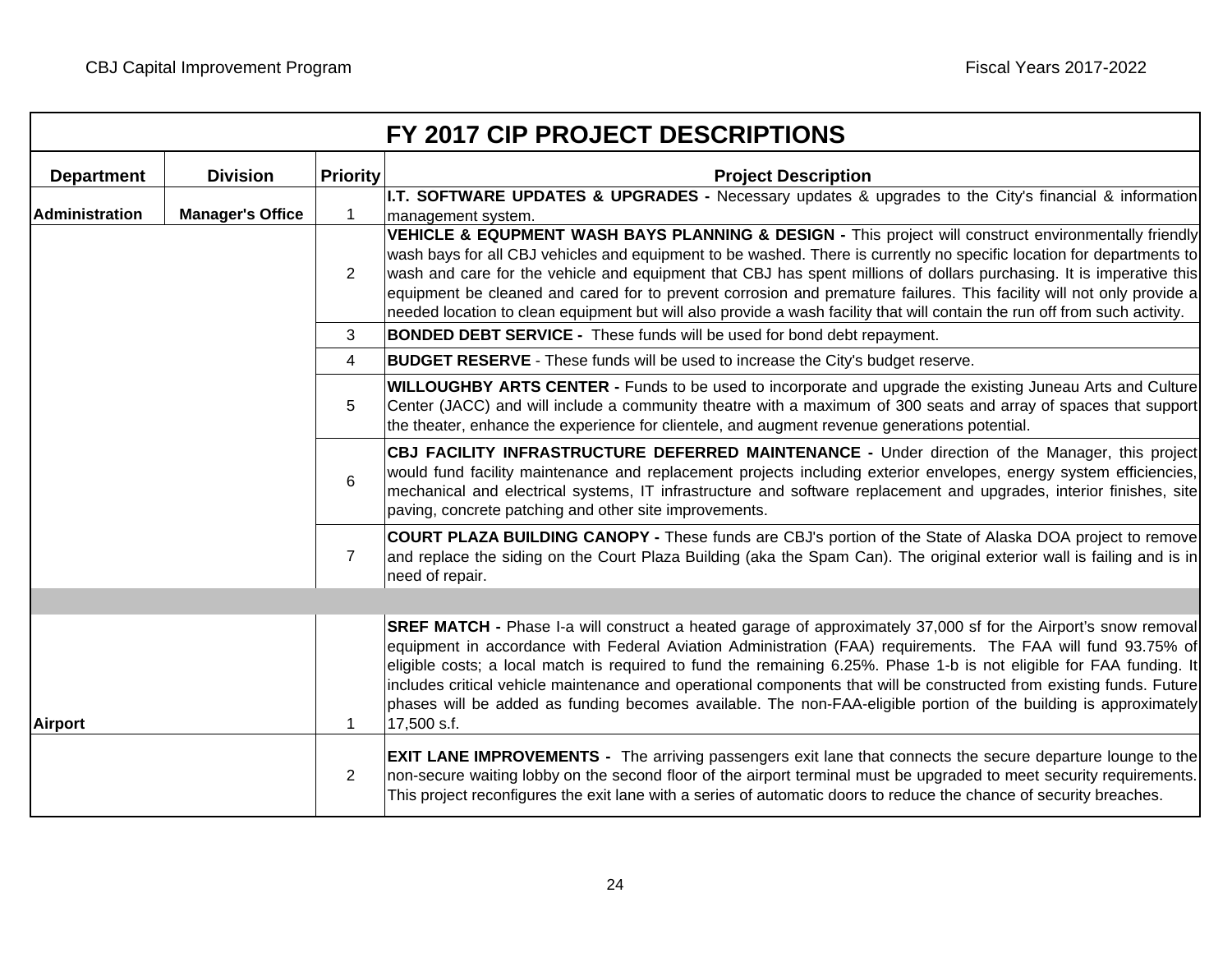## FY 2017 CIP PROJECT DESCRIPTIONS

| Department | Division | Priority | Project Description |
|---|---|---|---|
| Administration | Manager's Office | 1 | **I.T. SOFTWARE UPDATES & UPGRADES -** Necessary updates & upgrades to the City's financial & information management system. |
| | | 2 | **VEHICLE & EQUPMENT WASH BAYS PLANNING & DESIGN -** This project will construct environmentally friendly wash bays for all CBJ vehicles and equipment to be washed. There is currently no specific location for departments to wash and care for the vehicle and equipment that CBJ has spent millions of dollars purchasing. It is imperative this equipment be cleaned and cared for to prevent corrosion and premature failures. This facility will not only provide a needed location to clean equipment but will also provide a wash facility that will contain the run off from such activity. |
| | | 3 | **BONDED DEBT SERVICE -** These funds will be used for bond debt repayment. |
| | | 4 | **BUDGET RESERVE** - These funds will be used to increase the City's budget reserve. |
| | | 5 | **WILLOUGHBY ARTS CENTER -** Funds to be used to incorporate and upgrade the existing Juneau Arts and Culture Center (JACC) and will include a community theatre with a maximum of 300 seats and array of spaces that support the theater, enhance the experience for clientele, and augment revenue generations potential. |
| | | 6 | **CBJ FACILITY INFRASTRUCTURE DEFERRED MAINTENANCE -** Under direction of the Manager, this project would fund facility maintenance and replacement projects including exterior envelopes, energy system efficiencies, mechanical and electrical systems, IT infrastructure and software replacement and upgrades, interior finishes, site paving, concrete patching and other site improvements. |
| | | 7 | **COURT PLAZA BUILDING CANOPY -** These funds are CBJ's portion of the State of Alaska DOA project to remove and replace the siding on the Court Plaza Building (aka the Spam Can). The original exterior wall is failing and is in need of repair. |
| | | | |
| Airport | | 1 | **SREF MATCH -** Phase I-a will construct a heated garage of approximately 37,000 sf for the Airport's snow removal equipment in accordance with Federal Aviation Administration (FAA) requirements. The FAA will fund 93.75% of eligible costs; a local match is required to fund the remaining 6.25%. Phase 1-b is not eligible for FAA funding. It includes critical vehicle maintenance and operational components that will be constructed from existing funds. Future phases will be added as funding becomes available. The non-FAA-eligible portion of the building is approximately 17,500 s.f. |
| | | 2 | **EXIT LANE IMPROVEMENTS -** The arriving passengers exit lane that connects the secure departure lounge to the non-secure waiting lobby on the second floor of the airport terminal must be upgraded to meet security requirements. This project reconfigures the exit lane with a series of automatic doors to reduce the chance of security breaches. |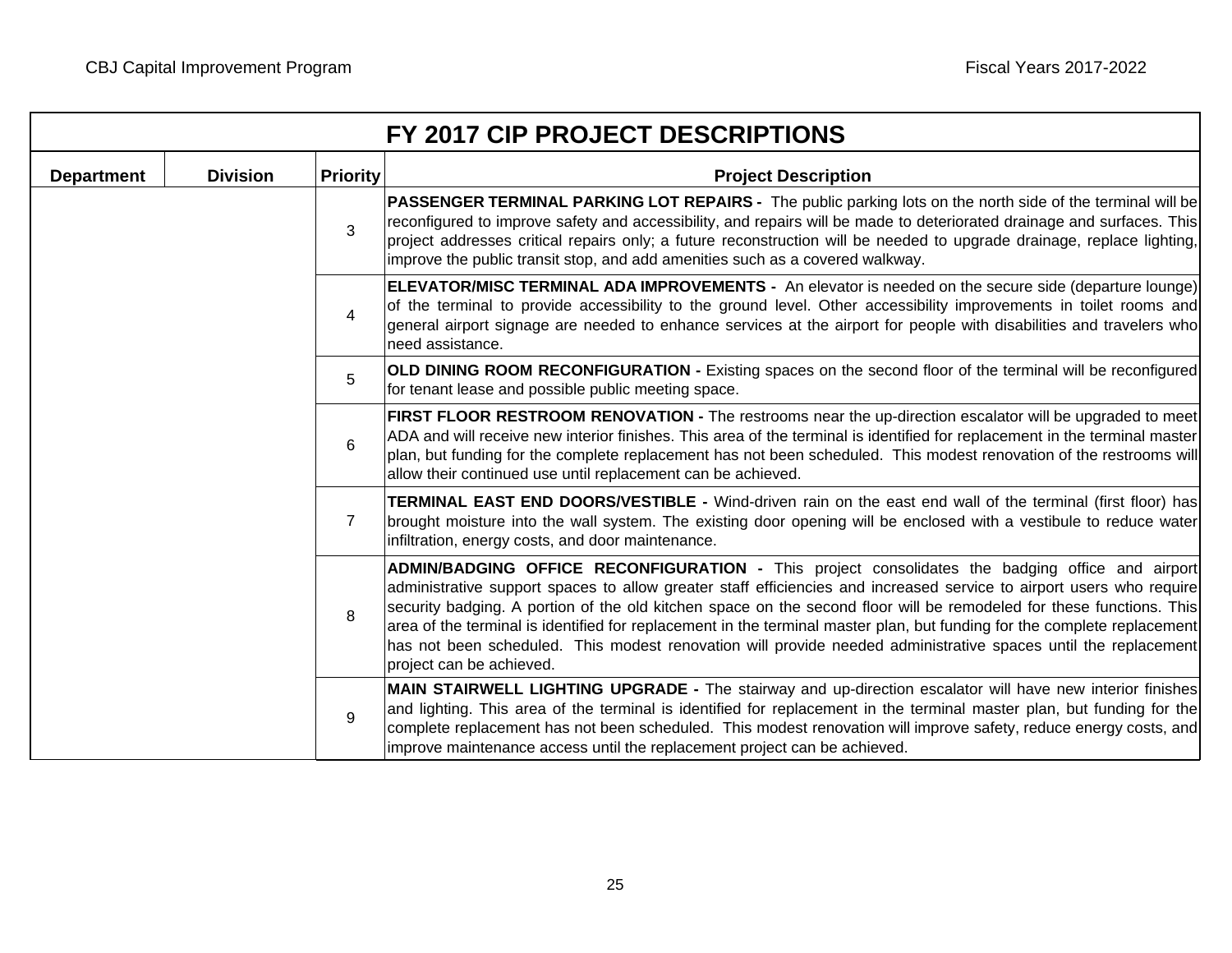# FY 2017 CIP PROJECT DESCRIPTIONS

| Department | Division | Priority | Project Description |
|---|---|---|---|
| | | 3 | **PASSENGER TERMINAL PARKING LOT REPAIRS -** The public parking lots on the north side of the terminal will be reconfigured to improve safety and accessibility, and repairs will be made to deteriorated drainage and surfaces. This project addresses critical repairs only; a future reconstruction will be needed to upgrade drainage, replace lighting, improve the public transit stop, and add amenities such as a covered walkway. |
| | | 4 | **ELEVATOR/MISC TERMINAL ADA IMPROVEMENTS -** An elevator is needed on the secure side (departure lounge) of the terminal to provide accessibility to the ground level. Other accessibility improvements in toilet rooms and general airport signage are needed to enhance services at the airport for people with disabilities and travelers who need assistance. |
| | | 5 | **OLD DINING ROOM RECONFIGURATION -** Existing spaces on the second floor of the terminal will be reconfigured for tenant lease and possible public meeting space. |
| | | 6 | **FIRST FLOOR RESTROOM RENOVATION -** The restrooms near the up-direction escalator will be upgraded to meet ADA and will receive new interior finishes. This area of the terminal is identified for replacement in the terminal master plan, but funding for the complete replacement has not been scheduled. This modest renovation of the restrooms will allow their continued use until replacement can be achieved. |
| | | 7 | **TERMINAL EAST END DOORS/VESTIBLE -** Wind-driven rain on the east end wall of the terminal (first floor) has brought moisture into the wall system. The existing door opening will be enclosed with a vestibule to reduce water infiltration, energy costs, and door maintenance. |
| | | 8 | **ADMIN/BADGING OFFICE RECONFIGURATION -** This project consolidates the badging office and airport administrative support spaces to allow greater staff efficiencies and increased service to airport users who require security badging. A portion of the old kitchen space on the second floor will be remodeled for these functions. This area of the terminal is identified for replacement in the terminal master plan, but funding for the complete replacement has not been scheduled. This modest renovation will provide needed administrative spaces until the replacement project can be achieved. |
| | | 9 | **MAIN STAIRWELL LIGHTING UPGRADE -** The stairway and up-direction escalator will have new interior finishes and lighting. This area of the terminal is identified for replacement in the terminal master plan, but funding for the complete replacement has not been scheduled. This modest renovation will improve safety, reduce energy costs, and improve maintenance access until the replacement project can be achieved. |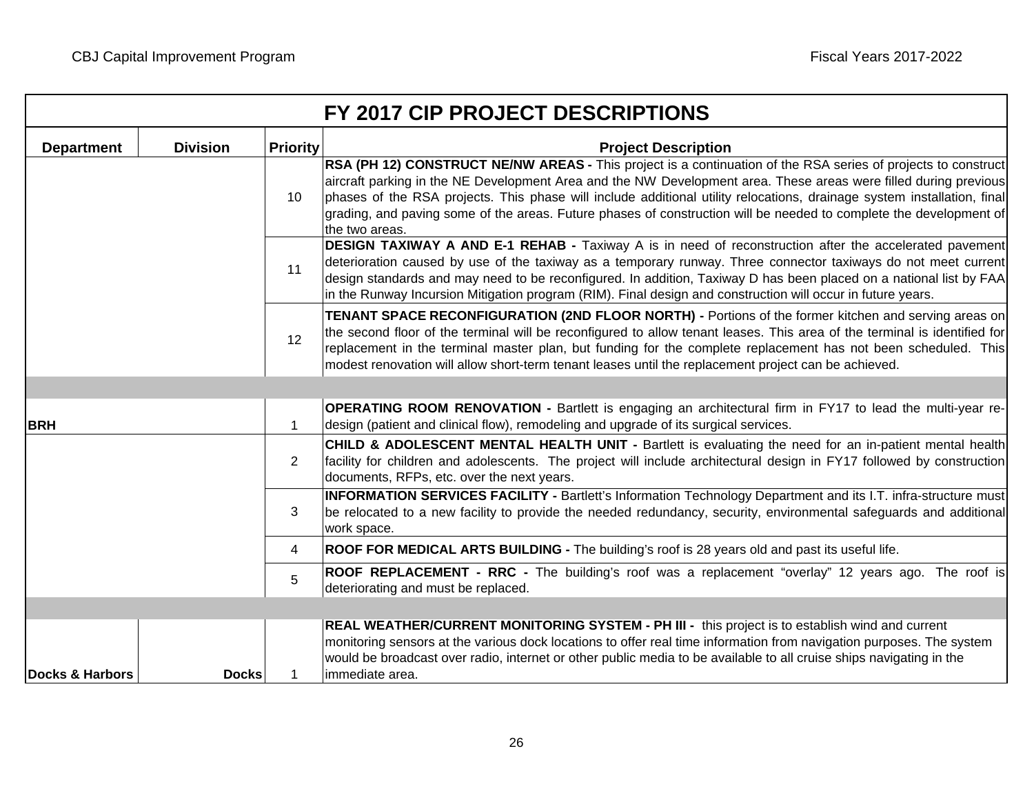# FY 2017 CIP PROJECT DESCRIPTIONS

| Department | Division | Priority | Project Description |
|---|---|---|---|
| | | 10 | **RSA (PH 12) CONSTRUCT NE/NW AREAS -** This project is a continuation of the RSA series of projects to construct aircraft parking in the NE Development Area and the NW Development area. These areas were filled during previous phases of the RSA projects. This phase will include additional utility relocations, drainage system installation, final grading, and paving some of the areas. Future phases of construction will be needed to complete the development of the two areas. |
| | | 11 | **DESIGN TAXIWAY A AND E-1 REHAB -** Taxiway A is in need of reconstruction after the accelerated pavement deterioration caused by use of the taxiway as a temporary runway. Three connector taxiways do not meet current design standards and may need to be reconfigured. In addition, Taxiway D has been placed on a national list by FAA in the Runway Incursion Mitigation program (RIM). Final design and construction will occur in future years. |
| | | 12 | **TENANT SPACE RECONFIGURATION (2ND FLOOR NORTH) -** Portions of the former kitchen and serving areas on the second floor of the terminal will be reconfigured to allow tenant leases. This area of the terminal is identified for replacement in the terminal master plan, but funding for the complete replacement has not been scheduled. This modest renovation will allow short-term tenant leases until the replacement project can be achieved. |
| | | | |
| **BRH** | | 1 | **OPERATING ROOM RENOVATION -** Bartlett is engaging an architectural firm in FY17 to lead the multi-year re-design (patient and clinical flow), remodeling and upgrade of its surgical services. |
| | | 2 | **CHILD & ADOLESCENT MENTAL HEALTH UNIT -** Bartlett is evaluating the need for an in-patient mental health facility for children and adolescents. The project will include architectural design in FY17 followed by construction documents, RFPs, etc. over the next years. |
| | | 3 | **INFORMATION SERVICES FACILITY -** Bartlett's Information Technology Department and its I.T. infra-structure must be relocated to a new facility to provide the needed redundancy, security, environmental safeguards and additional work space. |
| | | 4 | **ROOF FOR MEDICAL ARTS BUILDING -** The building's roof is 28 years old and past its useful life. |
| | | 5 | **ROOF REPLACEMENT - RRC -** The building's roof was a replacement "overlay" 12 years ago. The roof is deteriorating and must be replaced. |
| | | | |
| **Docks & Harbors** | **Docks** | 1 | **REAL WEATHER/CURRENT MONITORING SYSTEM - PH III -** this project is to establish wind and current monitoring sensors at the various dock locations to offer real time information from navigation purposes. The system would be broadcast over radio, internet or other public media to be available to all cruise ships navigating in the immediate area. |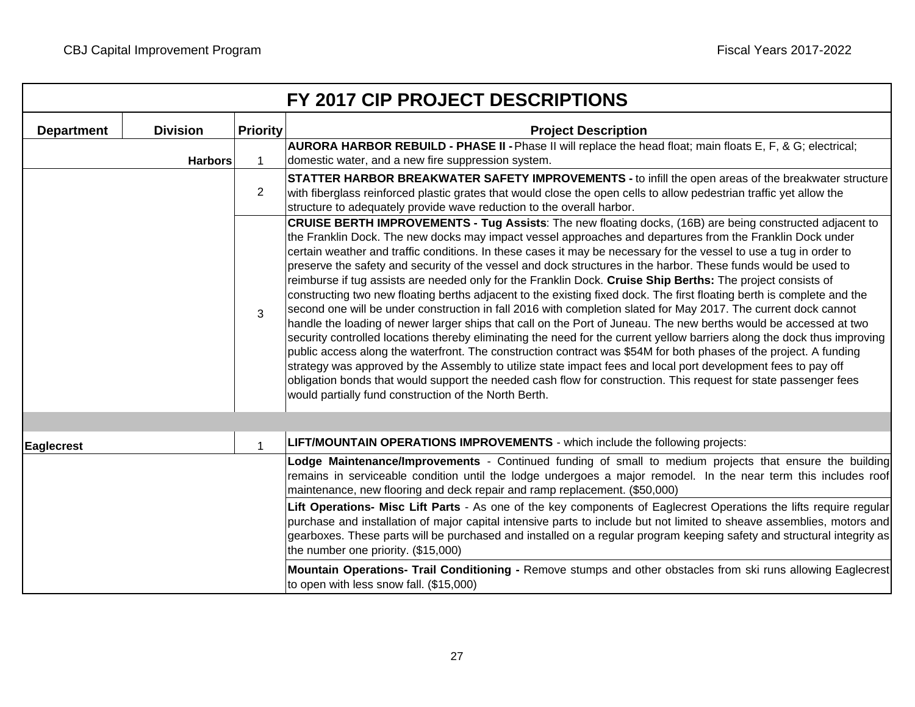# FY 2017 CIP PROJECT DESCRIPTIONS

| Department | Division | Priority | Project Description |
|---|---|---|---|
| | Harbors | 1 | **AURORA HARBOR REBUILD - PHASE II -** Phase II will replace the head float; main floats E, F, & G; electrical; domestic water, and a new fire suppression system. |
| | | 2 | **STATTER HARBOR BREAKWATER SAFETY IMPROVEMENTS -** to infill the open areas of the breakwater structure with fiberglass reinforced plastic grates that would close the open cells to allow pedestrian traffic yet allow the structure to adequately provide wave reduction to the overall harbor. |
| | | 3 | **CRUISE BERTH IMPROVEMENTS - Tug Assists**: The new floating docks, (16B) are being constructed adjacent to the Franklin Dock. The new docks may impact vessel approaches and departures from the Franklin Dock under certain weather and traffic conditions. In these cases it may be necessary for the vessel to use a tug in order to preserve the safety and security of the vessel and dock structures in the harbor. These funds would be used to reimburse if tug assists are needed only for the Franklin Dock. **Cruise Ship Berths:** The project consists of constructing two new floating berths adjacent to the existing fixed dock. The first floating berth is complete and the second one will be under construction in fall 2016 with completion slated for May 2017. The current dock cannot handle the loading of newer larger ships that call on the Port of Juneau. The new berths would be accessed at two security controlled locations thereby eliminating the need for the current yellow barriers along the dock thus improving public access along the waterfront. The construction contract was $54M for both phases of the project. A funding strategy was approved by the Assembly to utilize state impact fees and local port development fees to pay off obligation bonds that would support the needed cash flow for construction. This request for state passenger fees would partially fund construction of the North Berth. |
| | | | |
| Eaglecrest | | 1 | **LIFT/MOUNTAIN OPERATIONS IMPROVEMENTS** - which include the following projects: |
| | | | **Lodge Maintenance/Improvements** - Continued funding of small to medium projects that ensure the building remains in serviceable condition until the lodge undergoes a major remodel. In the near term this includes roof maintenance, new flooring and deck repair and ramp replacement. ($50,000) |
| | | | **Lift Operations- Misc Lift Parts** - As one of the key components of Eaglecrest Operations the lifts require regular purchase and installation of major capital intensive parts to include but not limited to sheave assemblies, motors and gearboxes. These parts will be purchased and installed on a regular program keeping safety and structural integrity as the number one priority. ($15,000) |
| | | | **Mountain Operations- Trail Conditioning -** Remove stumps and other obstacles from ski runs allowing Eaglecrest to open with less snow fall. ($15,000) |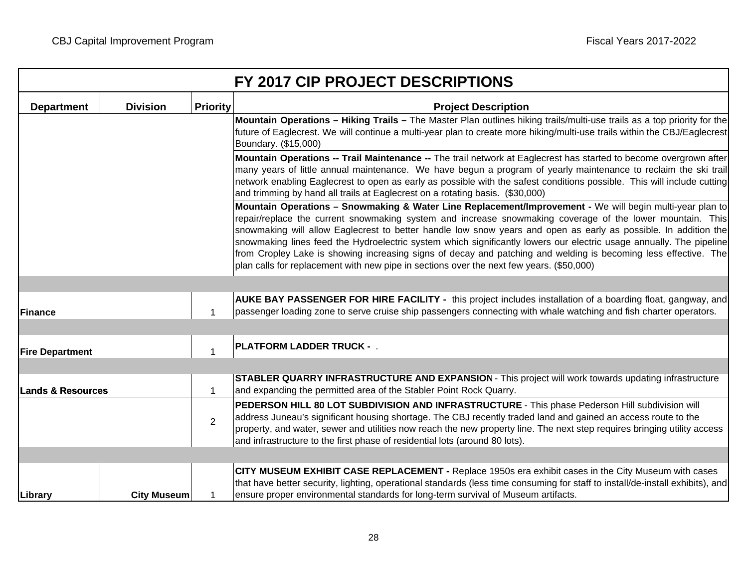## FY 2017 CIP PROJECT DESCRIPTIONS

| Department | Division | Priority | Project Description |
|---|---|---|---|
| | | | **Mountain Operations – Hiking Trails –** The Master Plan outlines hiking trails/multi-use trails as a top priority for the future of Eaglecrest. We will continue a multi-year plan to create more hiking/multi-use trails within the CBJ/Eaglecrest Boundary. ($15,000) |
| | | | **Mountain Operations -- Trail Maintenance --** The trail network at Eaglecrest has started to become overgrown after many years of little annual maintenance. We have begun a program of yearly maintenance to reclaim the ski trail network enabling Eaglecrest to open as early as possible with the safest conditions possible. This will include cutting and trimming by hand all trails at Eaglecrest on a rotating basis. ($30,000) |
| | | | **Mountain Operations – Snowmaking & Water Line Replacement/Improvement -** We will begin multi-year plan to repair/replace the current snowmaking system and increase snowmaking coverage of the lower mountain. This snowmaking will allow Eaglecrest to better handle low snow years and open as early as possible. In addition the snowmaking lines feed the Hydroelectric system which significantly lowers our electric usage annually. The pipeline from Cropley Lake is showing increasing signs of decay and patching and welding is becoming less effective. The plan calls for replacement with new pipe in sections over the next few years. ($50,000) |
| | | | |
| **Finance** | | 1 | **AUKE BAY PASSENGER FOR HIRE FACILITY -** this project includes installation of a boarding float, gangway, and passenger loading zone to serve cruise ship passengers connecting with whale watching and fish charter operators. |
| | | | |
| **Fire Department** | | 1 | **PLATFORM LADDER TRUCK -** . |
| | | | |
| **Lands & Resources** | | 1 | **STABLER QUARRY INFRASTRUCTURE AND EXPANSION** - This project will work towards updating infrastructure and expanding the permitted area of the Stabler Point Rock Quarry. |
| | | 2 | **PEDERSON HILL 80 LOT SUBDIVISION AND INFRASTRUCTURE** - This phase Pederson Hill subdivision will address Juneau's significant housing shortage. The CBJ recently traded land and gained an access route to the property, and water, sewer and utilities now reach the new property line. The next step requires bringing utility access and infrastructure to the first phase of residential lots (around 80 lots). |
| | | | |
| **Library** | **City Museum** | 1 | **CITY MUSEUM EXHIBIT CASE REPLACEMENT -** Replace 1950s era exhibit cases in the City Museum with cases that have better security, lighting, operational standards (less time consuming for staff to install/de-install exhibits), and ensure proper environmental standards for long-term survival of Museum artifacts. |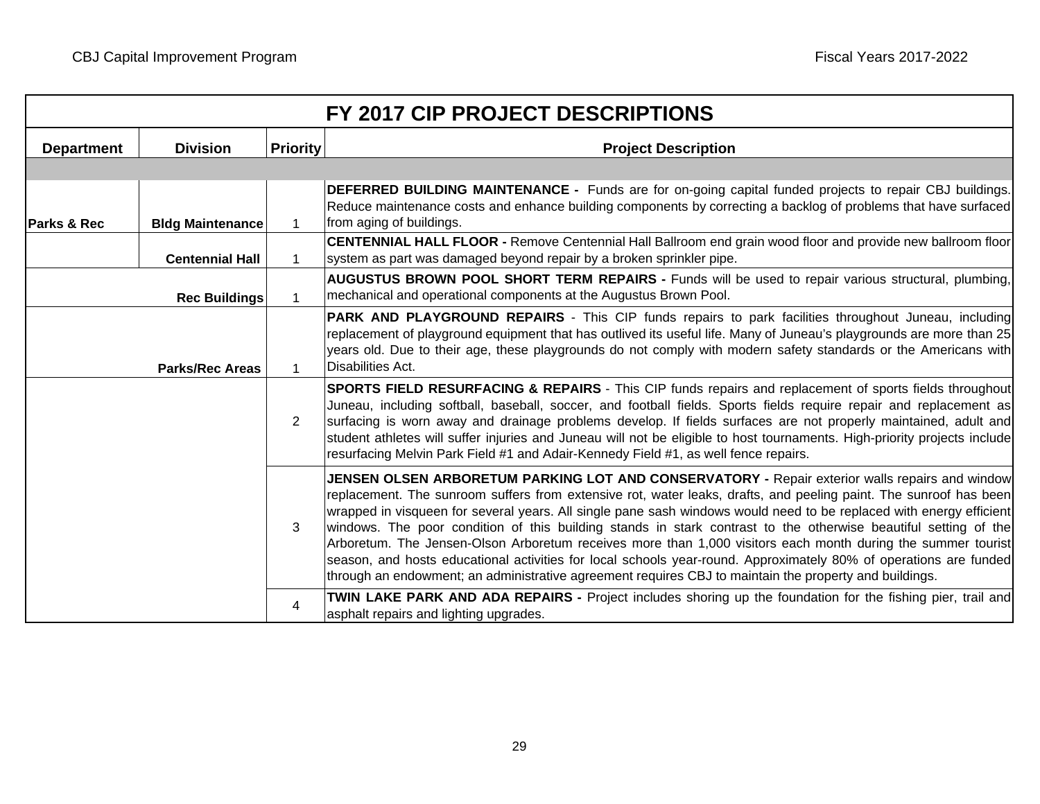# FY 2017 CIP PROJECT DESCRIPTIONS

| Department | Division | Priority | Project Description |
|---|---|---|---|
| | | | |
| Parks & Rec | Bldg Maintenance | 1 | **DEFERRED BUILDING MAINTENANCE -** Funds are for on-going capital funded projects to repair CBJ buildings. Reduce maintenance costs and enhance building components by correcting a backlog of problems that have surfaced from aging of buildings. |
| | Centennial Hall | 1 | **CENTENNIAL HALL FLOOR -** Remove Centennial Hall Ballroom end grain wood floor and provide new ballroom floor system as part was damaged beyond repair by a broken sprinkler pipe. |
| | Rec Buildings | 1 | **AUGUSTUS BROWN POOL SHORT TERM REPAIRS -** Funds will be used to repair various structural, plumbing, mechanical and operational components at the Augustus Brown Pool. |
| | Parks/Rec Areas | 1 | **PARK AND PLAYGROUND REPAIRS** - This CIP funds repairs to park facilities throughout Juneau, including replacement of playground equipment that has outlived its useful life. Many of Juneau's playgrounds are more than 25 years old. Due to their age, these playgrounds do not comply with modern safety standards or the Americans with Disabilities Act. |
| | | 2 | **SPORTS FIELD RESURFACING & REPAIRS** - This CIP funds repairs and replacement of sports fields throughout Juneau, including softball, baseball, soccer, and football fields. Sports fields require repair and replacement as surfacing is worn away and drainage problems develop. If fields surfaces are not properly maintained, adult and student athletes will suffer injuries and Juneau will not be eligible to host tournaments. High-priority projects include resurfacing Melvin Park Field #1 and Adair-Kennedy Field #1, as well fence repairs. |
| | | 3 | **JENSEN OLSEN ARBORETUM PARKING LOT AND CONSERVATORY -** Repair exterior walls repairs and window replacement. The sunroom suffers from extensive rot, water leaks, drafts, and peeling paint. The sunroof has been wrapped in visqueen for several years. All single pane sash windows would need to be replaced with energy efficient windows. The poor condition of this building stands in stark contrast to the otherwise beautiful setting of the Arboretum. The Jensen-Olson Arboretum receives more than 1,000 visitors each month during the summer tourist season, and hosts educational activities for local schools year-round. Approximately 80% of operations are funded through an endowment; an administrative agreement requires CBJ to maintain the property and buildings. |
| | | 4 | **TWIN LAKE PARK AND ADA REPAIRS -** Project includes shoring up the foundation for the fishing pier, trail and asphalt repairs and lighting upgrades. |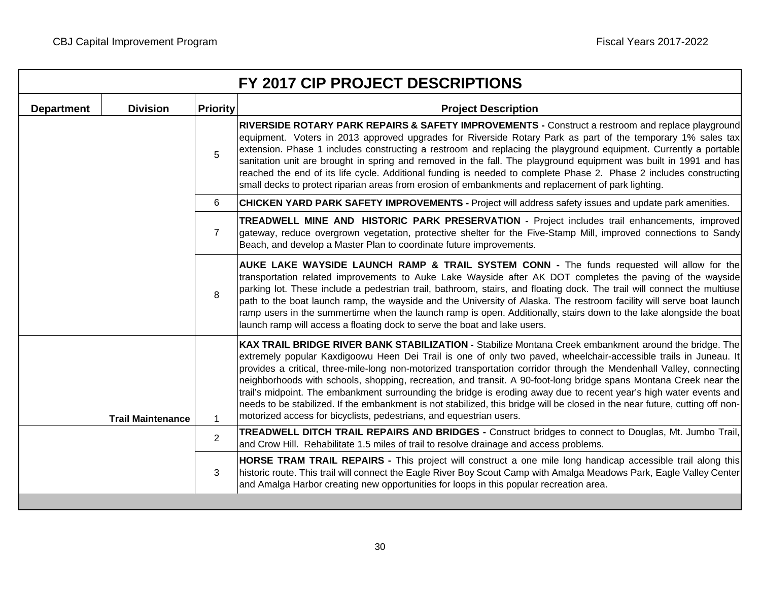## FY 2017 CIP PROJECT DESCRIPTIONS

| Department | Division | Priority | Project Description |
|---|---|---|---|
| | | 5 | **RIVERSIDE ROTARY PARK REPAIRS & SAFETY IMPROVEMENTS -** Construct a restroom and replace playground equipment. Voters in 2013 approved upgrades for Riverside Rotary Park as part of the temporary 1% sales tax extension. Phase 1 includes constructing a restroom and replacing the playground equipment. Currently a portable sanitation unit are brought in spring and removed in the fall. The playground equipment was built in 1991 and has reached the end of its life cycle. Additional funding is needed to complete Phase 2. Phase 2 includes constructing small decks to protect riparian areas from erosion of embankments and replacement of park lighting. |
| | | 6 | **CHICKEN YARD PARK SAFETY IMPROVEMENTS -** Project will address safety issues and update park amenities. |
| | | 7 | **TREADWELL MINE AND HISTORIC PARK PRESERVATION -** Project includes trail enhancements, improved gateway, reduce overgrown vegetation, protective shelter for the Five-Stamp Mill, improved connections to Sandy Beach, and develop a Master Plan to coordinate future improvements. |
| | | 8 | **AUKE LAKE WAYSIDE LAUNCH RAMP & TRAIL SYSTEM CONN -** The funds requested will allow for the transportation related improvements to Auke Lake Wayside after AK DOT completes the paving of the wayside parking lot. These include a pedestrian trail, bathroom, stairs, and floating dock. The trail will connect the multiuse path to the boat launch ramp, the wayside and the University of Alaska. The restroom facility will serve boat launch ramp users in the summertime when the launch ramp is open. Additionally, stairs down to the lake alongside the boat launch ramp will access a floating dock to serve the boat and lake users. |
| | **Trail Maintenance** | 1 | **KAX TRAIL BRIDGE RIVER BANK STABILIZATION -** Stabilize Montana Creek embankment around the bridge. The extremely popular Kaxdigoowu Heen Dei Trail is one of only two paved, wheelchair-accessible trails in Juneau. It provides a critical, three-mile-long non-motorized transportation corridor through the Mendenhall Valley, connecting neighborhoods with schools, shopping, recreation, and transit. A 90-foot-long bridge spans Montana Creek near the trail's midpoint. The embankment surrounding the bridge is eroding away due to recent year's high water events and needs to be stabilized. If the embankment is not stabilized, this bridge will be closed in the near future, cutting off non-motorized access for bicyclists, pedestrians, and equestrian users. |
| | | 2 | **TREADWELL DITCH TRAIL REPAIRS AND BRIDGES -** Construct bridges to connect to Douglas, Mt. Jumbo Trail, and Crow Hill. Rehabilitate 1.5 miles of trail to resolve drainage and access problems. |
| | | 3 | **HORSE TRAM TRAIL REPAIRS -** This project will construct a one mile long handicap accessible trail along this historic route. This trail will connect the Eagle River Boy Scout Camp with Amalga Meadows Park, Eagle Valley Center and Amalga Harbor creating new opportunities for loops in this popular recreation area. |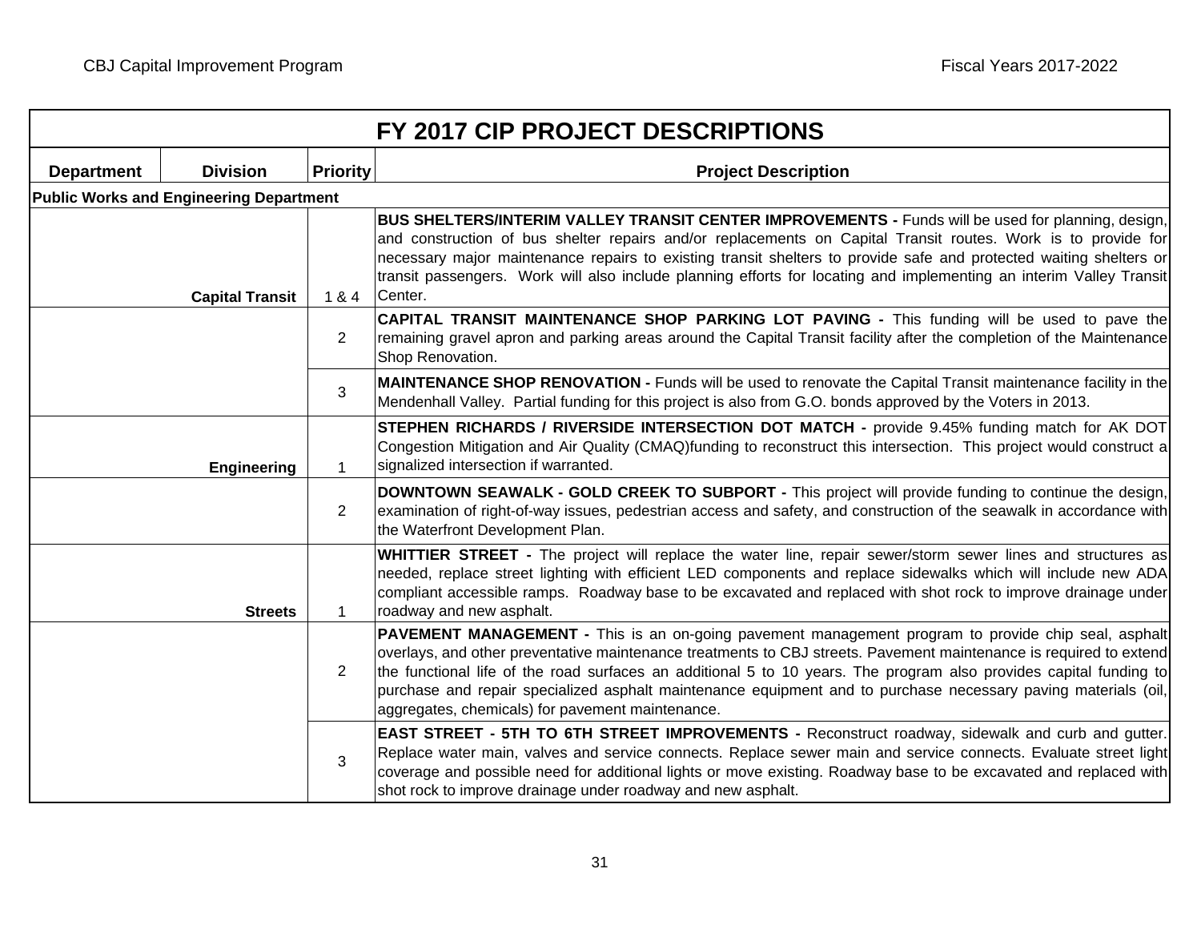# FY 2017 CIP PROJECT DESCRIPTIONS

| Department | Division | Priority | Project Description |
|---|---|---|---|
| **Public Works and Engineering Department** | | | |
| | **Capital Transit** | 1 & 4 | **BUS SHELTERS/INTERIM VALLEY TRANSIT CENTER IMPROVEMENTS -** Funds will be used for planning, design, and construction of bus shelter repairs and/or replacements on Capital Transit routes. Work is to provide for necessary major maintenance repairs to existing transit shelters to provide safe and protected waiting shelters or transit passengers. Work will also include planning efforts for locating and implementing an interim Valley Transit Center. |
| | | 2 | **CAPITAL TRANSIT MAINTENANCE SHOP PARKING LOT PAVING -** This funding will be used to pave the remaining gravel apron and parking areas around the Capital Transit facility after the completion of the Maintenance Shop Renovation. |
| | | 3 | **MAINTENANCE SHOP RENOVATION -** Funds will be used to renovate the Capital Transit maintenance facility in the Mendenhall Valley. Partial funding for this project is also from G.O. bonds approved by the Voters in 2013. |
| | **Engineering** | 1 | **STEPHEN RICHARDS / RIVERSIDE INTERSECTION DOT MATCH -** provide 9.45% funding match for AK DOT Congestion Mitigation and Air Quality (CMAQ)funding to reconstruct this intersection. This project would construct a signalized intersection if warranted. |
| | | 2 | **DOWNTOWN SEAWALK - GOLD CREEK TO SUBPORT -** This project will provide funding to continue the design, examination of right-of-way issues, pedestrian access and safety, and construction of the seawalk in accordance with the Waterfront Development Plan. |
| | **Streets** | 1 | **WHITTIER STREET -** The project will replace the water line, repair sewer/storm sewer lines and structures as needed, replace street lighting with efficient LED components and replace sidewalks which will include new ADA compliant accessible ramps. Roadway base to be excavated and replaced with shot rock to improve drainage under roadway and new asphalt. |
| | | 2 | **PAVEMENT MANAGEMENT -** This is an on-going pavement management program to provide chip seal, asphalt overlays, and other preventative maintenance treatments to CBJ streets. Pavement maintenance is required to extend the functional life of the road surfaces an additional 5 to 10 years. The program also provides capital funding to purchase and repair specialized asphalt maintenance equipment and to purchase necessary paving materials (oil, aggregates, chemicals) for pavement maintenance. |
| | | 3 | **EAST STREET - 5TH TO 6TH STREET IMPROVEMENTS -** Reconstruct roadway, sidewalk and curb and gutter. Replace water main, valves and service connects. Replace sewer main and service connects. Evaluate street light coverage and possible need for additional lights or move existing. Roadway base to be excavated and replaced with shot rock to improve drainage under roadway and new asphalt. |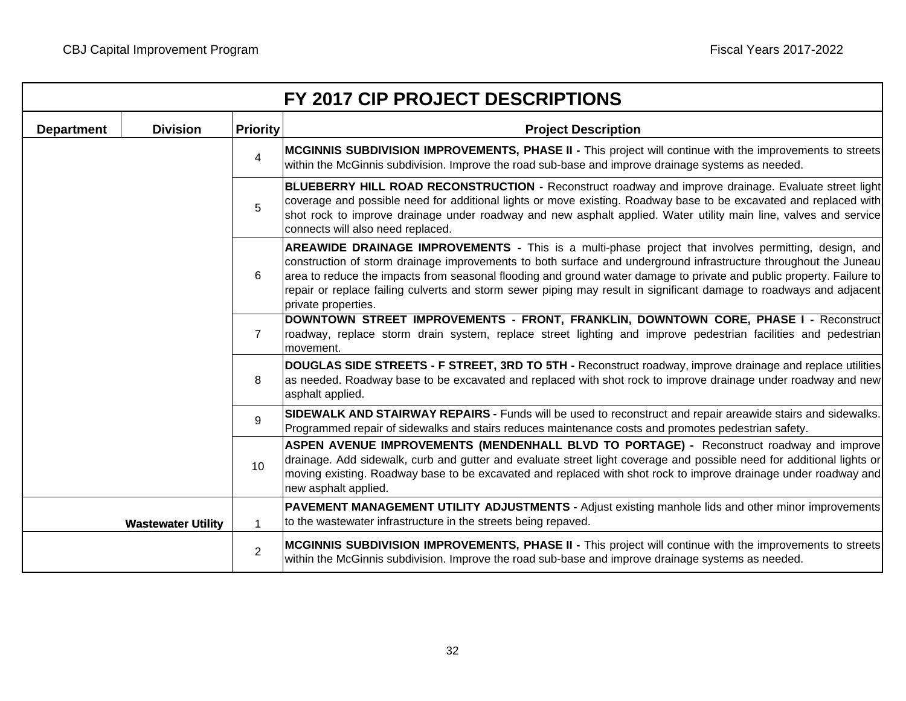| FY 2017 CIP PROJECT DESCRIPTIONS | | | |
|---|---|---|---|
| **Department** | **Division** | **Priority** | **Project Description** |
| | | 4 | **MCGINNIS SUBDIVISION IMPROVEMENTS, PHASE II -** This project will continue with the improvements to streets within the McGinnis subdivision. Improve the road sub-base and improve drainage systems as needed. |
| | | 5 | **BLUEBERRY HILL ROAD RECONSTRUCTION -** Reconstruct roadway and improve drainage. Evaluate street light coverage and possible need for additional lights or move existing. Roadway base to be excavated and replaced with shot rock to improve drainage under roadway and new asphalt applied. Water utility main line, valves and service connects will also need replaced. |
| | | 6 | **AREAWIDE DRAINAGE IMPROVEMENTS -** This is a multi-phase project that involves permitting, design, and construction of storm drainage improvements to both surface and underground infrastructure throughout the Juneau area to reduce the impacts from seasonal flooding and ground water damage to private and public property. Failure to repair or replace failing culverts and storm sewer piping may result in significant damage to roadways and adjacent private properties. |
| | | 7 | **DOWNTOWN STREET IMPROVEMENTS - FRONT, FRANKLIN, DOWNTOWN CORE, PHASE I -** Reconstruct roadway, replace storm drain system, replace street lighting and improve pedestrian facilities and pedestrian movement. |
| | | 8 | **DOUGLAS SIDE STREETS - F STREET, 3RD TO 5TH -** Reconstruct roadway, improve drainage and replace utilities as needed. Roadway base to be excavated and replaced with shot rock to improve drainage under roadway and new asphalt applied. |
| | | 9 | **SIDEWALK AND STAIRWAY REPAIRS -** Funds will be used to reconstruct and repair areawide stairs and sidewalks. Programmed repair of sidewalks and stairs reduces maintenance costs and promotes pedestrian safety. |
| | | 10 | **ASPEN AVENUE IMPROVEMENTS (MENDENHALL BLVD TO PORTAGE) -** Reconstruct roadway and improve drainage. Add sidewalk, curb and gutter and evaluate street light coverage and possible need for additional lights or moving existing. Roadway base to be excavated and replaced with shot rock to improve drainage under roadway and new asphalt applied. |
| | **Wastewater Utility** | 1 | **PAVEMENT MANAGEMENT UTILITY ADJUSTMENTS -** Adjust existing manhole lids and other minor improvements to the wastewater infrastructure in the streets being repaved. |
| | | 2 | **MCGINNIS SUBDIVISION IMPROVEMENTS, PHASE II -** This project will continue with the improvements to streets within the McGinnis subdivision. Improve the road sub-base and improve drainage systems as needed. |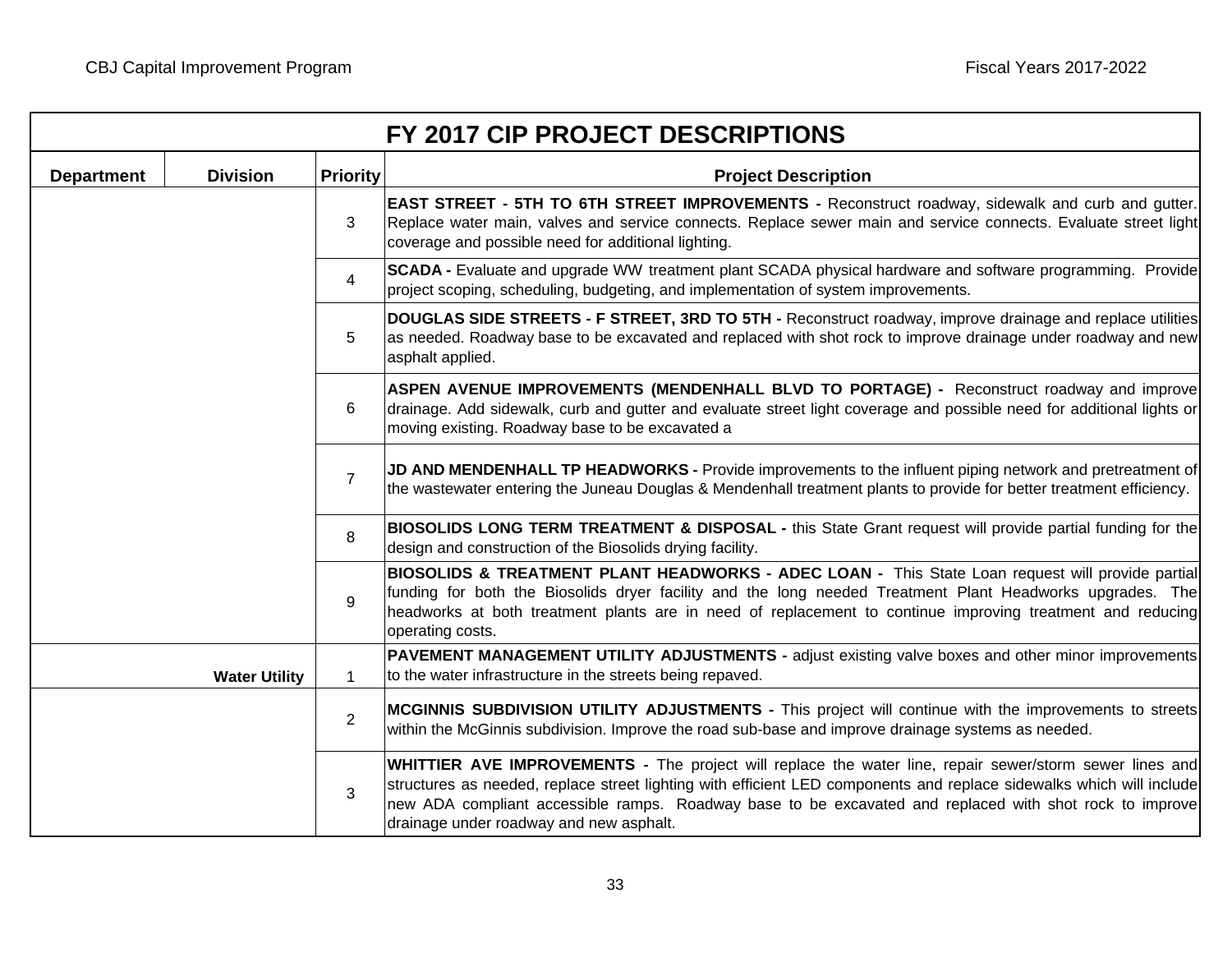## FY 2017 CIP PROJECT DESCRIPTIONS

| Department | Division | Priority | Project Description |
|---|---|---|---|
| | | 3 | **EAST STREET - 5TH TO 6TH STREET IMPROVEMENTS -** Reconstruct roadway, sidewalk and curb and gutter. Replace water main, valves and service connects. Replace sewer main and service connects. Evaluate street light coverage and possible need for additional lighting. |
| | | 4 | **SCADA -** Evaluate and upgrade WW treatment plant SCADA physical hardware and software programming. Provide project scoping, scheduling, budgeting, and implementation of system improvements. |
| | | 5 | **DOUGLAS SIDE STREETS - F STREET, 3RD TO 5TH -** Reconstruct roadway, improve drainage and replace utilities as needed. Roadway base to be excavated and replaced with shot rock to improve drainage under roadway and new asphalt applied. |
| | | 6 | **ASPEN AVENUE IMPROVEMENTS (MENDENHALL BLVD TO PORTAGE) -** Reconstruct roadway and improve drainage. Add sidewalk, curb and gutter and evaluate street light coverage and possible need for additional lights or moving existing. Roadway base to be excavated a |
| | | 7 | **JD AND MENDENHALL TP HEADWORKS -** Provide improvements to the influent piping network and pretreatment of the wastewater entering the Juneau Douglas & Mendenhall treatment plants to provide for better treatment efficiency. |
| | | 8 | **BIOSOLIDS LONG TERM TREATMENT & DISPOSAL -** this State Grant request will provide partial funding for the design and construction of the Biosolids drying facility. |
| | | 9 | **BIOSOLIDS & TREATMENT PLANT HEADWORKS - ADEC LOAN -** This State Loan request will provide partial funding for both the Biosolids dryer facility and the long needed Treatment Plant Headworks upgrades. The headworks at both treatment plants are in need of replacement to continue improving treatment and reducing operating costs. |
| | **Water Utility** | 1 | **PAVEMENT MANAGEMENT UTILITY ADJUSTMENTS -** adjust existing valve boxes and other minor improvements to the water infrastructure in the streets being repaved. |
| | | 2 | **MCGINNIS SUBDIVISION UTILITY ADJUSTMENTS -** This project will continue with the improvements to streets within the McGinnis subdivision. Improve the road sub-base and improve drainage systems as needed. |
| | | 3 | **WHITTIER AVE IMPROVEMENTS -** The project will replace the water line, repair sewer/storm sewer lines and structures as needed, replace street lighting with efficient LED components and replace sidewalks which will include new ADA compliant accessible ramps. Roadway base to be excavated and replaced with shot rock to improve drainage under roadway and new asphalt. |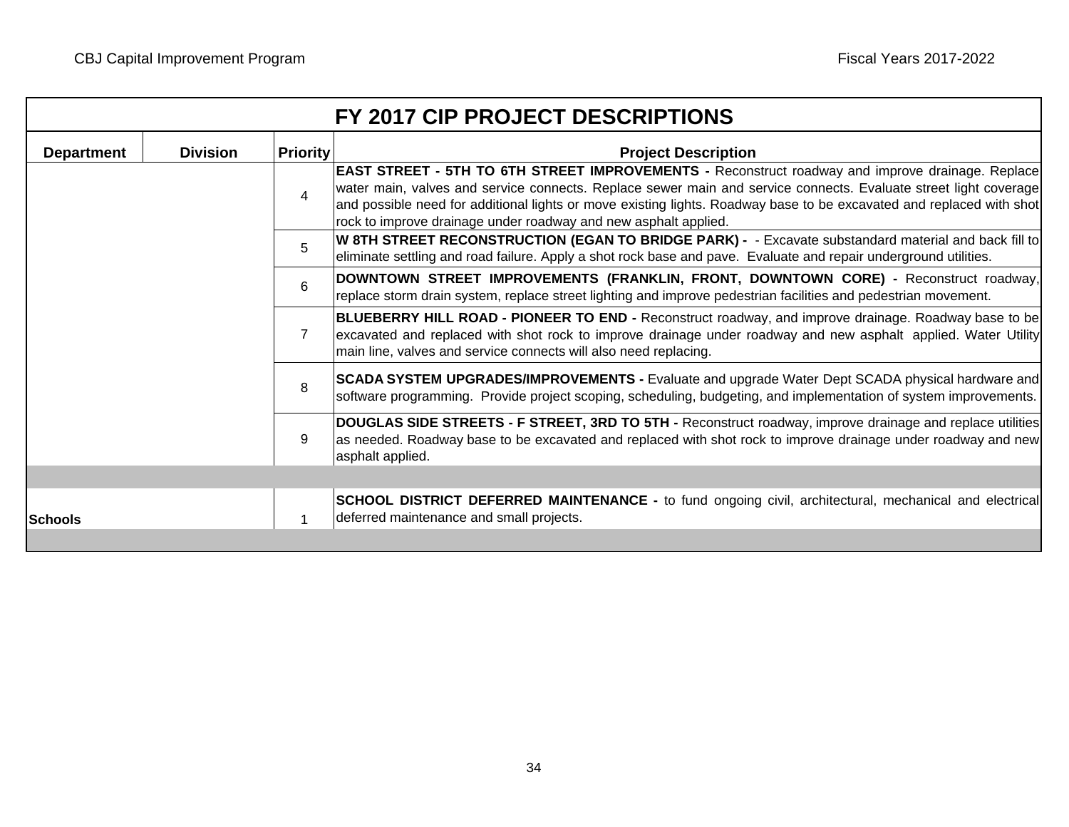## FY 2017 CIP PROJECT DESCRIPTIONS

| Department | Division | Priority | Project Description |
|---|---|---|---|
| | | 4 | **EAST STREET - 5TH TO 6TH STREET IMPROVEMENTS -** Reconstruct roadway and improve drainage. Replace water main, valves and service connects. Replace sewer main and service connects. Evaluate street light coverage and possible need for additional lights or move existing lights. Roadway base to be excavated and replaced with shot rock to improve drainage under roadway and new asphalt applied. |
| | | 5 | **W 8TH STREET RECONSTRUCTION (EGAN TO BRIDGE PARK) -** - Excavate substandard material and back fill to eliminate settling and road failure. Apply a shot rock base and pave. Evaluate and repair underground utilities. |
| | | 6 | **DOWNTOWN STREET IMPROVEMENTS (FRANKLIN, FRONT, DOWNTOWN CORE) -** Reconstruct roadway, replace storm drain system, replace street lighting and improve pedestrian facilities and pedestrian movement. |
| | | 7 | **BLUEBERRY HILL ROAD - PIONEER TO END -** Reconstruct roadway, and improve drainage. Roadway base to be excavated and replaced with shot rock to improve drainage under roadway and new asphalt applied. Water Utility main line, valves and service connects will also need replacing. |
| | | 8 | **SCADA SYSTEM UPGRADES/IMPROVEMENTS -** Evaluate and upgrade Water Dept SCADA physical hardware and software programming. Provide project scoping, scheduling, budgeting, and implementation of system improvements. |
| | | 9 | **DOUGLAS SIDE STREETS - F STREET, 3RD TO 5TH -** Reconstruct roadway, improve drainage and replace utilities as needed. Roadway base to be excavated and replaced with shot rock to improve drainage under roadway and new asphalt applied. |
| | | | |
| **Schools** | | 1 | **SCHOOL DISTRICT DEFERRED MAINTENANCE -** to fund ongoing civil, architectural, mechanical and electrical deferred maintenance and small projects. |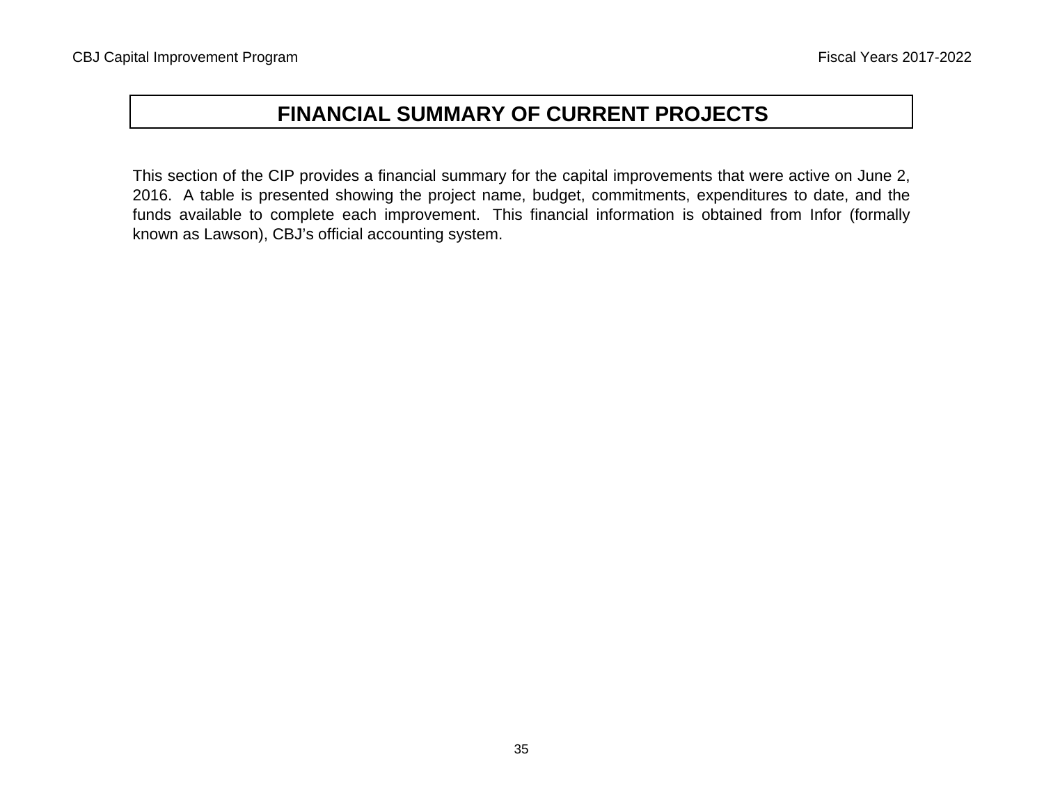# FINANCIAL SUMMARY OF CURRENT PROJECTS

This section of the CIP provides a financial summary for the capital improvements that were active on June 2, 2016. A table is presented showing the project name, budget, commitments, expenditures to date, and the funds available to complete each improvement. This financial information is obtained from Infor (formally known as Lawson), CBJ's official accounting system.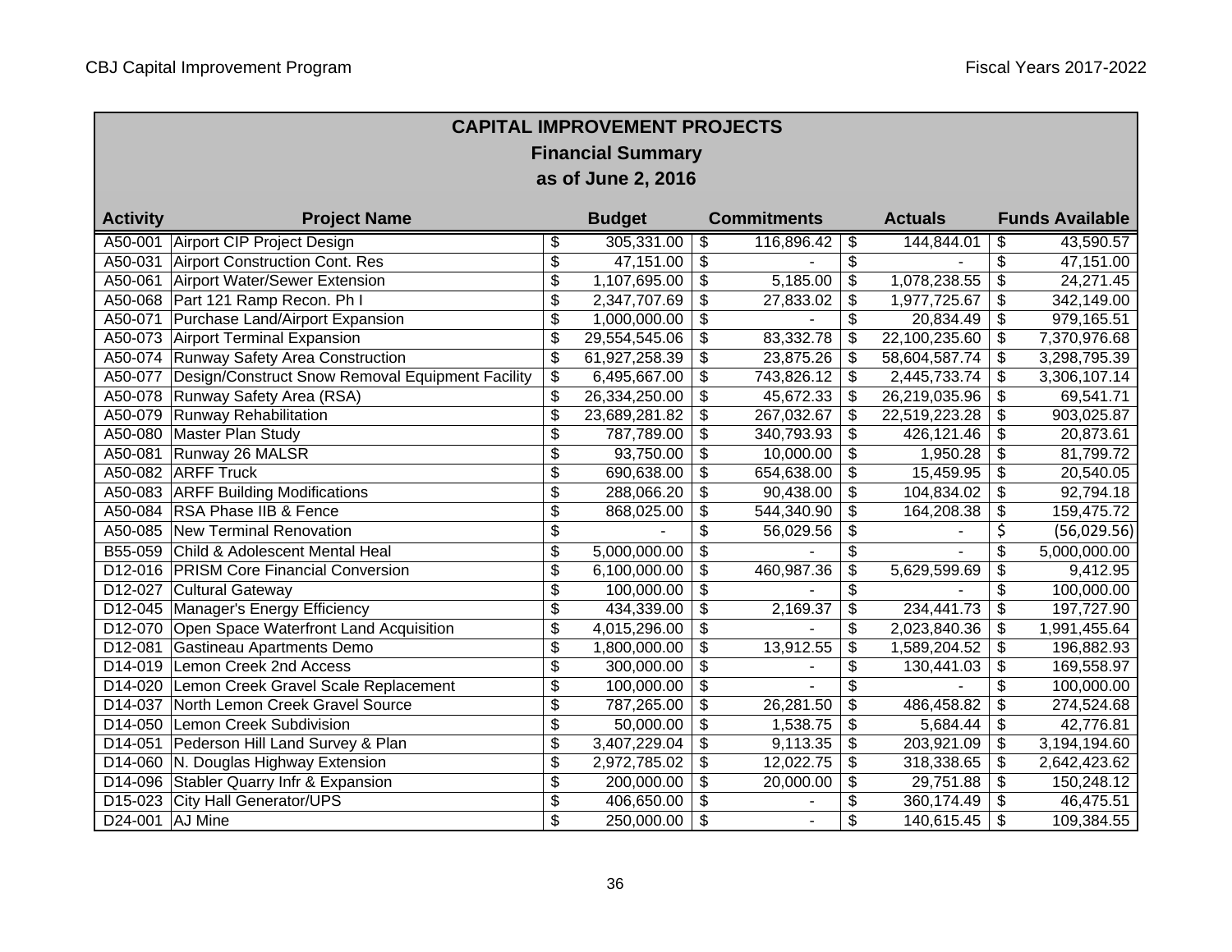## CAPITAL IMPROVEMENT PROJECTS

### Financial Summary

### as of June 2, 2016

| Activity | Project Name | Budget | Commitments | Actuals | Funds Available |
|---|---|---|---|---|---|
| A50-001 | Airport CIP Project Design | $ 305,331.00 | $ 116,896.42 | $ 144,844.01 | $ 43,590.57 |
| A50-031 | Airport Construction Cont. Res | $ 47,151.00 | $ - | $ - | $ 47,151.00 |
| A50-061 | Airport Water/Sewer Extension | $ 1,107,695.00 | $ 5,185.00 | $ 1,078,238.55 | $ 24,271.45 |
| A50-068 | Part 121 Ramp Recon. Ph I | $ 2,347,707.69 | $ 27,833.02 | $ 1,977,725.67 | $ 342,149.00 |
| A50-071 | Purchase Land/Airport Expansion | $ 1,000,000.00 | $ - | $ 20,834.49 | $ 979,165.51 |
| A50-073 | Airport Terminal Expansion | $ 29,554,545.06 | $ 83,332.78 | $ 22,100,235.60 | $ 7,370,976.68 |
| A50-074 | Runway Safety Area Construction | $ 61,927,258.39 | $ 23,875.26 | $ 58,604,587.74 | $ 3,298,795.39 |
| A50-077 | Design/Construct Snow Removal Equipment Facility | $ 6,495,667.00 | $ 743,826.12 | $ 2,445,733.74 | $ 3,306,107.14 |
| A50-078 | Runway Safety Area (RSA) | $ 26,334,250.00 | $ 45,672.33 | $ 26,219,035.96 | $ 69,541.71 |
| A50-079 | Runway Rehabilitation | $ 23,689,281.82 | $ 267,032.67 | $ 22,519,223.28 | $ 903,025.87 |
| A50-080 | Master Plan Study | $ 787,789.00 | $ 340,793.93 | $ 426,121.46 | $ 20,873.61 |
| A50-081 | Runway 26 MALSR | $ 93,750.00 | $ 10,000.00 | $ 1,950.28 | $ 81,799.72 |
| A50-082 | ARFF Truck | $ 690,638.00 | $ 654,638.00 | $ 15,459.95 | $ 20,540.05 |
| A50-083 | ARFF Building Modifications | $ 288,066.20 | $ 90,438.00 | $ 104,834.02 | $ 92,794.18 |
| A50-084 | RSA Phase IIB & Fence | $ 868,025.00 | $ 544,340.90 | $ 164,208.38 | $ 159,475.72 |
| A50-085 | New Terminal Renovation | $ - | $ 56,029.56 | $ - | $ (56,029.56) |
| B55-059 | Child & Adolescent Mental Heal | $ 5,000,000.00 | $ - | $ - | $ 5,000,000.00 |
| D12-016 | PRISM Core Financial Conversion | $ 6,100,000.00 | $ 460,987.36 | $ 5,629,599.69 | $ 9,412.95 |
| D12-027 | Cultural Gateway | $ 100,000.00 | $ - | $ - | $ 100,000.00 |
| D12-045 | Manager's Energy Efficiency | $ 434,339.00 | $ 2,169.37 | $ 234,441.73 | $ 197,727.90 |
| D12-070 | Open Space Waterfront Land Acquisition | $ 4,015,296.00 | $ - | $ 2,023,840.36 | $ 1,991,455.64 |
| D12-081 | Gastineau Apartments Demo | $ 1,800,000.00 | $ 13,912.55 | $ 1,589,204.52 | $ 196,882.93 |
| D14-019 | Lemon Creek 2nd Access | $ 300,000.00 | $ - | $ 130,441.03 | $ 169,558.97 |
| D14-020 | Lemon Creek Gravel Scale Replacement | $ 100,000.00 | $ - | $ - | $ 100,000.00 |
| D14-037 | North Lemon Creek Gravel Source | $ 787,265.00 | $ 26,281.50 | $ 486,458.82 | $ 274,524.68 |
| D14-050 | Lemon Creek Subdivision | $ 50,000.00 | $ 1,538.75 | $ 5,684.44 | $ 42,776.81 |
| D14-051 | Pederson Hill Land Survey & Plan | $ 3,407,229.04 | $ 9,113.35 | $ 203,921.09 | $ 3,194,194.60 |
| D14-060 | N. Douglas Highway Extension | $ 2,972,785.02 | $ 12,022.75 | $ 318,338.65 | $ 2,642,423.62 |
| D14-096 | Stabler Quarry Infr & Expansion | $ 200,000.00 | $ 20,000.00 | $ 29,751.88 | $ 150,248.12 |
| D15-023 | City Hall Generator/UPS | $ 406,650.00 | $ - | $ 360,174.49 | $ 46,475.51 |
| D24-001 | AJ Mine | $ 250,000.00 | $ - | $ 140,615.45 | $ 109,384.55 |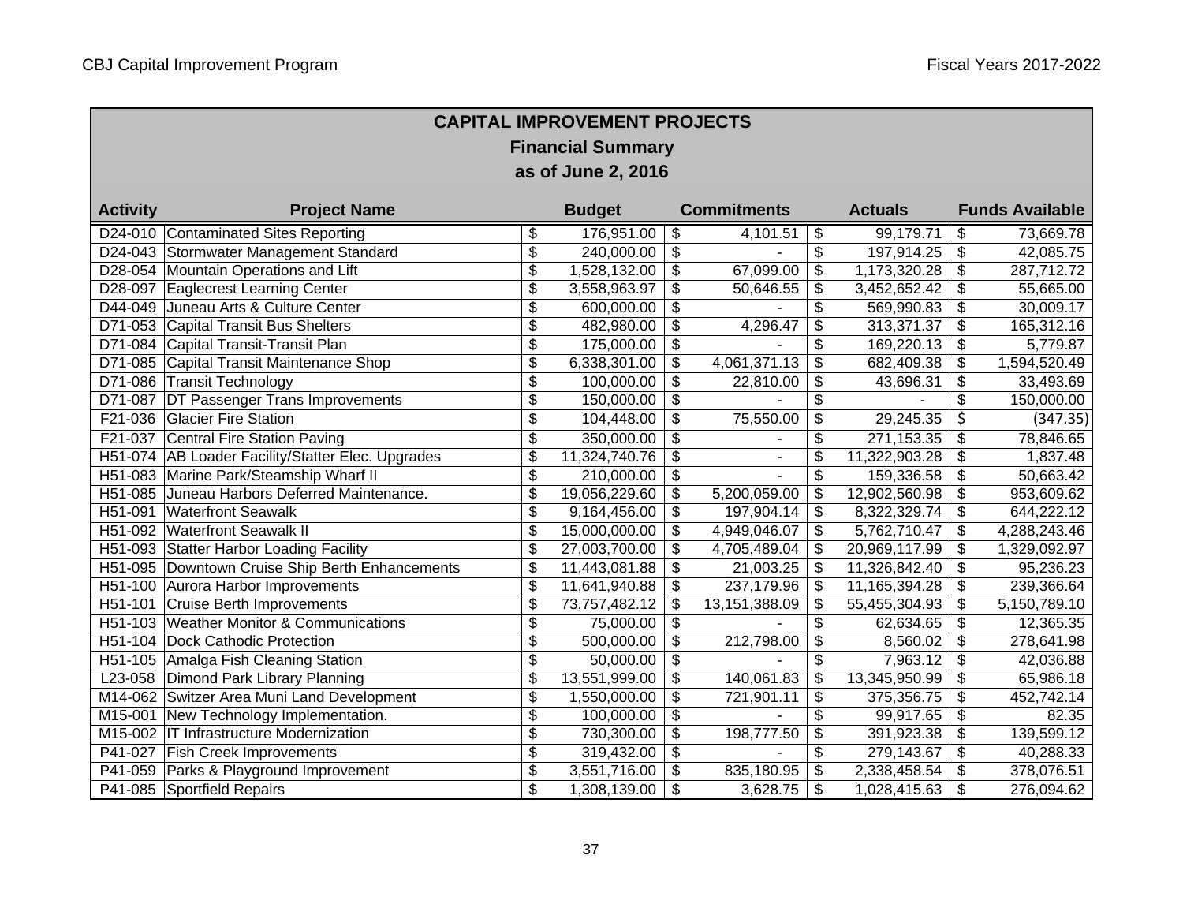## CAPITAL IMPROVEMENT PROJECTS

### Financial Summary

### as of June 2, 2016

| Activity | Project Name | Budget | Commitments | Actuals | Funds Available |
|---|---|---|---|---|---|
| D24-010 | Contaminated Sites Reporting | $ 176,951.00 | $ 4,101.51 | $ 99,179.71 | $ 73,669.78 |
| D24-043 | Stormwater Management Standard | $ 240,000.00 | $ - | $ 197,914.25 | $ 42,085.75 |
| D28-054 | Mountain Operations and Lift | $ 1,528,132.00 | $ 67,099.00 | $ 1,173,320.28 | $ 287,712.72 |
| D28-097 | Eaglecrest Learning Center | $ 3,558,963.97 | $ 50,646.55 | $ 3,452,652.42 | $ 55,665.00 |
| D44-049 | Juneau Arts & Culture Center | $ 600,000.00 | $ - | $ 569,990.83 | $ 30,009.17 |
| D71-053 | Capital Transit Bus Shelters | $ 482,980.00 | $ 4,296.47 | $ 313,371.37 | $ 165,312.16 |
| D71-084 | Capital Transit-Transit Plan | $ 175,000.00 | $ - | $ 169,220.13 | $ 5,779.87 |
| D71-085 | Capital Transit Maintenance Shop | $ 6,338,301.00 | $ 4,061,371.13 | $ 682,409.38 | $ 1,594,520.49 |
| D71-086 | Transit Technology | $ 100,000.00 | $ 22,810.00 | $ 43,696.31 | $ 33,493.69 |
| D71-087 | DT Passenger Trans Improvements | $ 150,000.00 | $ - | $ - | $ 150,000.00 |
| F21-036 | Glacier Fire Station | $ 104,448.00 | $ 75,550.00 | $ 29,245.35 | $ (347.35) |
| F21-037 | Central Fire Station Paving | $ 350,000.00 | $ - | $ 271,153.35 | $ 78,846.65 |
| H51-074 | AB Loader Facility/Statter Elec. Upgrades | $ 11,324,740.76 | $ - | $ 11,322,903.28 | $ 1,837.48 |
| H51-083 | Marine Park/Steamship Wharf II | $ 210,000.00 | $ - | $ 159,336.58 | $ 50,663.42 |
| H51-085 | Juneau Harbors Deferred Maintenance. | $ 19,056,229.60 | $ 5,200,059.00 | $ 12,902,560.98 | $ 953,609.62 |
| H51-091 | Waterfront Seawalk | $ 9,164,456.00 | $ 197,904.14 | $ 8,322,329.74 | $ 644,222.12 |
| H51-092 | Waterfront Seawalk II | $ 15,000,000.00 | $ 4,949,046.07 | $ 5,762,710.47 | $ 4,288,243.46 |
| H51-093 | Statter Harbor Loading Facility | $ 27,003,700.00 | $ 4,705,489.04 | $ 20,969,117.99 | $ 1,329,092.97 |
| H51-095 | Downtown Cruise Ship Berth Enhancements | $ 11,443,081.88 | $ 21,003.25 | $ 11,326,842.40 | $ 95,236.23 |
| H51-100 | Aurora Harbor Improvements | $ 11,641,940.88 | $ 237,179.96 | $ 11,165,394.28 | $ 239,366.64 |
| H51-101 | Cruise Berth Improvements | $ 73,757,482.12 | $ 13,151,388.09 | $ 55,455,304.93 | $ 5,150,789.10 |
| H51-103 | Weather Monitor & Communications | $ 75,000.00 | $ - | $ 62,634.65 | $ 12,365.35 |
| H51-104 | Dock Cathodic Protection | $ 500,000.00 | $ 212,798.00 | $ 8,560.02 | $ 278,641.98 |
| H51-105 | Amalga Fish Cleaning Station | $ 50,000.00 | $ - | $ 7,963.12 | $ 42,036.88 |
| L23-058 | Dimond Park Library Planning | $ 13,551,999.00 | $ 140,061.83 | $ 13,345,950.99 | $ 65,986.18 |
| M14-062 | Switzer Area Muni Land Development | $ 1,550,000.00 | $ 721,901.11 | $ 375,356.75 | $ 452,742.14 |
| M15-001 | New Technology Implementation. | $ 100,000.00 | $ - | $ 99,917.65 | $ 82.35 |
| M15-002 | IT Infrastructure Modernization | $ 730,300.00 | $ 198,777.50 | $ 391,923.38 | $ 139,599.12 |
| P41-027 | Fish Creek Improvements | $ 319,432.00 | $ - | $ 279,143.67 | $ 40,288.33 |
| P41-059 | Parks & Playground Improvement | $ 3,551,716.00 | $ 835,180.95 | $ 2,338,458.54 | $ 378,076.51 |
| P41-085 | Sportfield Repairs | $ 1,308,139.00 | $ 3,628.75 | $ 1,028,415.63 | $ 276,094.62 |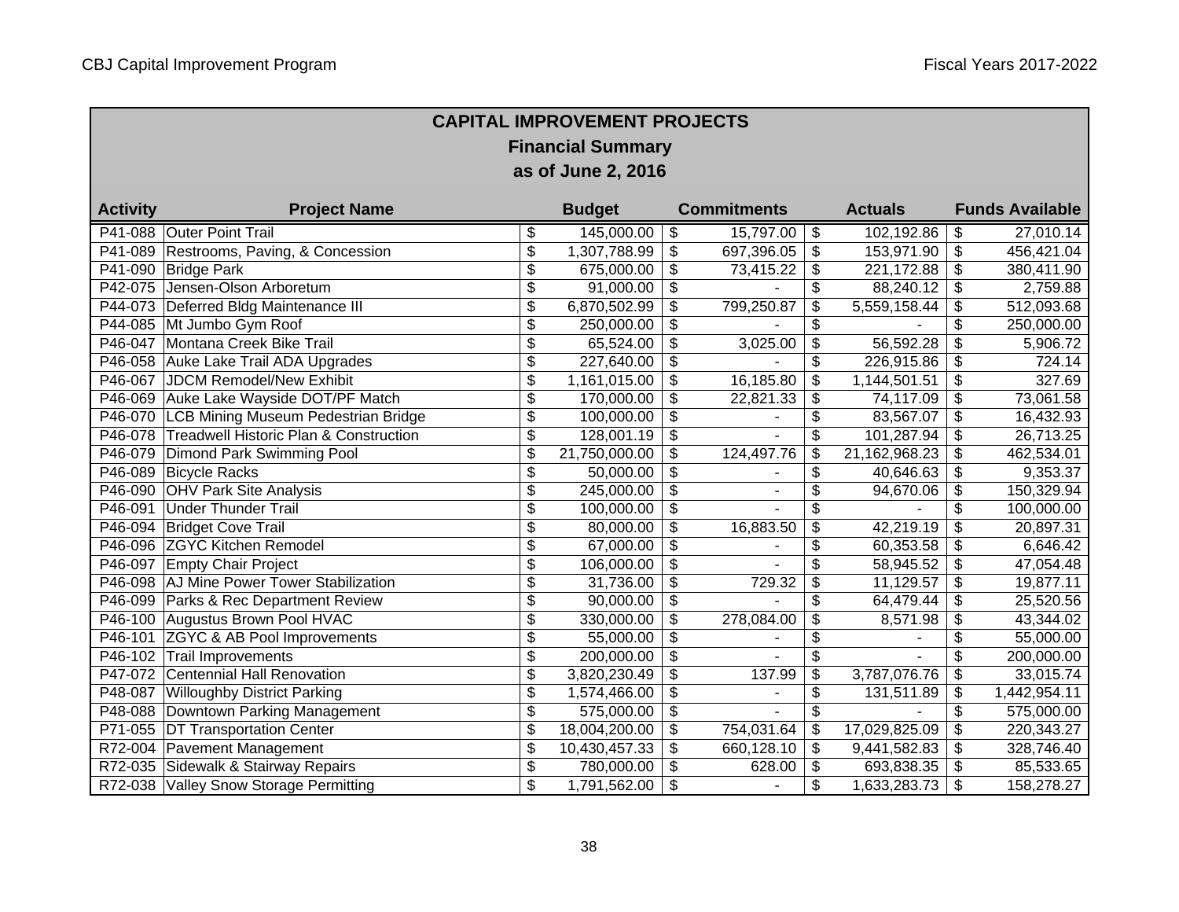## CAPITAL IMPROVEMENT PROJECTS

### Financial Summary

### as of June 2, 2016

| Activity | Project Name | Budget | Commitments | Actuals | Funds Available |
|---|---|---|---|---|---|
| P41-088 | Outer Point Trail | $ 145,000.00 | $ 15,797.00 | $ 102,192.86 | $ 27,010.14 |
| P41-089 | Restrooms, Paving, & Concession | $ 1,307,788.99 | $ 697,396.05 | $ 153,971.90 | $ 456,421.04 |
| P41-090 | Bridge Park | $ 675,000.00 | $ 73,415.22 | $ 221,172.88 | $ 380,411.90 |
| P42-075 | Jensen-Olson Arboretum | $ 91,000.00 | $ - | $ 88,240.12 | $ 2,759.88 |
| P44-073 | Deferred Bldg Maintenance III | $ 6,870,502.99 | $ 799,250.87 | $ 5,559,158.44 | $ 512,093.68 |
| P44-085 | Mt Jumbo Gym Roof | $ 250,000.00 | $ - | $ - | $ 250,000.00 |
| P46-047 | Montana Creek Bike Trail | $ 65,524.00 | $ 3,025.00 | $ 56,592.28 | $ 5,906.72 |
| P46-058 | Auke Lake Trail ADA Upgrades | $ 227,640.00 | $ - | $ 226,915.86 | $ 724.14 |
| P46-067 | JDCM Remodel/New Exhibit | $ 1,161,015.00 | $ 16,185.80 | $ 1,144,501.51 | $ 327.69 |
| P46-069 | Auke Lake Wayside DOT/PF Match | $ 170,000.00 | $ 22,821.33 | $ 74,117.09 | $ 73,061.58 |
| P46-070 | LCB Mining Museum Pedestrian Bridge | $ 100,000.00 | $ - | $ 83,567.07 | $ 16,432.93 |
| P46-078 | Treadwell Historic Plan & Construction | $ 128,001.19 | $ - | $ 101,287.94 | $ 26,713.25 |
| P46-079 | Dimond Park Swimming Pool | $ 21,750,000.00 | $ 124,497.76 | $ 21,162,968.23 | $ 462,534.01 |
| P46-089 | Bicycle Racks | $ 50,000.00 | $ - | $ 40,646.63 | $ 9,353.37 |
| P46-090 | OHV Park Site Analysis | $ 245,000.00 | $ - | $ 94,670.06 | $ 150,329.94 |
| P46-091 | Under Thunder Trail | $ 100,000.00 | $ - | $ - | $ 100,000.00 |
| P46-094 | Bridget Cove Trail | $ 80,000.00 | $ 16,883.50 | $ 42,219.19 | $ 20,897.31 |
| P46-096 | ZGYC Kitchen Remodel | $ 67,000.00 | $ - | $ 60,353.58 | $ 6,646.42 |
| P46-097 | Empty Chair Project | $ 106,000.00 | $ - | $ 58,945.52 | $ 47,054.48 |
| P46-098 | AJ Mine Power Tower Stabilization | $ 31,736.00 | $ 729.32 | $ 11,129.57 | $ 19,877.11 |
| P46-099 | Parks & Rec Department Review | $ 90,000.00 | $ - | $ 64,479.44 | $ 25,520.56 |
| P46-100 | Augustus Brown Pool HVAC | $ 330,000.00 | $ 278,084.00 | $ 8,571.98 | $ 43,344.02 |
| P46-101 | ZGYC & AB Pool Improvements | $ 55,000.00 | $ - | $ - | $ 55,000.00 |
| P46-102 | Trail Improvements | $ 200,000.00 | $ - | $ - | $ 200,000.00 |
| P47-072 | Centennial Hall Renovation | $ 3,820,230.49 | $ 137.99 | $ 3,787,076.76 | $ 33,015.74 |
| P48-087 | Willoughby District Parking | $ 1,574,466.00 | $ - | $ 131,511.89 | $ 1,442,954.11 |
| P48-088 | Downtown Parking Management | $ 575,000.00 | $ - | $ - | $ 575,000.00 |
| P71-055 | DT Transportation Center | $ 18,004,200.00 | $ 754,031.64 | $ 17,029,825.09 | $ 220,343.27 |
| R72-004 | Pavement Management | $ 10,430,457.33 | $ 660,128.10 | $ 9,441,582.83 | $ 328,746.40 |
| R72-035 | Sidewalk & Stairway Repairs | $ 780,000.00 | $ 628.00 | $ 693,838.35 | $ 85,533.65 |
| R72-038 | Valley Snow Storage Permitting | $ 1,791,562.00 | $ - | $ 1,633,283.73 | $ 158,278.27 |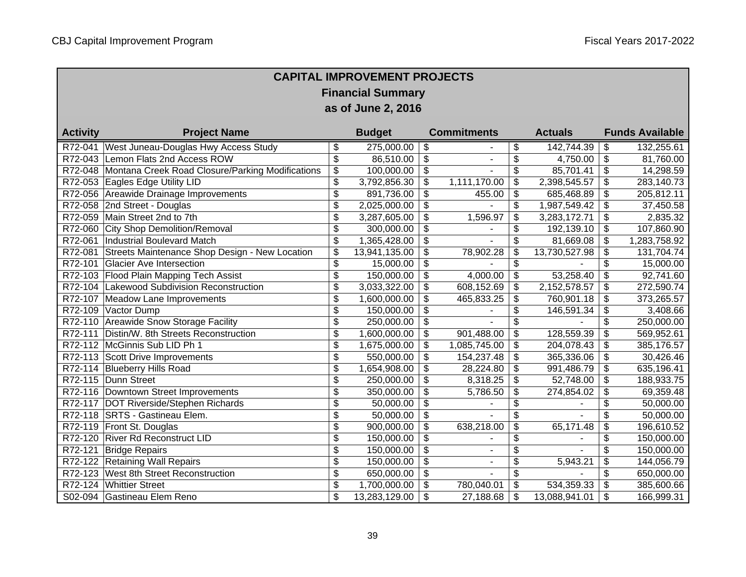| CAPITAL IMPROVEMENT PROJECTS<br>Financial Summary<br>as of June 2, 2016 | | | | | |
|---|---|---|---|---|---|
| **Activity** | **Project Name** | **Budget** | **Commitments** | **Actuals** | **Funds Available** |
| R72-041 | West Juneau-Douglas Hwy Access Study | $ 275,000.00 | $ - | $ 142,744.39 | $ 132,255.61 |
| R72-043 | Lemon Flats 2nd Access ROW | $ 86,510.00 | $ - | $ 4,750.00 | $ 81,760.00 |
| R72-048 | Montana Creek Road Closure/Parking Modifications | $ 100,000.00 | $ - | $ 85,701.41 | $ 14,298.59 |
| R72-053 | Eagles Edge Utility LID | $ 3,792,856.30 | $ 1,111,170.00 | $ 2,398,545.57 | $ 283,140.73 |
| R72-056 | Areawide Drainage Improvements | $ 891,736.00 | $ 455.00 | $ 685,468.89 | $ 205,812.11 |
| R72-058 | 2nd Street - Douglas | $ 2,025,000.00 | $ - | $ 1,987,549.42 | $ 37,450.58 |
| R72-059 | Main Street 2nd to 7th | $ 3,287,605.00 | $ 1,596.97 | $ 3,283,172.71 | $ 2,835.32 |
| R72-060 | City Shop Demolition/Removal | $ 300,000.00 | $ - | $ 192,139.10 | $ 107,860.90 |
| R72-061 | Industrial Boulevard Match | $ 1,365,428.00 | $ - | $ 81,669.08 | $ 1,283,758.92 |
| R72-081 | Streets Maintenance Shop Design - New Location | $ 13,941,135.00 | $ 78,902.28 | $ 13,730,527.98 | $ 131,704.74 |
| R72-101 | Glacier Ave Intersection | $ 15,000.00 | $ - | $ - | $ 15,000.00 |
| R72-103 | Flood Plain Mapping Tech Assist | $ 150,000.00 | $ 4,000.00 | $ 53,258.40 | $ 92,741.60 |
| R72-104 | Lakewood Subdivision Reconstruction | $ 3,033,322.00 | $ 608,152.69 | $ 2,152,578.57 | $ 272,590.74 |
| R72-107 | Meadow Lane Improvements | $ 1,600,000.00 | $ 465,833.25 | $ 760,901.18 | $ 373,265.57 |
| R72-109 | Vactor Dump | $ 150,000.00 | $ - | $ 146,591.34 | $ 3,408.66 |
| R72-110 | Areawide Snow Storage Facility | $ 250,000.00 | $ - | $ - | $ 250,000.00 |
| R72-111 | Distin/W. 8th Streets Reconstruction | $ 1,600,000.00 | $ 901,488.00 | $ 128,559.39 | $ 569,952.61 |
| R72-112 | McGinnis Sub LID Ph 1 | $ 1,675,000.00 | $ 1,085,745.00 | $ 204,078.43 | $ 385,176.57 |
| R72-113 | Scott Drive Improvements | $ 550,000.00 | $ 154,237.48 | $ 365,336.06 | $ 30,426.46 |
| R72-114 | Blueberry Hills Road | $ 1,654,908.00 | $ 28,224.80 | $ 991,486.79 | $ 635,196.41 |
| R72-115 | Dunn Street | $ 250,000.00 | $ 8,318.25 | $ 52,748.00 | $ 188,933.75 |
| R72-116 | Downtown Street Improvements | $ 350,000.00 | $ 5,786.50 | $ 274,854.02 | $ 69,359.48 |
| R72-117 | DOT Riverside/Stephen Richards | $ 50,000.00 | $ - | $ - | $ 50,000.00 |
| R72-118 | SRTS - Gastineau Elem. | $ 50,000.00 | $ - | $ - | $ 50,000.00 |
| R72-119 | Front St. Douglas | $ 900,000.00 | $ 638,218.00 | $ 65,171.48 | $ 196,610.52 |
| R72-120 | River Rd Reconstruct LID | $ 150,000.00 | $ - | $ - | $ 150,000.00 |
| R72-121 | Bridge Repairs | $ 150,000.00 | $ - | $ - | $ 150,000.00 |
| R72-122 | Retaining Wall Repairs | $ 150,000.00 | $ - | $ 5,943.21 | $ 144,056.79 |
| R72-123 | West 8th Street Reconstruction | $ 650,000.00 | $ - | $ - | $ 650,000.00 |
| R72-124 | Whittier Street | $ 1,700,000.00 | $ 780,040.01 | $ 534,359.33 | $ 385,600.66 |
| S02-094 | Gastineau Elem Reno | $ 13,283,129.00 | $ 27,188.68 | $ 13,088,941.01 | $ 166,999.31 |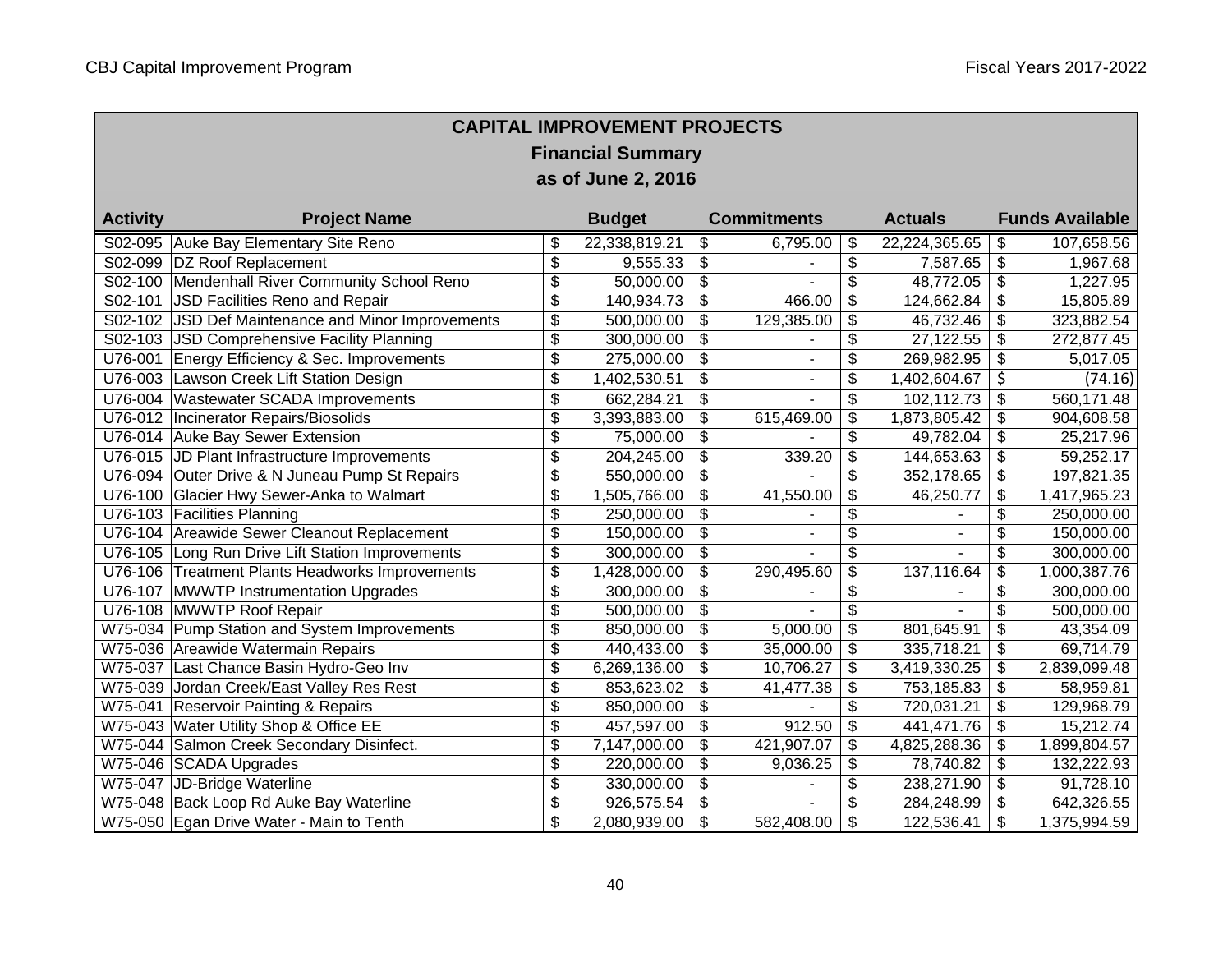## CAPITAL IMPROVEMENT PROJECTS

### Financial Summary

### as of June 2, 2016

| Activity | Project Name | Budget | Commitments | Actuals | Funds Available |
|---|---|---|---|---|---|
| S02-095 | Auke Bay Elementary Site Reno | $ 22,338,819.21 | $ 6,795.00 | $ 22,224,365.65 | $ 107,658.56 |
| S02-099 | DZ Roof Replacement | $ 9,555.33 | $ - | $ 7,587.65 | $ 1,967.68 |
| S02-100 | Mendenhall River Community School Reno | $ 50,000.00 | $ - | $ 48,772.05 | $ 1,227.95 |
| S02-101 | JSD Facilities Reno and Repair | $ 140,934.73 | $ 466.00 | $ 124,662.84 | $ 15,805.89 |
| S02-102 | JSD Def Maintenance and Minor Improvements | $ 500,000.00 | $ 129,385.00 | $ 46,732.46 | $ 323,882.54 |
| S02-103 | JSD Comprehensive Facility Planning | $ 300,000.00 | $ - | $ 27,122.55 | $ 272,877.45 |
| U76-001 | Energy Efficiency & Sec. Improvements | $ 275,000.00 | $ - | $ 269,982.95 | $ 5,017.05 |
| U76-003 | Lawson Creek Lift Station Design | $ 1,402,530.51 | $ - | $ 1,402,604.67 | $ (74.16) |
| U76-004 | Wastewater SCADA Improvements | $ 662,284.21 | $ - | $ 102,112.73 | $ 560,171.48 |
| U76-012 | Incinerator Repairs/Biosolids | $ 3,393,883.00 | $ 615,469.00 | $ 1,873,805.42 | $ 904,608.58 |
| U76-014 | Auke Bay Sewer Extension | $ 75,000.00 | $ - | $ 49,782.04 | $ 25,217.96 |
| U76-015 | JD Plant Infrastructure Improvements | $ 204,245.00 | $ 339.20 | $ 144,653.63 | $ 59,252.17 |
| U76-094 | Outer Drive & N Juneau Pump St Repairs | $ 550,000.00 | $ - | $ 352,178.65 | $ 197,821.35 |
| U76-100 | Glacier Hwy Sewer-Anka to Walmart | $ 1,505,766.00 | $ 41,550.00 | $ 46,250.77 | $ 1,417,965.23 |
| U76-103 | Facilities Planning | $ 250,000.00 | $ - | $ - | $ 250,000.00 |
| U76-104 | Areawide Sewer Cleanout Replacement | $ 150,000.00 | $ - | $ - | $ 150,000.00 |
| U76-105 | Long Run Drive Lift Station Improvements | $ 300,000.00 | $ - | $ - | $ 300,000.00 |
| U76-106 | Treatment Plants Headworks Improvements | $ 1,428,000.00 | $ 290,495.60 | $ 137,116.64 | $ 1,000,387.76 |
| U76-107 | MWWTP Instrumentation Upgrades | $ 300,000.00 | $ - | $ - | $ 300,000.00 |
| U76-108 | MWWTP Roof Repair | $ 500,000.00 | $ - | $ - | $ 500,000.00 |
| W75-034 | Pump Station and System Improvements | $ 850,000.00 | $ 5,000.00 | $ 801,645.91 | $ 43,354.09 |
| W75-036 | Areawide Watermain Repairs | $ 440,433.00 | $ 35,000.00 | $ 335,718.21 | $ 69,714.79 |
| W75-037 | Last Chance Basin Hydro-Geo Inv | $ 6,269,136.00 | $ 10,706.27 | $ 3,419,330.25 | $ 2,839,099.48 |
| W75-039 | Jordan Creek/East Valley Res Rest | $ 853,623.02 | $ 41,477.38 | $ 753,185.83 | $ 58,959.81 |
| W75-041 | Reservoir Painting & Repairs | $ 850,000.00 | $ - | $ 720,031.21 | $ 129,968.79 |
| W75-043 | Water Utility Shop & Office EE | $ 457,597.00 | $ 912.50 | $ 441,471.76 | $ 15,212.74 |
| W75-044 | Salmon Creek Secondary Disinfect. | $ 7,147,000.00 | $ 421,907.07 | $ 4,825,288.36 | $ 1,899,804.57 |
| W75-046 | SCADA Upgrades | $ 220,000.00 | $ 9,036.25 | $ 78,740.82 | $ 132,222.93 |
| W75-047 | JD-Bridge Waterline | $ 330,000.00 | $ - | $ 238,271.90 | $ 91,728.10 |
| W75-048 | Back Loop Rd Auke Bay Waterline | $ 926,575.54 | $ - | $ 284,248.99 | $ 642,326.55 |
| W75-050 | Egan Drive Water - Main to Tenth | $ 2,080,939.00 | $ 582,408.00 | $ 122,536.41 | $ 1,375,994.59 |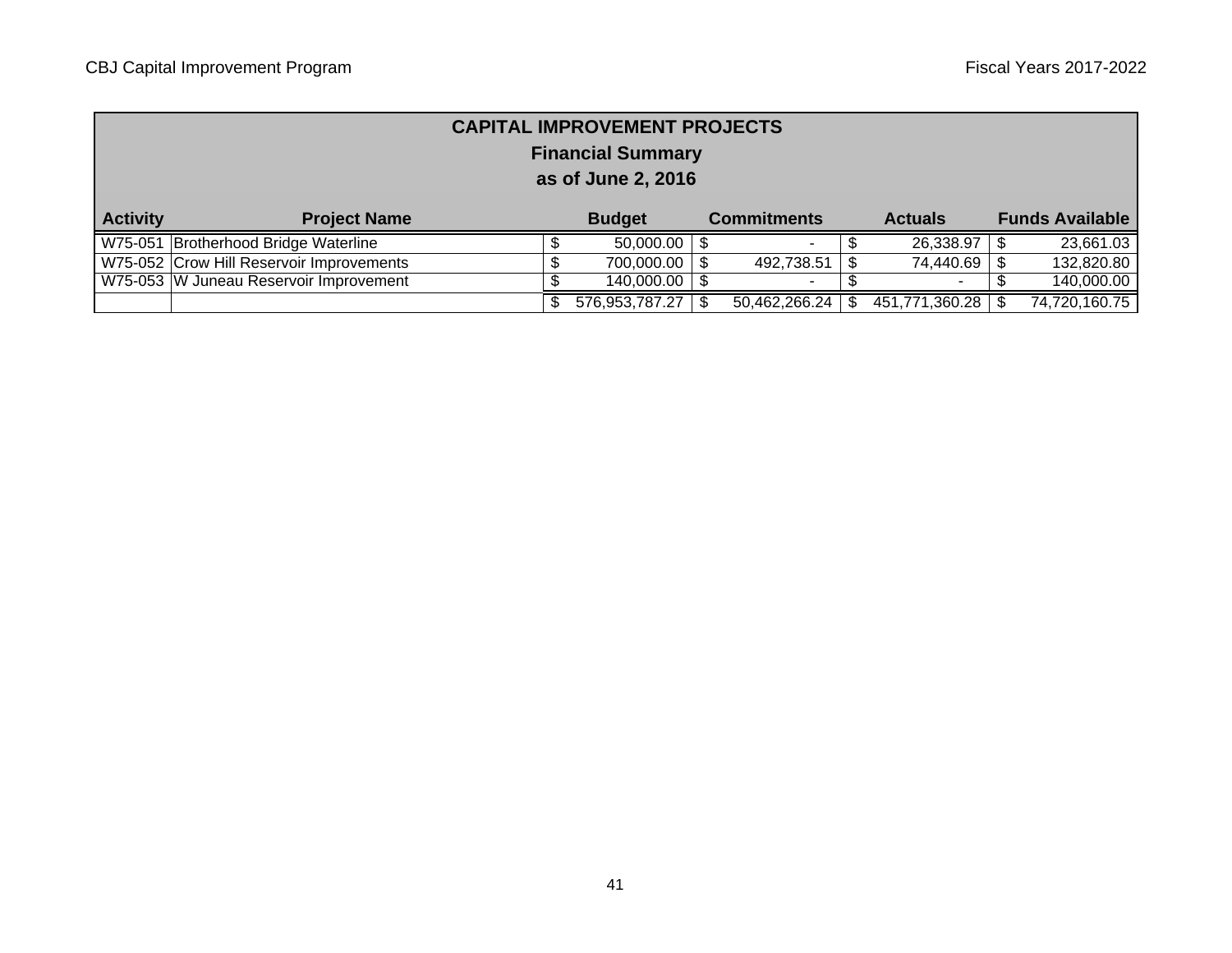## CAPITAL IMPROVEMENT PROJECTS
### Financial Summary
### as of June 2, 2016

| Activity | Project Name | Budget | Commitments | Actuals | Funds Available |
|---|---|---|---|---|---|
| W75-051 | Brotherhood Bridge Waterline | $ 50,000.00 | $ - | $ 26,338.97 | $ 23,661.03 |
| W75-052 | Crow Hill Reservoir Improvements | $ 700,000.00 | $ 492,738.51 | $ 74,440.69 | $ 132,820.80 |
| W75-053 | W Juneau Reservoir Improvement | $ 140,000.00 | $ - | $ - | $ 140,000.00 |
| | | $ 576,953,787.27 | $ 50,462,266.24 | $ 451,771,360.28 | $ 74,720,160.75 |